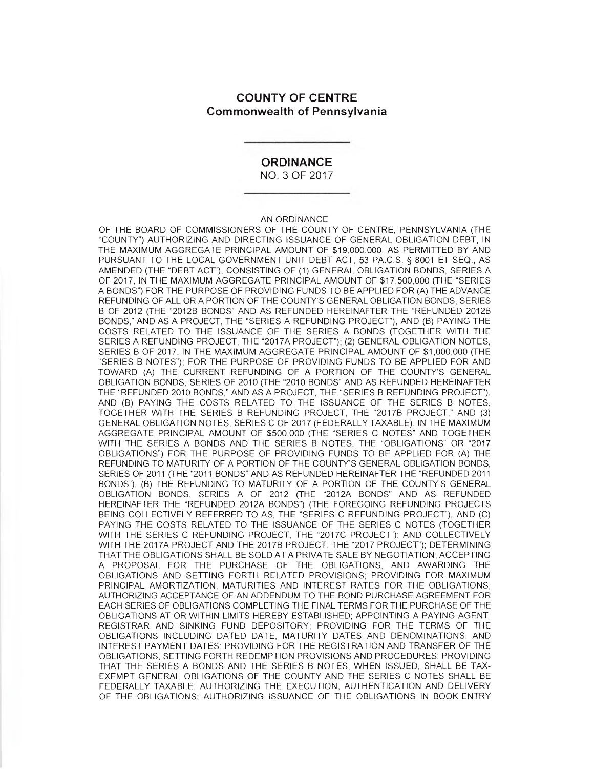# COUNTY OF CENTRE
## Commonwealth of Pennsylvania

---

## ORDINANCE
NO. 3 OF 2017

---

AN ORDINANCE

OF THE BOARD OF COMMISSIONERS OF THE COUNTY OF CENTRE, PENNSYLVANIA (THE "COUNTY") AUTHORIZING AND DIRECTING ISSUANCE OF GENERAL OBLIGATION DEBT, IN THE MAXIMUM AGGREGATE PRINCIPAL AMOUNT OF $19,000,000, AS PERMITTED BY AND PURSUANT TO THE LOCAL GOVERNMENT UNIT DEBT ACT, 53 PA.C.S. § 8001 ET SEQ., AS AMENDED (THE "DEBT ACT"), CONSISTING OF (1) GENERAL OBLIGATION BONDS, SERIES A OF 2017, IN THE MAXIMUM AGGREGATE PRINCIPAL AMOUNT OF $17,500,000 (THE "SERIES A BONDS") FOR THE PURPOSE OF PROVIDING FUNDS TO BE APPLIED FOR (A) THE ADVANCE REFUNDING OF ALL OR A PORTION OF THE COUNTY'S GENERAL OBLIGATION BONDS, SERIES B OF 2012 (THE "2012B BONDS" AND AS REFUNDED HEREINAFTER THE "REFUNDED 2012B BONDS," AND AS A PROJECT, THE "SERIES A REFUNDING PROJECT"), AND (B) PAYING THE COSTS RELATED TO THE ISSUANCE OF THE SERIES A BONDS (TOGETHER WITH THE SERIES A REFUNDING PROJECT, THE "2017A PROJECT"); (2) GENERAL OBLIGATION NOTES, SERIES B OF 2017, IN THE MAXIMUM AGGREGATE PRINCIPAL AMOUNT OF $1,000,000 (THE "SERIES B NOTES"); FOR THE PURPOSE OF PROVIDING FUNDS TO BE APPLIED FOR AND TOWARD (A) THE CURRENT REFUNDING OF A PORTION OF THE COUNTY'S GENERAL OBLIGATION BONDS, SERIES OF 2010 (THE "2010 BONDS" AND AS REFUNDED HEREINAFTER THE "REFUNDED 2010 BONDS," AND AS A PROJECT, THE "SERIES B REFUNDING PROJECT"), AND (B) PAYING THE COSTS RELATED TO THE ISSUANCE OF THE SERIES B NOTES, TOGETHER WITH THE SERIES B REFUNDING PROJECT, THE "2017B PROJECT," AND (3) GENERAL OBLIGATION NOTES, SERIES C OF 2017 (FEDERALLY TAXABLE), IN THE MAXIMUM AGGREGATE PRINCIPAL AMOUNT OF $500,000 (THE "SERIES C NOTES" AND TOGETHER WITH THE SERIES A BONDS AND THE SERIES B NOTES, THE "OBLIGATIONS" OR "2017 OBLIGATIONS") FOR THE PURPOSE OF PROVIDING FUNDS TO BE APPLIED FOR (A) THE REFUNDING TO MATURITY OF A PORTION OF THE COUNTY'S GENERAL OBLIGATION BONDS, SERIES OF 2011 (THE "2011 BONDS" AND AS REFUNDED HEREINAFTER THE "REFUNDED 2011 BONDS"), (B) THE REFUNDING TO MATURITY OF A PORTION OF THE COUNTY'S GENERAL OBLIGATION BONDS, SERIES A OF 2012 (THE "2012A BONDS" AND AS REFUNDED HEREINAFTER THE "REFUNDED 2012A BONDS") (THE FOREGOING REFUNDING PROJECTS BEING COLLECTIVELY REFERRED TO AS, THE "SERIES C REFUNDING PROJECT"), AND (C) PAYING THE COSTS RELATED TO THE ISSUANCE OF THE SERIES C NOTES (TOGETHER WITH THE SERIES C REFUNDING PROJECT, THE "2017C PROJECT"); AND COLLECTIVELY WITH THE 2017A PROJECT AND THE 2017B PROJECT, THE "2017 PROJECT"); DETERMINING THAT THE OBLIGATIONS SHALL BE SOLD AT A PRIVATE SALE BY NEGOTIATION; ACCEPTING A PROPOSAL FOR THE PURCHASE OF THE OBLIGATIONS, AND AWARDING THE OBLIGATIONS AND SETTING FORTH RELATED PROVISIONS; PROVIDING FOR MAXIMUM PRINCIPAL AMORTIZATION, MATURITIES AND INTEREST RATES FOR THE OBLIGATIONS; AUTHORIZING ACCEPTANCE OF AN ADDENDUM TO THE BOND PURCHASE AGREEMENT FOR EACH SERIES OF OBLIGATIONS COMPLETING THE FINAL TERMS FOR THE PURCHASE OF THE OBLIGATIONS AT OR WITHIN LIMITS HEREBY ESTABLISHED; APPOINTING A PAYING AGENT, REGISTRAR AND SINKING FUND DEPOSITORY; PROVIDING FOR THE TERMS OF THE OBLIGATIONS INCLUDING DATED DATE, MATURITY DATES AND DENOMINATIONS, AND INTEREST PAYMENT DATES; PROVIDING FOR THE REGISTRATION AND TRANSFER OF THE OBLIGATIONS; SETTING FORTH REDEMPTION PROVISIONS AND PROCEDURES; PROVIDING THAT THE SERIES A BONDS AND THE SERIES B NOTES, WHEN ISSUED, SHALL BE TAX-EXEMPT GENERAL OBLIGATIONS OF THE COUNTY AND THE SERIES C NOTES SHALL BE FEDERALLY TAXABLE; AUTHORIZING THE EXECUTION, AUTHENTICATION AND DELIVERY OF THE OBLIGATIONS; AUTHORIZING ISSUANCE OF THE OBLIGATIONS IN BOOK-ENTRY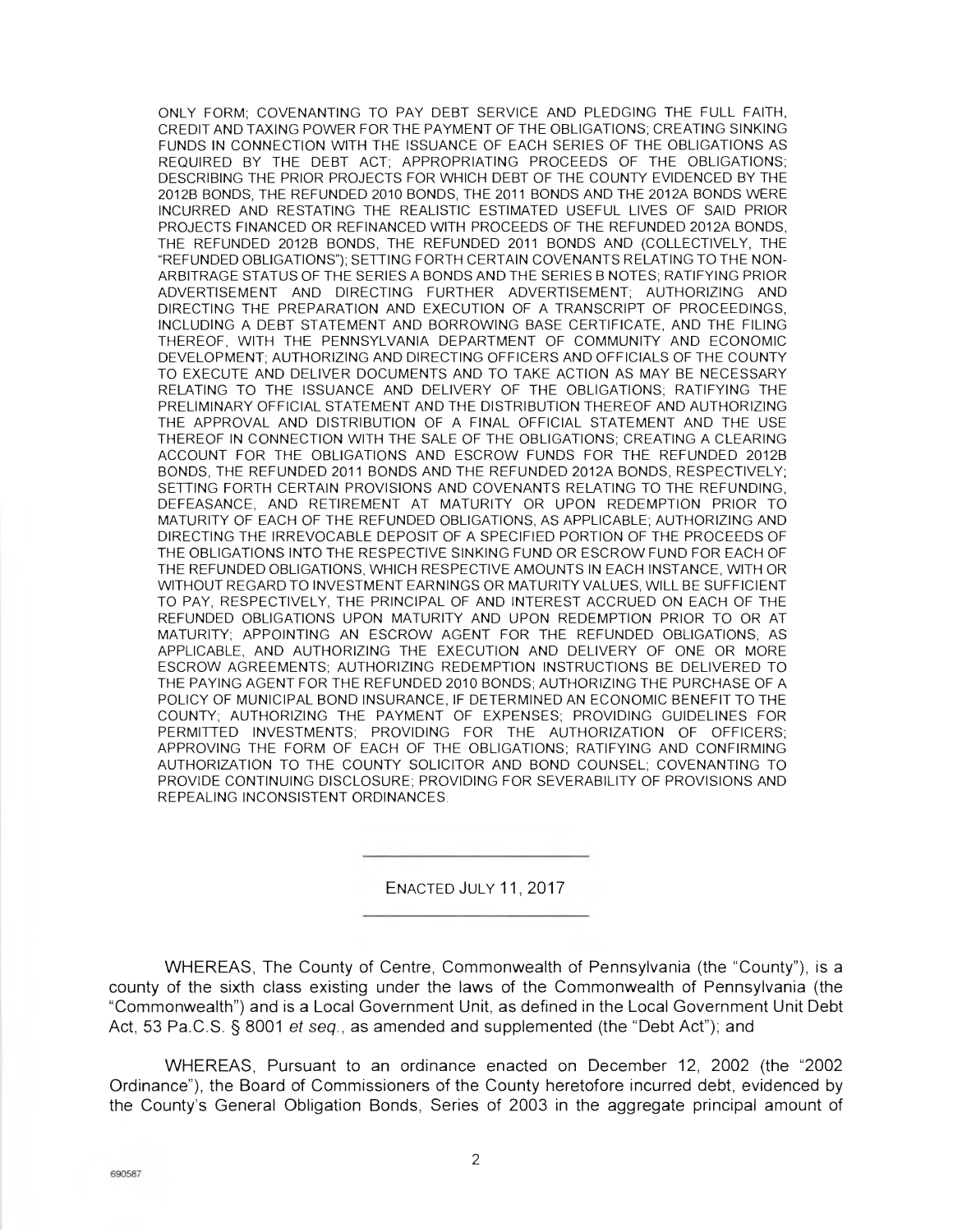ONLY FORM; COVENANTING TO PAY DEBT SERVICE AND PLEDGING THE FULL FAITH, CREDIT AND TAXING POWER FOR THE PAYMENT OF THE OBLIGATIONS; CREATING SINKING FUNDS IN CONNECTION WITH THE ISSUANCE OF EACH SERIES OF THE OBLIGATIONS AS REQUIRED BY THE DEBT ACT; APPROPRIATING PROCEEDS OF THE OBLIGATIONS; DESCRIBING THE PRIOR PROJECTS FOR WHICH DEBT OF THE COUNTY EVIDENCED BY THE 2012B BONDS, THE REFUNDED 2010 BONDS, THE 2011 BONDS AND THE 2012A BONDS WERE INCURRED AND RESTATING THE REALISTIC ESTIMATED USEFUL LIVES OF SAID PRIOR PROJECTS FINANCED OR REFINANCED WITH PROCEEDS OF THE REFUNDED 2012A BONDS, THE REFUNDED 2012B BONDS, THE REFUNDED 2011 BONDS AND (COLLECTIVELY, THE "REFUNDED OBLIGATIONS"); SETTING FORTH CERTAIN COVENANTS RELATING TO THE NON-ARBITRAGE STATUS OF THE SERIES A BONDS AND THE SERIES B NOTES; RATIFYING PRIOR ADVERTISEMENT AND DIRECTING FURTHER ADVERTISEMENT; AUTHORIZING AND DIRECTING THE PREPARATION AND EXECUTION OF A TRANSCRIPT OF PROCEEDINGS, INCLUDING A DEBT STATEMENT AND BORROWING BASE CERTIFICATE, AND THE FILING THEREOF, WITH THE PENNSYLVANIA DEPARTMENT OF COMMUNITY AND ECONOMIC DEVELOPMENT; AUTHORIZING AND DIRECTING OFFICERS AND OFFICIALS OF THE COUNTY TO EXECUTE AND DELIVER DOCUMENTS AND TO TAKE ACTION AS MAY BE NECESSARY RELATING TO THE ISSUANCE AND DELIVERY OF THE OBLIGATIONS; RATIFYING THE PRELIMINARY OFFICIAL STATEMENT AND THE DISTRIBUTION THEREOF AND AUTHORIZING THE APPROVAL AND DISTRIBUTION OF A FINAL OFFICIAL STATEMENT AND THE USE THEREOF IN CONNECTION WITH THE SALE OF THE OBLIGATIONS; CREATING A CLEARING ACCOUNT FOR THE OBLIGATIONS AND ESCROW FUNDS FOR THE REFUNDED 2012B BONDS, THE REFUNDED 2011 BONDS AND THE REFUNDED 2012A BONDS, RESPECTIVELY; SETTING FORTH CERTAIN PROVISIONS AND COVENANTS RELATING TO THE REFUNDING, DEFEASANCE, AND RETIREMENT AT MATURITY OR UPON REDEMPTION PRIOR TO MATURITY OF EACH OF THE REFUNDED OBLIGATIONS, AS APPLICABLE; AUTHORIZING AND DIRECTING THE IRREVOCABLE DEPOSIT OF A SPECIFIED PORTION OF THE PROCEEDS OF THE OBLIGATIONS INTO THE RESPECTIVE SINKING FUND OR ESCROW FUND FOR EACH OF THE REFUNDED OBLIGATIONS, WHICH RESPECTIVE AMOUNTS IN EACH INSTANCE, WITH OR WITHOUT REGARD TO INVESTMENT EARNINGS OR MATURITY VALUES, WILL BE SUFFICIENT TO PAY, RESPECTIVELY, THE PRINCIPAL OF AND INTEREST ACCRUED ON EACH OF THE REFUNDED OBLIGATIONS UPON MATURITY AND UPON REDEMPTION PRIOR TO OR AT MATURITY; APPOINTING AN ESCROW AGENT FOR THE REFUNDED OBLIGATIONS, AS APPLICABLE, AND AUTHORIZING THE EXECUTION AND DELIVERY OF ONE OR MORE ESCROW AGREEMENTS; AUTHORIZING REDEMPTION INSTRUCTIONS BE DELIVERED TO THE PAYING AGENT FOR THE REFUNDED 2010 BONDS; AUTHORIZING THE PURCHASE OF A POLICY OF MUNICIPAL BOND INSURANCE, IF DETERMINED AN ECONOMIC BENEFIT TO THE COUNTY; AUTHORIZING THE PAYMENT OF EXPENSES; PROVIDING GUIDELINES FOR PERMITTED INVESTMENTS; PROVIDING FOR THE AUTHORIZATION OF OFFICERS; APPROVING THE FORM OF EACH OF THE OBLIGATIONS; RATIFYING AND CONFIRMING AUTHORIZATION TO THE COUNTY SOLICITOR AND BOND COUNSEL; COVENANTING TO PROVIDE CONTINUING DISCLOSURE; PROVIDING FOR SEVERABILITY OF PROVISIONS AND REPEALING INCONSISTENT ORDINANCES.

---

ENACTED JULY 11, 2017

---

WHEREAS, The County of Centre, Commonwealth of Pennsylvania (the "County"), is a county of the sixth class existing under the laws of the Commonwealth of Pennsylvania (the "Commonwealth") and is a Local Government Unit, as defined in the Local Government Unit Debt Act, 53 Pa.C.S. § 8001 *et seq.*, as amended and supplemented (the "Debt Act"); and

WHEREAS, Pursuant to an ordinance enacted on December 12, 2002 (the "2002 Ordinance"), the Board of Commissioners of the County heretofore incurred debt, evidenced by the County's General Obligation Bonds, Series of 2003 in the aggregate principal amount of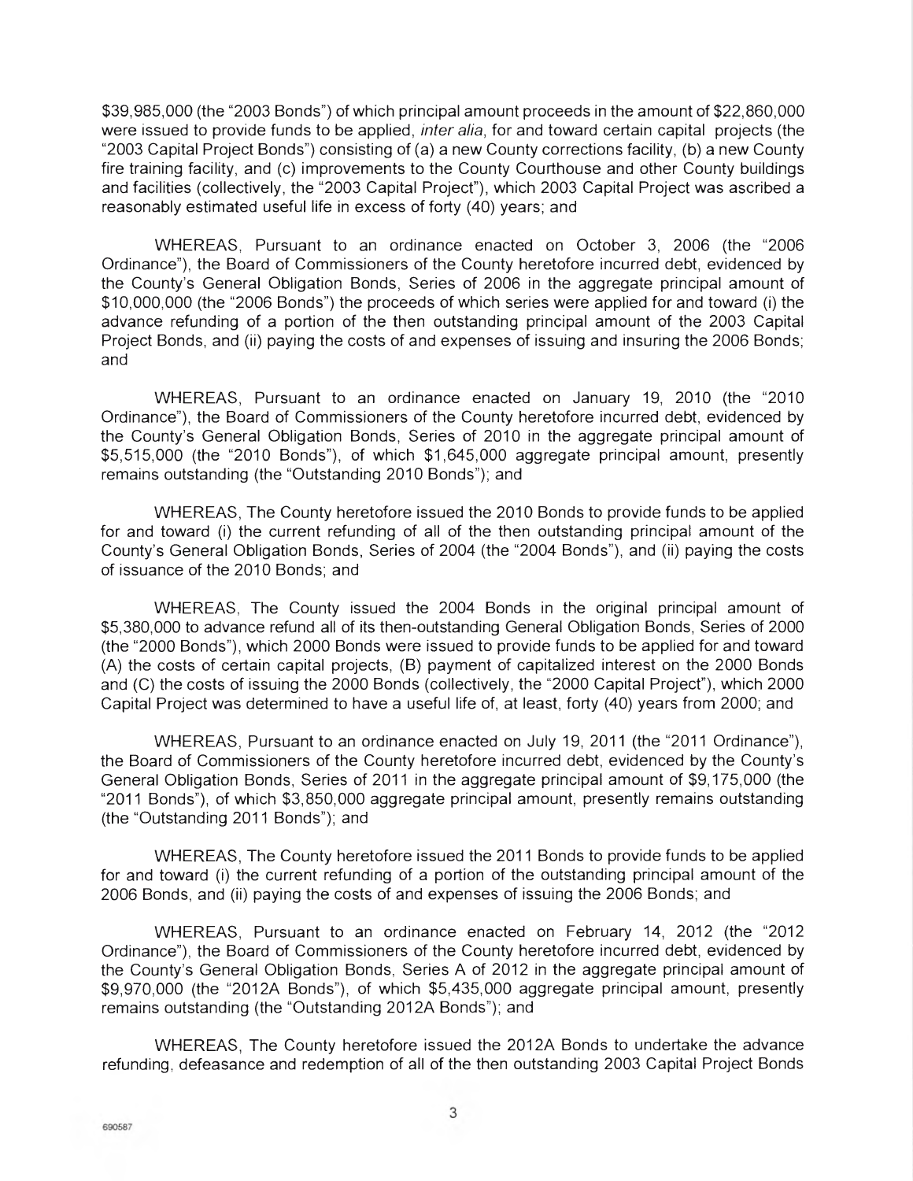$39,985,000 (the "2003 Bonds") of which principal amount proceeds in the amount of $22,860,000 were issued to provide funds to be applied, *inter alia*, for and toward certain capital projects (the "2003 Capital Project Bonds") consisting of (a) a new County corrections facility, (b) a new County fire training facility, and (c) improvements to the County Courthouse and other County buildings and facilities (collectively, the "2003 Capital Project"), which 2003 Capital Project was ascribed a reasonably estimated useful life in excess of forty (40) years; and

WHEREAS, Pursuant to an ordinance enacted on October 3, 2006 (the "2006 Ordinance"), the Board of Commissioners of the County heretofore incurred debt, evidenced by the County's General Obligation Bonds, Series of 2006 in the aggregate principal amount of $10,000,000 (the "2006 Bonds") the proceeds of which series were applied for and toward (i) the advance refunding of a portion of the then outstanding principal amount of the 2003 Capital Project Bonds, and (ii) paying the costs of and expenses of issuing and insuring the 2006 Bonds; and

WHEREAS, Pursuant to an ordinance enacted on January 19, 2010 (the "2010 Ordinance"), the Board of Commissioners of the County heretofore incurred debt, evidenced by the County's General Obligation Bonds, Series of 2010 in the aggregate principal amount of $5,515,000 (the "2010 Bonds"), of which $1,645,000 aggregate principal amount, presently remains outstanding (the "Outstanding 2010 Bonds"); and

WHEREAS, The County heretofore issued the 2010 Bonds to provide funds to be applied for and toward (i) the current refunding of all of the then outstanding principal amount of the County's General Obligation Bonds, Series of 2004 (the "2004 Bonds"), and (ii) paying the costs of issuance of the 2010 Bonds; and

WHEREAS, The County issued the 2004 Bonds in the original principal amount of $5,380,000 to advance refund all of its then-outstanding General Obligation Bonds, Series of 2000 (the "2000 Bonds"), which 2000 Bonds were issued to provide funds to be applied for and toward (A) the costs of certain capital projects, (B) payment of capitalized interest on the 2000 Bonds and (C) the costs of issuing the 2000 Bonds (collectively, the "2000 Capital Project"), which 2000 Capital Project was determined to have a useful life of, at least, forty (40) years from 2000; and

WHEREAS, Pursuant to an ordinance enacted on July 19, 2011 (the "2011 Ordinance"), the Board of Commissioners of the County heretofore incurred debt, evidenced by the County's General Obligation Bonds, Series of 2011 in the aggregate principal amount of $9,175,000 (the "2011 Bonds"), of which $3,850,000 aggregate principal amount, presently remains outstanding (the "Outstanding 2011 Bonds"); and

WHEREAS, The County heretofore issued the 2011 Bonds to provide funds to be applied for and toward (i) the current refunding of a portion of the outstanding principal amount of the 2006 Bonds, and (ii) paying the costs of and expenses of issuing the 2006 Bonds; and

WHEREAS, Pursuant to an ordinance enacted on February 14, 2012 (the "2012 Ordinance"), the Board of Commissioners of the County heretofore incurred debt, evidenced by the County's General Obligation Bonds, Series A of 2012 in the aggregate principal amount of $9,970,000 (the "2012A Bonds"), of which $5,435,000 aggregate principal amount, presently remains outstanding (the "Outstanding 2012A Bonds"); and

WHEREAS, The County heretofore issued the 2012A Bonds to undertake the advance refunding, defeasance and redemption of all of the then outstanding 2003 Capital Project Bonds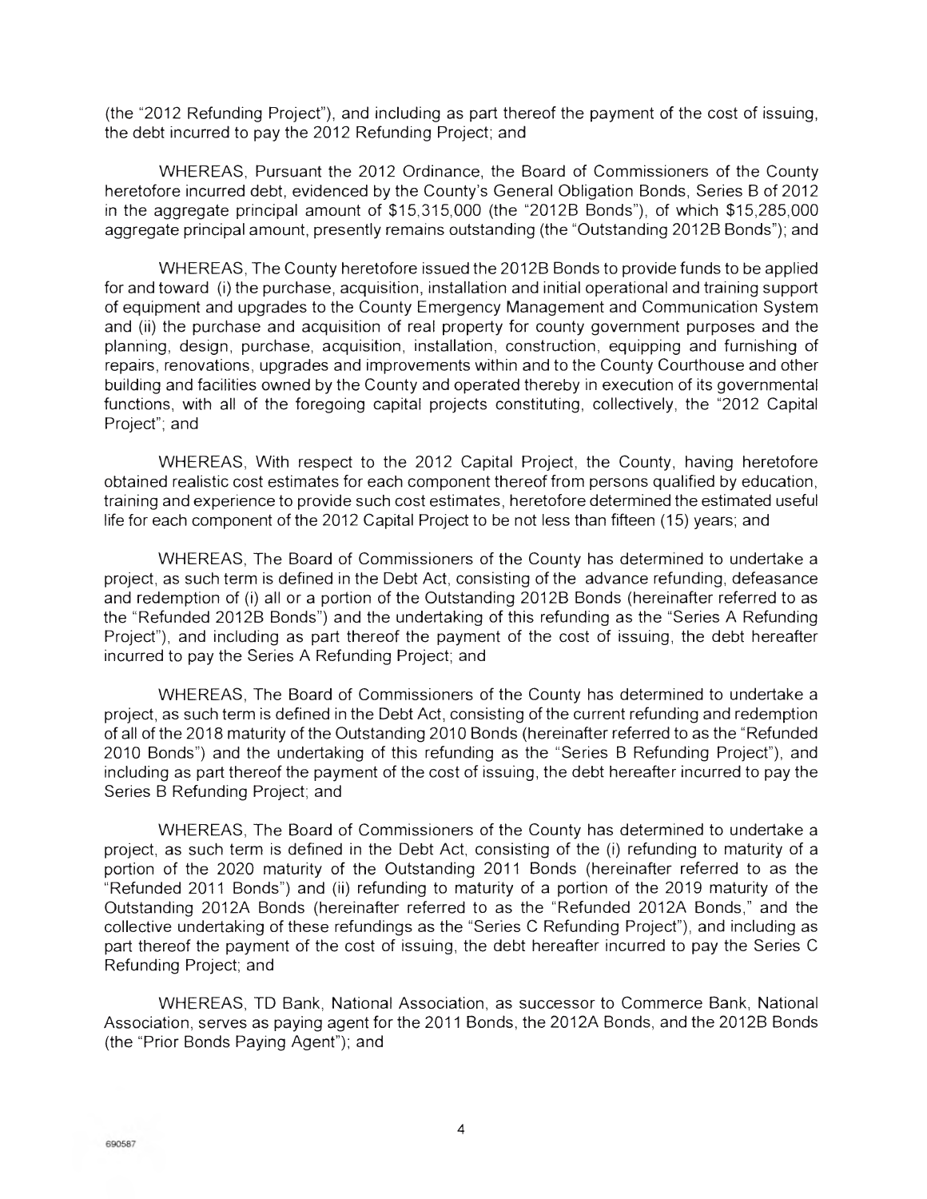(the "2012 Refunding Project"), and including as part thereof the payment of the cost of issuing, the debt incurred to pay the 2012 Refunding Project; and

WHEREAS, Pursuant the 2012 Ordinance, the Board of Commissioners of the County heretofore incurred debt, evidenced by the County's General Obligation Bonds, Series B of 2012 in the aggregate principal amount of $15,315,000 (the "2012B Bonds"), of which $15,285,000 aggregate principal amount, presently remains outstanding (the "Outstanding 2012B Bonds"); and

WHEREAS, The County heretofore issued the 2012B Bonds to provide funds to be applied for and toward (i) the purchase, acquisition, installation and initial operational and training support of equipment and upgrades to the County Emergency Management and Communication System and (ii) the purchase and acquisition of real property for county government purposes and the planning, design, purchase, acquisition, installation, construction, equipping and furnishing of repairs, renovations, upgrades and improvements within and to the County Courthouse and other building and facilities owned by the County and operated thereby in execution of its governmental functions, with all of the foregoing capital projects constituting, collectively, the "2012 Capital Project"; and

WHEREAS, With respect to the 2012 Capital Project, the County, having heretofore obtained realistic cost estimates for each component thereof from persons qualified by education, training and experience to provide such cost estimates, heretofore determined the estimated useful life for each component of the 2012 Capital Project to be not less than fifteen (15) years; and

WHEREAS, The Board of Commissioners of the County has determined to undertake a project, as such term is defined in the Debt Act, consisting of the advance refunding, defeasance and redemption of (i) all or a portion of the Outstanding 2012B Bonds (hereinafter referred to as the "Refunded 2012B Bonds") and the undertaking of this refunding as the "Series A Refunding Project"), and including as part thereof the payment of the cost of issuing, the debt hereafter incurred to pay the Series A Refunding Project; and

WHEREAS, The Board of Commissioners of the County has determined to undertake a project, as such term is defined in the Debt Act, consisting of the current refunding and redemption of all of the 2018 maturity of the Outstanding 2010 Bonds (hereinafter referred to as the "Refunded 2010 Bonds") and the undertaking of this refunding as the "Series B Refunding Project"), and including as part thereof the payment of the cost of issuing, the debt hereafter incurred to pay the Series B Refunding Project; and

WHEREAS, The Board of Commissioners of the County has determined to undertake a project, as such term is defined in the Debt Act, consisting of the (i) refunding to maturity of a portion of the 2020 maturity of the Outstanding 2011 Bonds (hereinafter referred to as the "Refunded 2011 Bonds") and (ii) refunding to maturity of a portion of the 2019 maturity of the Outstanding 2012A Bonds (hereinafter referred to as the "Refunded 2012A Bonds," and the collective undertaking of these refundings as the "Series C Refunding Project"), and including as part thereof the payment of the cost of issuing, the debt hereafter incurred to pay the Series C Refunding Project; and

WHEREAS, TD Bank, National Association, as successor to Commerce Bank, National Association, serves as paying agent for the 2011 Bonds, the 2012A Bonds, and the 2012B Bonds (the "Prior Bonds Paying Agent"); and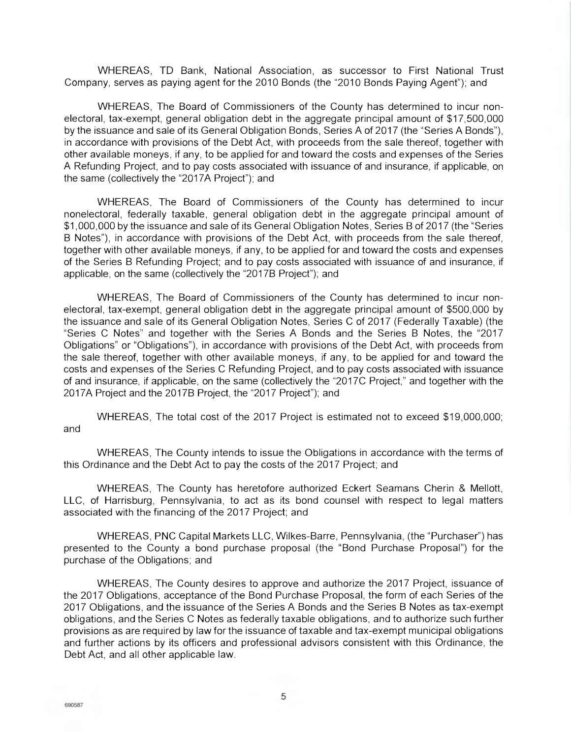WHEREAS, TD Bank, National Association, as successor to First National Trust Company, serves as paying agent for the 2010 Bonds (the "2010 Bonds Paying Agent"); and

WHEREAS, The Board of Commissioners of the County has determined to incur non-electoral, tax-exempt, general obligation debt in the aggregate principal amount of $17,500,000 by the issuance and sale of its General Obligation Bonds, Series A of 2017 (the "Series A Bonds"), in accordance with provisions of the Debt Act, with proceeds from the sale thereof, together with other available moneys, if any, to be applied for and toward the costs and expenses of the Series A Refunding Project, and to pay costs associated with issuance of and insurance, if applicable, on the same (collectively the "2017A Project"); and

WHEREAS, The Board of Commissioners of the County has determined to incur nonelectoral, federally taxable, general obligation debt in the aggregate principal amount of $1,000,000 by the issuance and sale of its General Obligation Notes, Series B of 2017 (the "Series B Notes"), in accordance with provisions of the Debt Act, with proceeds from the sale thereof, together with other available moneys, if any, to be applied for and toward the costs and expenses of the Series B Refunding Project; and to pay costs associated with issuance of and insurance, if applicable, on the same (collectively the "2017B Project"); and

WHEREAS, The Board of Commissioners of the County has determined to incur non-electoral, tax-exempt, general obligation debt in the aggregate principal amount of $500,000 by the issuance and sale of its General Obligation Notes, Series C of 2017 (Federally Taxable) (the "Series C Notes" and together with the Series A Bonds and the Series B Notes, the "2017 Obligations" or "Obligations"), in accordance with provisions of the Debt Act, with proceeds from the sale thereof, together with other available moneys, if any, to be applied for and toward the costs and expenses of the Series C Refunding Project, and to pay costs associated with issuance of and insurance, if applicable, on the same (collectively the "2017C Project," and together with the 2017A Project and the 2017B Project, the "2017 Project"); and

WHEREAS, The total cost of the 2017 Project is estimated not to exceed $19,000,000; and

WHEREAS, The County intends to issue the Obligations in accordance with the terms of this Ordinance and the Debt Act to pay the costs of the 2017 Project; and

WHEREAS, The County has heretofore authorized Eckert Seamans Cherin & Mellott, LLC, of Harrisburg, Pennsylvania, to act as its bond counsel with respect to legal matters associated with the financing of the 2017 Project; and

WHEREAS, PNC Capital Markets LLC, Wilkes-Barre, Pennsylvania, (the "Purchaser") has presented to the County a bond purchase proposal (the "Bond Purchase Proposal") for the purchase of the Obligations; and

WHEREAS, The County desires to approve and authorize the 2017 Project, issuance of the 2017 Obligations, acceptance of the Bond Purchase Proposal, the form of each Series of the 2017 Obligations, and the issuance of the Series A Bonds and the Series B Notes as tax-exempt obligations, and the Series C Notes as federally taxable obligations, and to authorize such further provisions as are required by law for the issuance of taxable and tax-exempt municipal obligations and further actions by its officers and professional advisors consistent with this Ordinance, the Debt Act, and all other applicable law.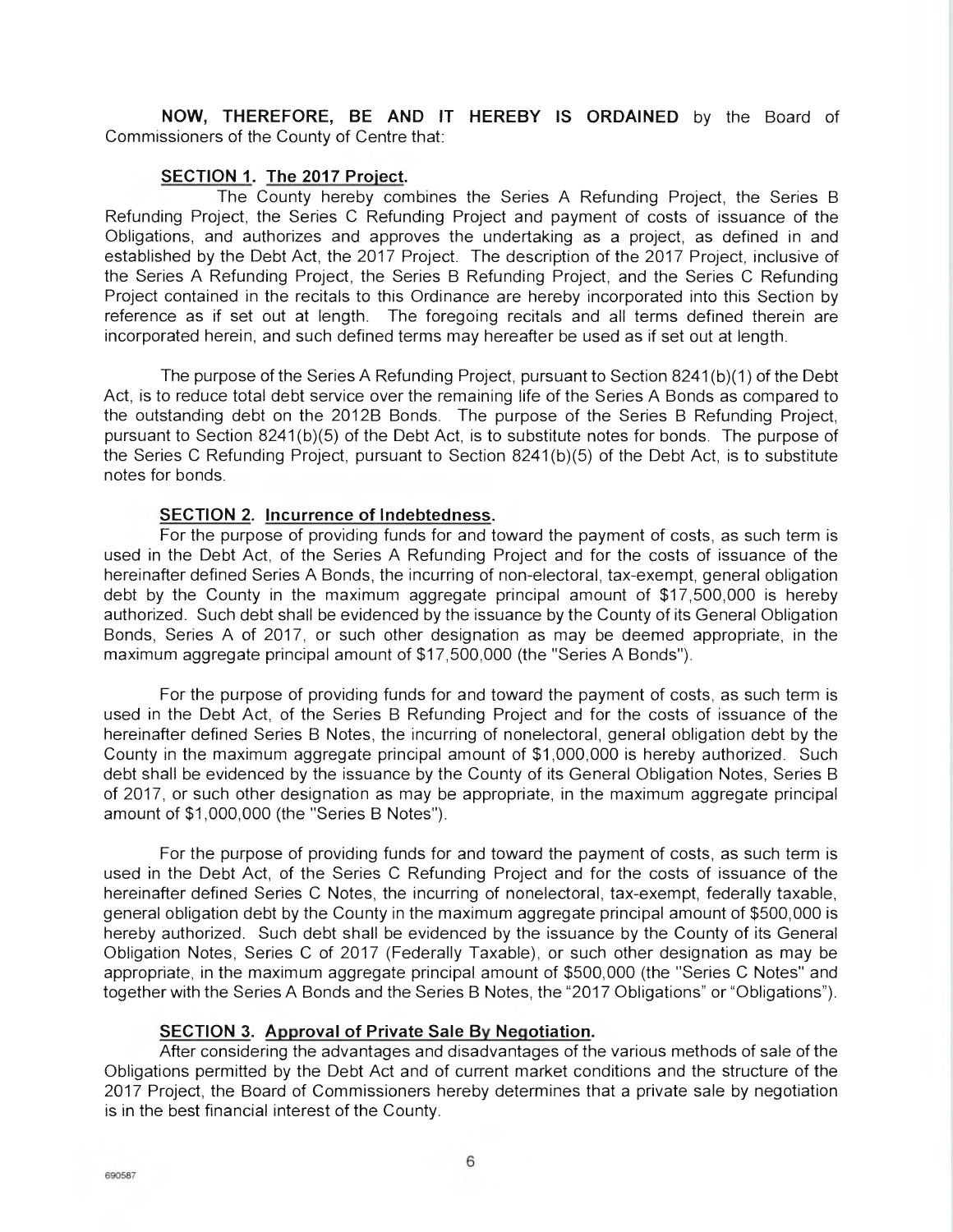**NOW, THEREFORE, BE AND IT HEREBY IS ORDAINED** by the Board of Commissioners of the County of Centre that:

**SECTION 1. The 2017 Project.**

The County hereby combines the Series A Refunding Project, the Series B Refunding Project, the Series C Refunding Project and payment of costs of issuance of the Obligations, and authorizes and approves the undertaking as a project, as defined in and established by the Debt Act, the 2017 Project. The description of the 2017 Project, inclusive of the Series A Refunding Project, the Series B Refunding Project, and the Series C Refunding Project contained in the recitals to this Ordinance are hereby incorporated into this Section by reference as if set out at length. The foregoing recitals and all terms defined therein are incorporated herein, and such defined terms may hereafter be used as if set out at length.

The purpose of the Series A Refunding Project, pursuant to Section 8241(b)(1) of the Debt Act, is to reduce total debt service over the remaining life of the Series A Bonds as compared to the outstanding debt on the 2012B Bonds. The purpose of the Series B Refunding Project, pursuant to Section 8241(b)(5) of the Debt Act, is to substitute notes for bonds. The purpose of the Series C Refunding Project, pursuant to Section 8241(b)(5) of the Debt Act, is to substitute notes for bonds.

**SECTION 2. Incurrence of Indebtedness.**

For the purpose of providing funds for and toward the payment of costs, as such term is used in the Debt Act, of the Series A Refunding Project and for the costs of issuance of the hereinafter defined Series A Bonds, the incurring of non-electoral, tax-exempt, general obligation debt by the County in the maximum aggregate principal amount of $17,500,000 is hereby authorized. Such debt shall be evidenced by the issuance by the County of its General Obligation Bonds, Series A of 2017, or such other designation as may be deemed appropriate, in the maximum aggregate principal amount of $17,500,000 (the "Series A Bonds").

For the purpose of providing funds for and toward the payment of costs, as such term is used in the Debt Act, of the Series B Refunding Project and for the costs of issuance of the hereinafter defined Series B Notes, the incurring of nonelectoral, general obligation debt by the County in the maximum aggregate principal amount of $1,000,000 is hereby authorized. Such debt shall be evidenced by the issuance by the County of its General Obligation Notes, Series B of 2017, or such other designation as may be appropriate, in the maximum aggregate principal amount of $1,000,000 (the "Series B Notes").

For the purpose of providing funds for and toward the payment of costs, as such term is used in the Debt Act, of the Series C Refunding Project and for the costs of issuance of the hereinafter defined Series C Notes, the incurring of nonelectoral, tax-exempt, federally taxable, general obligation debt by the County in the maximum aggregate principal amount of $500,000 is hereby authorized. Such debt shall be evidenced by the issuance by the County of its General Obligation Notes, Series C of 2017 (Federally Taxable), or such other designation as may be appropriate, in the maximum aggregate principal amount of $500,000 (the "Series C Notes" and together with the Series A Bonds and the Series B Notes, the "2017 Obligations" or "Obligations").

**SECTION 3. Approval of Private Sale By Negotiation.**

After considering the advantages and disadvantages of the various methods of sale of the Obligations permitted by the Debt Act and of current market conditions and the structure of the 2017 Project, the Board of Commissioners hereby determines that a private sale by negotiation is in the best financial interest of the County.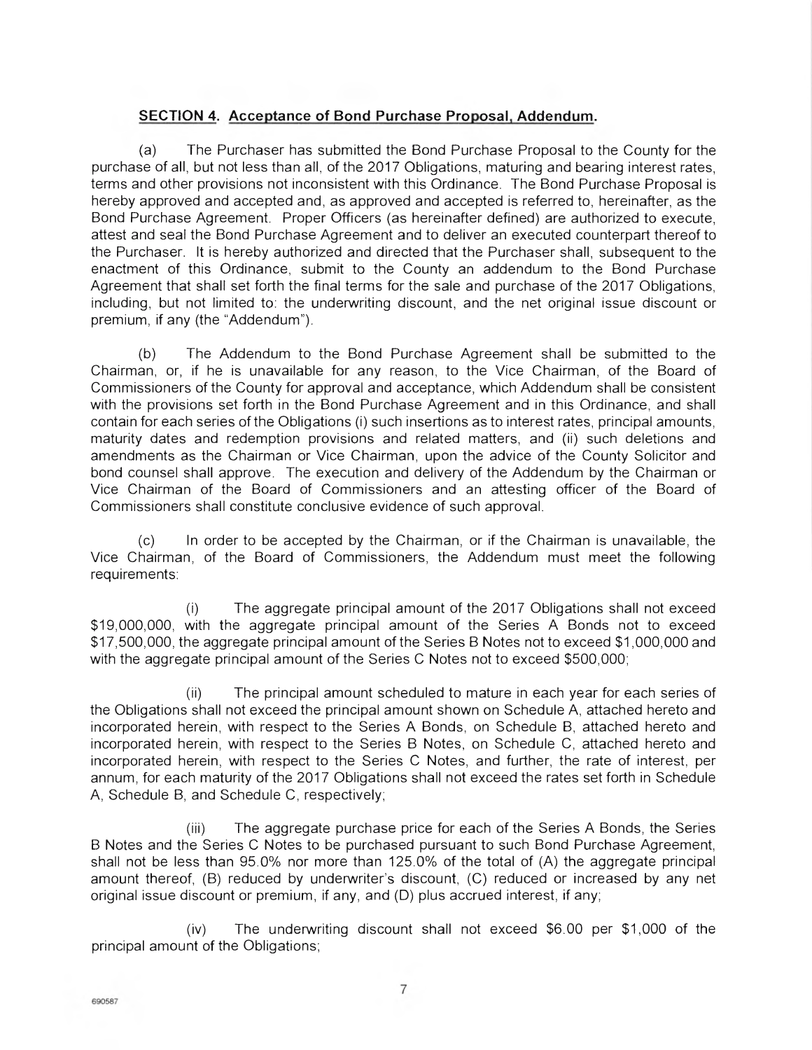**SECTION 4. Acceptance of Bond Purchase Proposal, Addendum.**

(a) The Purchaser has submitted the Bond Purchase Proposal to the County for the purchase of all, but not less than all, of the 2017 Obligations, maturing and bearing interest rates, terms and other provisions not inconsistent with this Ordinance. The Bond Purchase Proposal is hereby approved and accepted and, as approved and accepted is referred to, hereinafter, as the Bond Purchase Agreement. Proper Officers (as hereinafter defined) are authorized to execute, attest and seal the Bond Purchase Agreement and to deliver an executed counterpart thereof to the Purchaser. It is hereby authorized and directed that the Purchaser shall, subsequent to the enactment of this Ordinance, submit to the County an addendum to the Bond Purchase Agreement that shall set forth the final terms for the sale and purchase of the 2017 Obligations, including, but not limited to: the underwriting discount, and the net original issue discount or premium, if any (the "Addendum").

(b) The Addendum to the Bond Purchase Agreement shall be submitted to the Chairman, or, if he is unavailable for any reason, to the Vice Chairman, of the Board of Commissioners of the County for approval and acceptance, which Addendum shall be consistent with the provisions set forth in the Bond Purchase Agreement and in this Ordinance, and shall contain for each series of the Obligations (i) such insertions as to interest rates, principal amounts, maturity dates and redemption provisions and related matters, and (ii) such deletions and amendments as the Chairman or Vice Chairman, upon the advice of the County Solicitor and bond counsel shall approve. The execution and delivery of the Addendum by the Chairman or Vice Chairman of the Board of Commissioners and an attesting officer of the Board of Commissioners shall constitute conclusive evidence of such approval.

(c) In order to be accepted by the Chairman, or if the Chairman is unavailable, the Vice Chairman, of the Board of Commissioners, the Addendum must meet the following requirements:

(i) The aggregate principal amount of the 2017 Obligations shall not exceed $19,000,000, with the aggregate principal amount of the Series A Bonds not to exceed $17,500,000, the aggregate principal amount of the Series B Notes not to exceed $1,000,000 and with the aggregate principal amount of the Series C Notes not to exceed $500,000;

(ii) The principal amount scheduled to mature in each year for each series of the Obligations shall not exceed the principal amount shown on Schedule A, attached hereto and incorporated herein, with respect to the Series A Bonds, on Schedule B, attached hereto and incorporated herein, with respect to the Series B Notes, on Schedule C, attached hereto and incorporated herein, with respect to the Series C Notes, and further, the rate of interest, per annum, for each maturity of the 2017 Obligations shall not exceed the rates set forth in Schedule A, Schedule B, and Schedule C, respectively;

(iii) The aggregate purchase price for each of the Series A Bonds, the Series B Notes and the Series C Notes to be purchased pursuant to such Bond Purchase Agreement, shall not be less than 95.0% nor more than 125.0% of the total of (A) the aggregate principal amount thereof, (B) reduced by underwriter's discount, (C) reduced or increased by any net original issue discount or premium, if any, and (D) plus accrued interest, if any;

(iv) The underwriting discount shall not exceed $6.00 per $1,000 of the principal amount of the Obligations;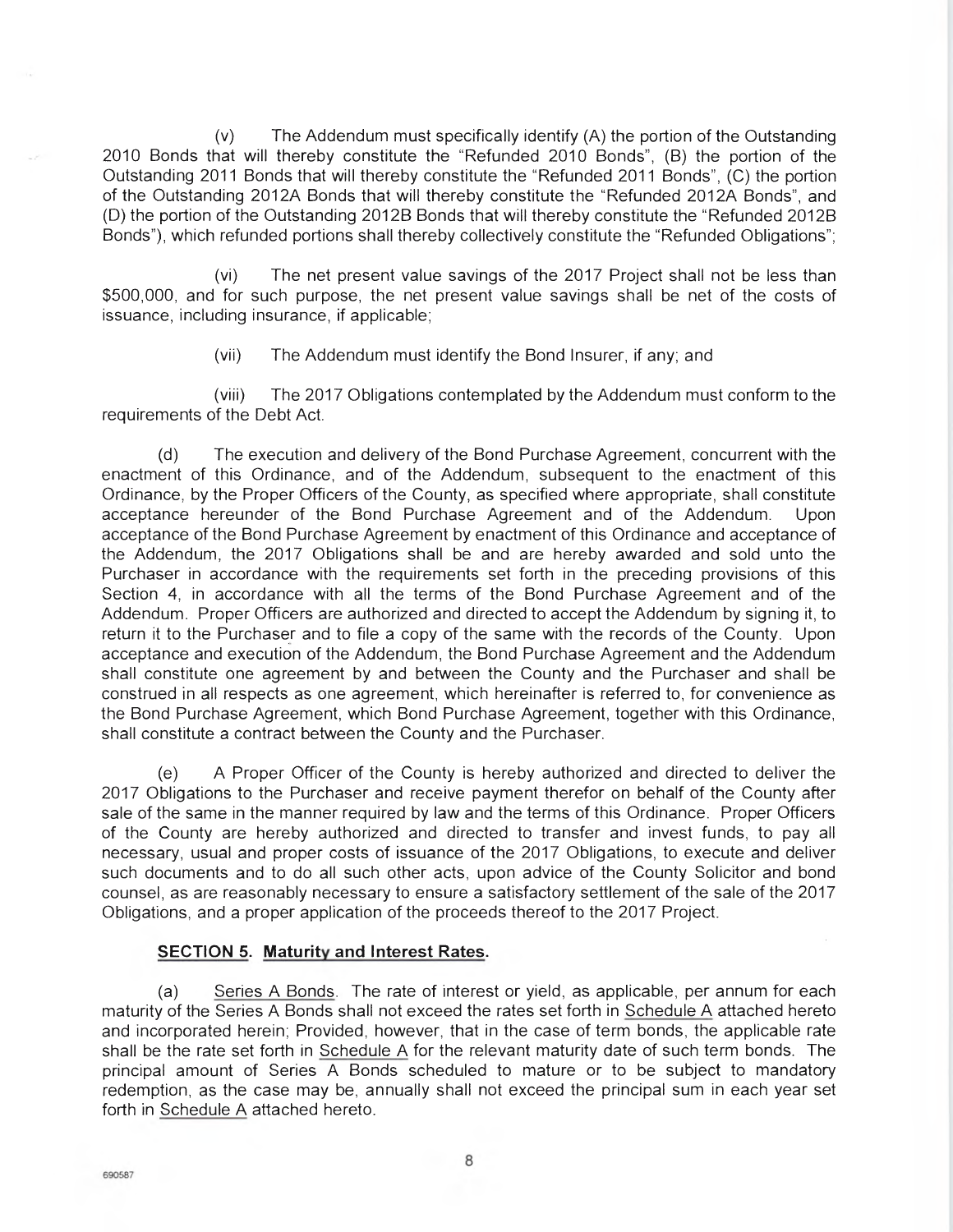(v) The Addendum must specifically identify (A) the portion of the Outstanding 2010 Bonds that will thereby constitute the "Refunded 2010 Bonds", (B) the portion of the Outstanding 2011 Bonds that will thereby constitute the "Refunded 2011 Bonds", (C) the portion of the Outstanding 2012A Bonds that will thereby constitute the "Refunded 2012A Bonds", and (D) the portion of the Outstanding 2012B Bonds that will thereby constitute the "Refunded 2012B Bonds"), which refunded portions shall thereby collectively constitute the "Refunded Obligations";

(vi) The net present value savings of the 2017 Project shall not be less than $500,000, and for such purpose, the net present value savings shall be net of the costs of issuance, including insurance, if applicable;

(vii) The Addendum must identify the Bond Insurer, if any; and

(viii) The 2017 Obligations contemplated by the Addendum must conform to the requirements of the Debt Act.

(d) The execution and delivery of the Bond Purchase Agreement, concurrent with the enactment of this Ordinance, and of the Addendum, subsequent to the enactment of this Ordinance, by the Proper Officers of the County, as specified where appropriate, shall constitute acceptance hereunder of the Bond Purchase Agreement and of the Addendum. Upon acceptance of the Bond Purchase Agreement by enactment of this Ordinance and acceptance of the Addendum, the 2017 Obligations shall be and are hereby awarded and sold unto the Purchaser in accordance with the requirements set forth in the preceding provisions of this Section 4, in accordance with all the terms of the Bond Purchase Agreement and of the Addendum. Proper Officers are authorized and directed to accept the Addendum by signing it, to return it to the Purchaser and to file a copy of the same with the records of the County. Upon acceptance and execution of the Addendum, the Bond Purchase Agreement and the Addendum shall constitute one agreement by and between the County and the Purchaser and shall be construed in all respects as one agreement, which hereinafter is referred to, for convenience as the Bond Purchase Agreement, which Bond Purchase Agreement, together with this Ordinance, shall constitute a contract between the County and the Purchaser.

(e) A Proper Officer of the County is hereby authorized and directed to deliver the 2017 Obligations to the Purchaser and receive payment therefor on behalf of the County after sale of the same in the manner required by law and the terms of this Ordinance. Proper Officers of the County are hereby authorized and directed to transfer and invest funds, to pay all necessary, usual and proper costs of issuance of the 2017 Obligations, to execute and deliver such documents and to do all such other acts, upon advice of the County Solicitor and bond counsel, as are reasonably necessary to ensure a satisfactory settlement of the sale of the 2017 Obligations, and a proper application of the proceeds thereof to the 2017 Project.

**SECTION 5. Maturity and Interest Rates.**

(a) Series A Bonds. The rate of interest or yield, as applicable, per annum for each maturity of the Series A Bonds shall not exceed the rates set forth in Schedule A attached hereto and incorporated herein; Provided, however, that in the case of term bonds, the applicable rate shall be the rate set forth in Schedule A for the relevant maturity date of such term bonds. The principal amount of Series A Bonds scheduled to mature or to be subject to mandatory redemption, as the case may be, annually shall not exceed the principal sum in each year set forth in Schedule A attached hereto.

690587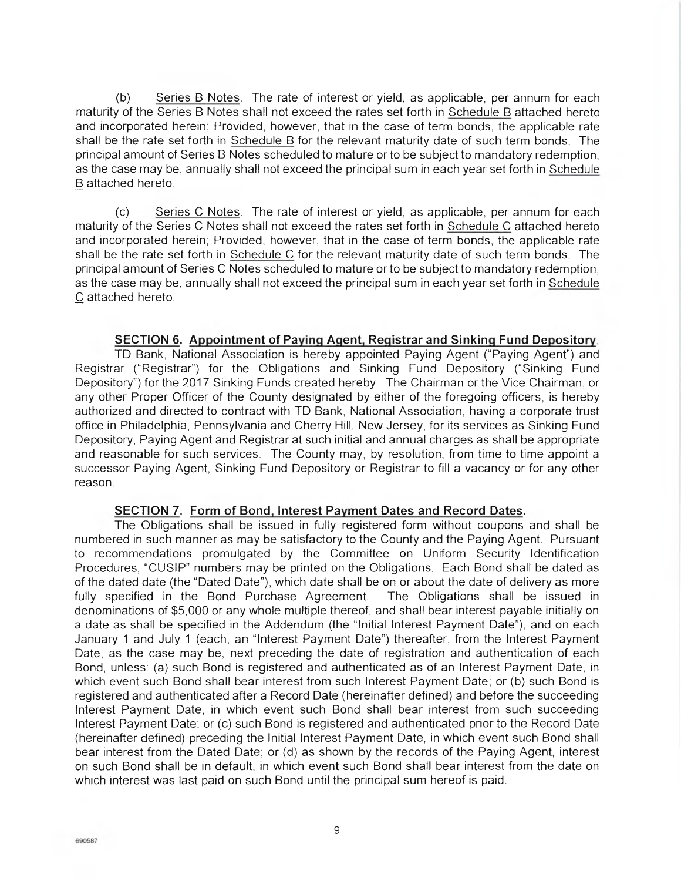(b) Series B Notes. The rate of interest or yield, as applicable, per annum for each maturity of the Series B Notes shall not exceed the rates set forth in Schedule B attached hereto and incorporated herein; Provided, however, that in the case of term bonds, the applicable rate shall be the rate set forth in Schedule B for the relevant maturity date of such term bonds. The principal amount of Series B Notes scheduled to mature or to be subject to mandatory redemption, as the case may be, annually shall not exceed the principal sum in each year set forth in Schedule B attached hereto.

(c) Series C Notes. The rate of interest or yield, as applicable, per annum for each maturity of the Series C Notes shall not exceed the rates set forth in Schedule C attached hereto and incorporated herein; Provided, however, that in the case of term bonds, the applicable rate shall be the rate set forth in Schedule C for the relevant maturity date of such term bonds. The principal amount of Series C Notes scheduled to mature or to be subject to mandatory redemption, as the case may be, annually shall not exceed the principal sum in each year set forth in Schedule C attached hereto.

**SECTION 6. Appointment of Paying Agent, Registrar and Sinking Fund Depository.**

TD Bank, National Association is hereby appointed Paying Agent ("Paying Agent") and Registrar ("Registrar") for the Obligations and Sinking Fund Depository ("Sinking Fund Depository") for the 2017 Sinking Funds created hereby. The Chairman or the Vice Chairman, or any other Proper Officer of the County designated by either of the foregoing officers, is hereby authorized and directed to contract with TD Bank, National Association, having a corporate trust office in Philadelphia, Pennsylvania and Cherry Hill, New Jersey, for its services as Sinking Fund Depository, Paying Agent and Registrar at such initial and annual charges as shall be appropriate and reasonable for such services. The County may, by resolution, from time to time appoint a successor Paying Agent, Sinking Fund Depository or Registrar to fill a vacancy or for any other reason.

**SECTION 7. Form of Bond, Interest Payment Dates and Record Dates.**

The Obligations shall be issued in fully registered form without coupons and shall be numbered in such manner as may be satisfactory to the County and the Paying Agent. Pursuant to recommendations promulgated by the Committee on Uniform Security Identification Procedures, "CUSIP" numbers may be printed on the Obligations. Each Bond shall be dated as of the dated date (the "Dated Date"), which date shall be on or about the date of delivery as more fully specified in the Bond Purchase Agreement. The Obligations shall be issued in denominations of $5,000 or any whole multiple thereof, and shall bear interest payable initially on a date as shall be specified in the Addendum (the "Initial Interest Payment Date"), and on each January 1 and July 1 (each, an "Interest Payment Date") thereafter, from the Interest Payment Date, as the case may be, next preceding the date of registration and authentication of each Bond, unless: (a) such Bond is registered and authenticated as of an Interest Payment Date, in which event such Bond shall bear interest from such Interest Payment Date; or (b) such Bond is registered and authenticated after a Record Date (hereinafter defined) and before the succeeding Interest Payment Date, in which event such Bond shall bear interest from such succeeding Interest Payment Date; or (c) such Bond is registered and authenticated prior to the Record Date (hereinafter defined) preceding the Initial Interest Payment Date, in which event such Bond shall bear interest from the Dated Date; or (d) as shown by the records of the Paying Agent, interest on such Bond shall be in default, in which event such Bond shall bear interest from the date on which interest was last paid on such Bond until the principal sum hereof is paid.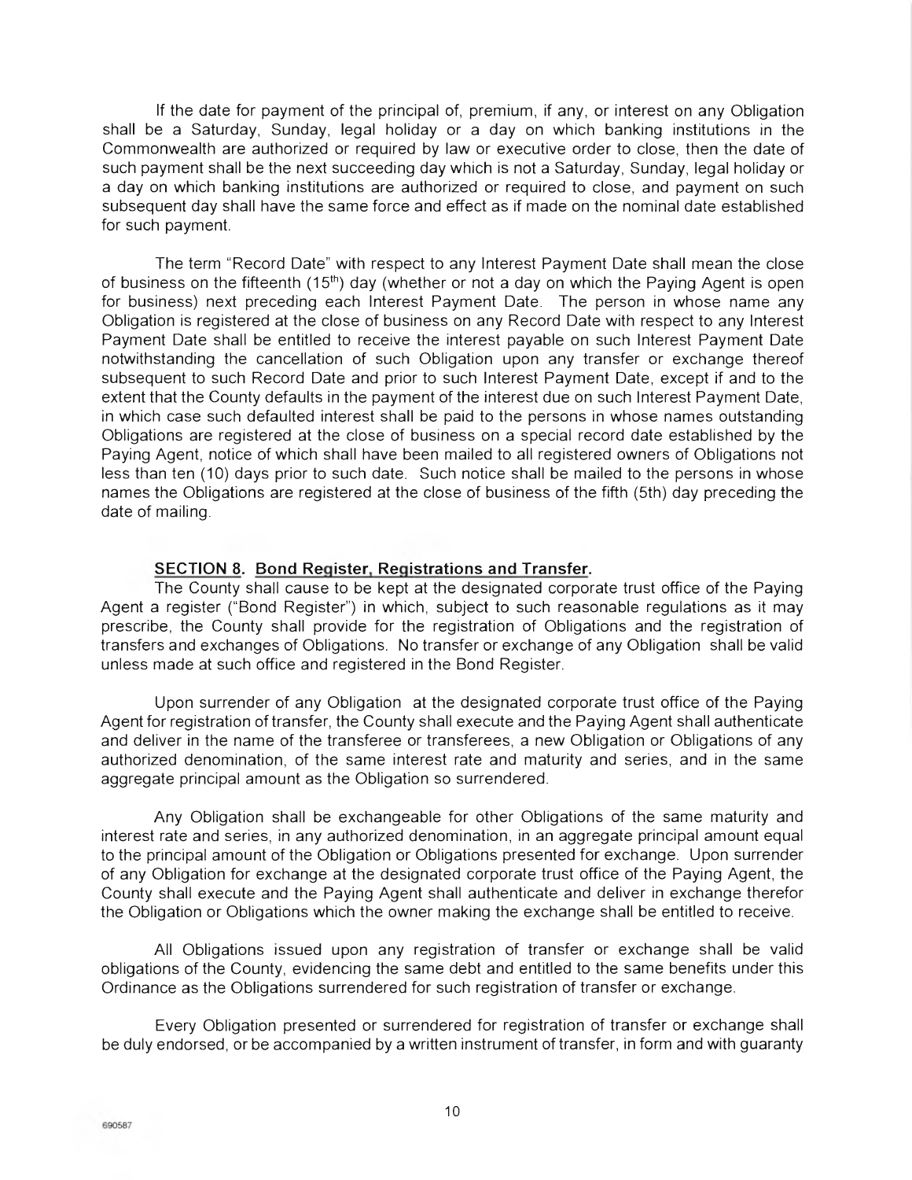If the date for payment of the principal of, premium, if any, or interest on any Obligation shall be a Saturday, Sunday, legal holiday or a day on which banking institutions in the Commonwealth are authorized or required by law or executive order to close, then the date of such payment shall be the next succeeding day which is not a Saturday, Sunday, legal holiday or a day on which banking institutions are authorized or required to close, and payment on such subsequent day shall have the same force and effect as if made on the nominal date established for such payment.

The term "Record Date" with respect to any Interest Payment Date shall mean the close of business on the fifteenth (15th) day (whether or not a day on which the Paying Agent is open for business) next preceding each Interest Payment Date. The person in whose name any Obligation is registered at the close of business on any Record Date with respect to any Interest Payment Date shall be entitled to receive the interest payable on such Interest Payment Date notwithstanding the cancellation of such Obligation upon any transfer or exchange thereof subsequent to such Record Date and prior to such Interest Payment Date, except if and to the extent that the County defaults in the payment of the interest due on such Interest Payment Date, in which case such defaulted interest shall be paid to the persons in whose names outstanding Obligations are registered at the close of business on a special record date established by the Paying Agent, notice of which shall have been mailed to all registered owners of Obligations not less than ten (10) days prior to such date. Such notice shall be mailed to the persons in whose names the Obligations are registered at the close of business of the fifth (5th) day preceding the date of mailing.

**SECTION 8. Bond Register, Registrations and Transfer.**

The County shall cause to be kept at the designated corporate trust office of the Paying Agent a register ("Bond Register") in which, subject to such reasonable regulations as it may prescribe, the County shall provide for the registration of Obligations and the registration of transfers and exchanges of Obligations. No transfer or exchange of any Obligation shall be valid unless made at such office and registered in the Bond Register.

Upon surrender of any Obligation at the designated corporate trust office of the Paying Agent for registration of transfer, the County shall execute and the Paying Agent shall authenticate and deliver in the name of the transferee or transferees, a new Obligation or Obligations of any authorized denomination, of the same interest rate and maturity and series, and in the same aggregate principal amount as the Obligation so surrendered.

Any Obligation shall be exchangeable for other Obligations of the same maturity and interest rate and series, in any authorized denomination, in an aggregate principal amount equal to the principal amount of the Obligation or Obligations presented for exchange. Upon surrender of any Obligation for exchange at the designated corporate trust office of the Paying Agent, the County shall execute and the Paying Agent shall authenticate and deliver in exchange therefor the Obligation or Obligations which the owner making the exchange shall be entitled to receive.

All Obligations issued upon any registration of transfer or exchange shall be valid obligations of the County, evidencing the same debt and entitled to the same benefits under this Ordinance as the Obligations surrendered for such registration of transfer or exchange.

Every Obligation presented or surrendered for registration of transfer or exchange shall be duly endorsed, or be accompanied by a written instrument of transfer, in form and with guaranty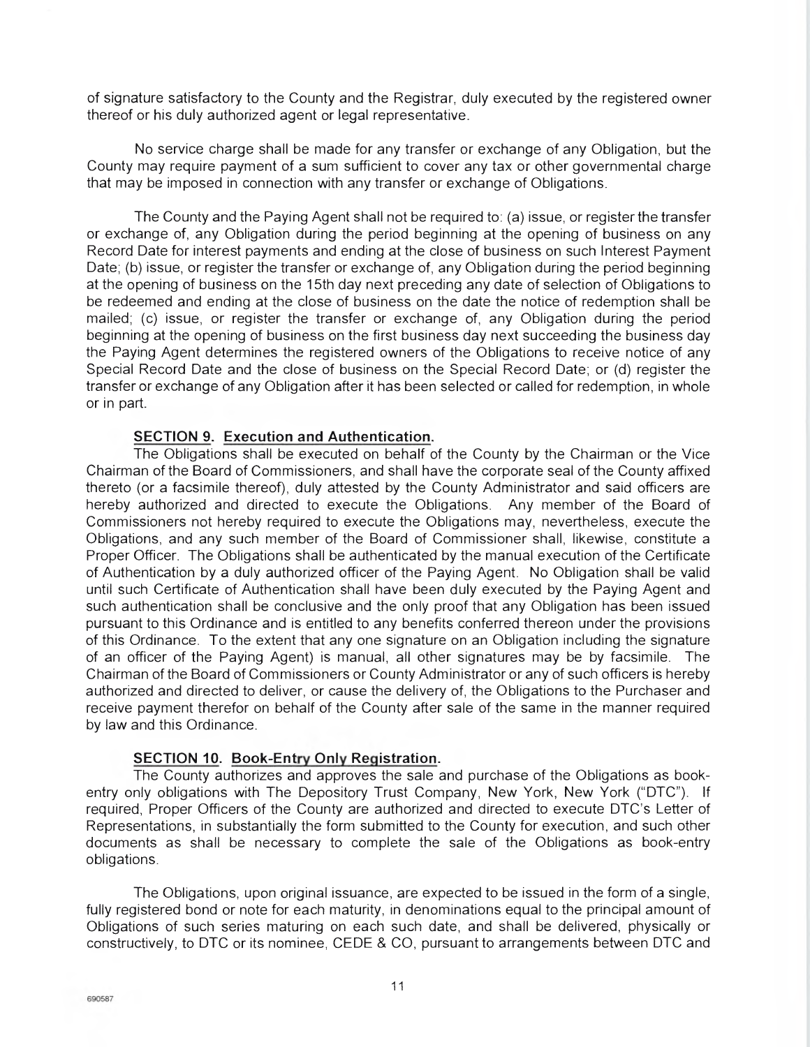of signature satisfactory to the County and the Registrar, duly executed by the registered owner thereof or his duly authorized agent or legal representative.

No service charge shall be made for any transfer or exchange of any Obligation, but the County may require payment of a sum sufficient to cover any tax or other governmental charge that may be imposed in connection with any transfer or exchange of Obligations.

The County and the Paying Agent shall not be required to: (a) issue, or register the transfer or exchange of, any Obligation during the period beginning at the opening of business on any Record Date for interest payments and ending at the close of business on such Interest Payment Date; (b) issue, or register the transfer or exchange of, any Obligation during the period beginning at the opening of business on the 15th day next preceding any date of selection of Obligations to be redeemed and ending at the close of business on the date the notice of redemption shall be mailed; (c) issue, or register the transfer or exchange of, any Obligation during the period beginning at the opening of business on the first business day next succeeding the business day the Paying Agent determines the registered owners of the Obligations to receive notice of any Special Record Date and the close of business on the Special Record Date; or (d) register the transfer or exchange of any Obligation after it has been selected or called for redemption, in whole or in part.

**SECTION 9. Execution and Authentication.**

The Obligations shall be executed on behalf of the County by the Chairman or the Vice Chairman of the Board of Commissioners, and shall have the corporate seal of the County affixed thereto (or a facsimile thereof), duly attested by the County Administrator and said officers are hereby authorized and directed to execute the Obligations. Any member of the Board of Commissioners not hereby required to execute the Obligations may, nevertheless, execute the Obligations, and any such member of the Board of Commissioner shall, likewise, constitute a Proper Officer. The Obligations shall be authenticated by the manual execution of the Certificate of Authentication by a duly authorized officer of the Paying Agent. No Obligation shall be valid until such Certificate of Authentication shall have been duly executed by the Paying Agent and such authentication shall be conclusive and the only proof that any Obligation has been issued pursuant to this Ordinance and is entitled to any benefits conferred thereon under the provisions of this Ordinance. To the extent that any one signature on an Obligation including the signature of an officer of the Paying Agent) is manual, all other signatures may be by facsimile. The Chairman of the Board of Commissioners or County Administrator or any of such officers is hereby authorized and directed to deliver, or cause the delivery of, the Obligations to the Purchaser and receive payment therefor on behalf of the County after sale of the same in the manner required by law and this Ordinance.

**SECTION 10. Book-Entry Only Registration.**

The County authorizes and approves the sale and purchase of the Obligations as book-entry only obligations with The Depository Trust Company, New York, New York ("DTC"). If required, Proper Officers of the County are authorized and directed to execute DTC's Letter of Representations, in substantially the form submitted to the County for execution, and such other documents as shall be necessary to complete the sale of the Obligations as book-entry obligations.

The Obligations, upon original issuance, are expected to be issued in the form of a single, fully registered bond or note for each maturity, in denominations equal to the principal amount of Obligations of such series maturing on each such date, and shall be delivered, physically or constructively, to DTC or its nominee, CEDE & CO, pursuant to arrangements between DTC and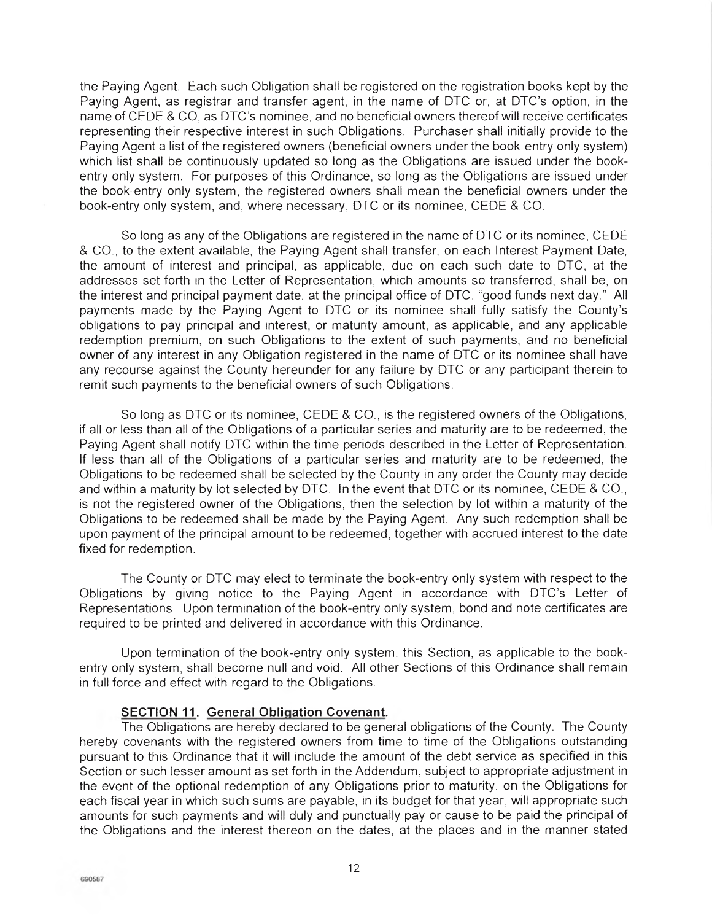the Paying Agent. Each such Obligation shall be registered on the registration books kept by the Paying Agent, as registrar and transfer agent, in the name of DTC or, at DTC's option, in the name of CEDE & CO, as DTC's nominee, and no beneficial owners thereof will receive certificates representing their respective interest in such Obligations. Purchaser shall initially provide to the Paying Agent a list of the registered owners (beneficial owners under the book-entry only system) which list shall be continuously updated so long as the Obligations are issued under the book-entry only system. For purposes of this Ordinance, so long as the Obligations are issued under the book-entry only system, the registered owners shall mean the beneficial owners under the book-entry only system, and, where necessary, DTC or its nominee, CEDE & CO.

So long as any of the Obligations are registered in the name of DTC or its nominee, CEDE & CO., to the extent available, the Paying Agent shall transfer, on each Interest Payment Date, the amount of interest and principal, as applicable, due on each such date to DTC, at the addresses set forth in the Letter of Representation, which amounts so transferred, shall be, on the interest and principal payment date, at the principal office of DTC, "good funds next day." All payments made by the Paying Agent to DTC or its nominee shall fully satisfy the County's obligations to pay principal and interest, or maturity amount, as applicable, and any applicable redemption premium, on such Obligations to the extent of such payments, and no beneficial owner of any interest in any Obligation registered in the name of DTC or its nominee shall have any recourse against the County hereunder for any failure by DTC or any participant therein to remit such payments to the beneficial owners of such Obligations.

So long as DTC or its nominee, CEDE & CO., is the registered owners of the Obligations, if all or less than all of the Obligations of a particular series and maturity are to be redeemed, the Paying Agent shall notify DTC within the time periods described in the Letter of Representation. If less than all of the Obligations of a particular series and maturity are to be redeemed, the Obligations to be redeemed shall be selected by the County in any order the County may decide and within a maturity by lot selected by DTC. In the event that DTC or its nominee, CEDE & CO., is not the registered owner of the Obligations, then the selection by lot within a maturity of the Obligations to be redeemed shall be made by the Paying Agent. Any such redemption shall be upon payment of the principal amount to be redeemed, together with accrued interest to the date fixed for redemption.

The County or DTC may elect to terminate the book-entry only system with respect to the Obligations by giving notice to the Paying Agent in accordance with DTC's Letter of Representations. Upon termination of the book-entry only system, bond and note certificates are required to be printed and delivered in accordance with this Ordinance.

Upon termination of the book-entry only system, this Section, as applicable to the book-entry only system, shall become null and void. All other Sections of this Ordinance shall remain in full force and effect with regard to the Obligations.

**SECTION 11. General Obligation Covenant.**

The Obligations are hereby declared to be general obligations of the County. The County hereby covenants with the registered owners from time to time of the Obligations outstanding pursuant to this Ordinance that it will include the amount of the debt service as specified in this Section or such lesser amount as set forth in the Addendum, subject to appropriate adjustment in the event of the optional redemption of any Obligations prior to maturity, on the Obligations for each fiscal year in which such sums are payable, in its budget for that year, will appropriate such amounts for such payments and will duly and punctually pay or cause to be paid the principal of the Obligations and the interest thereon on the dates, at the places and in the manner stated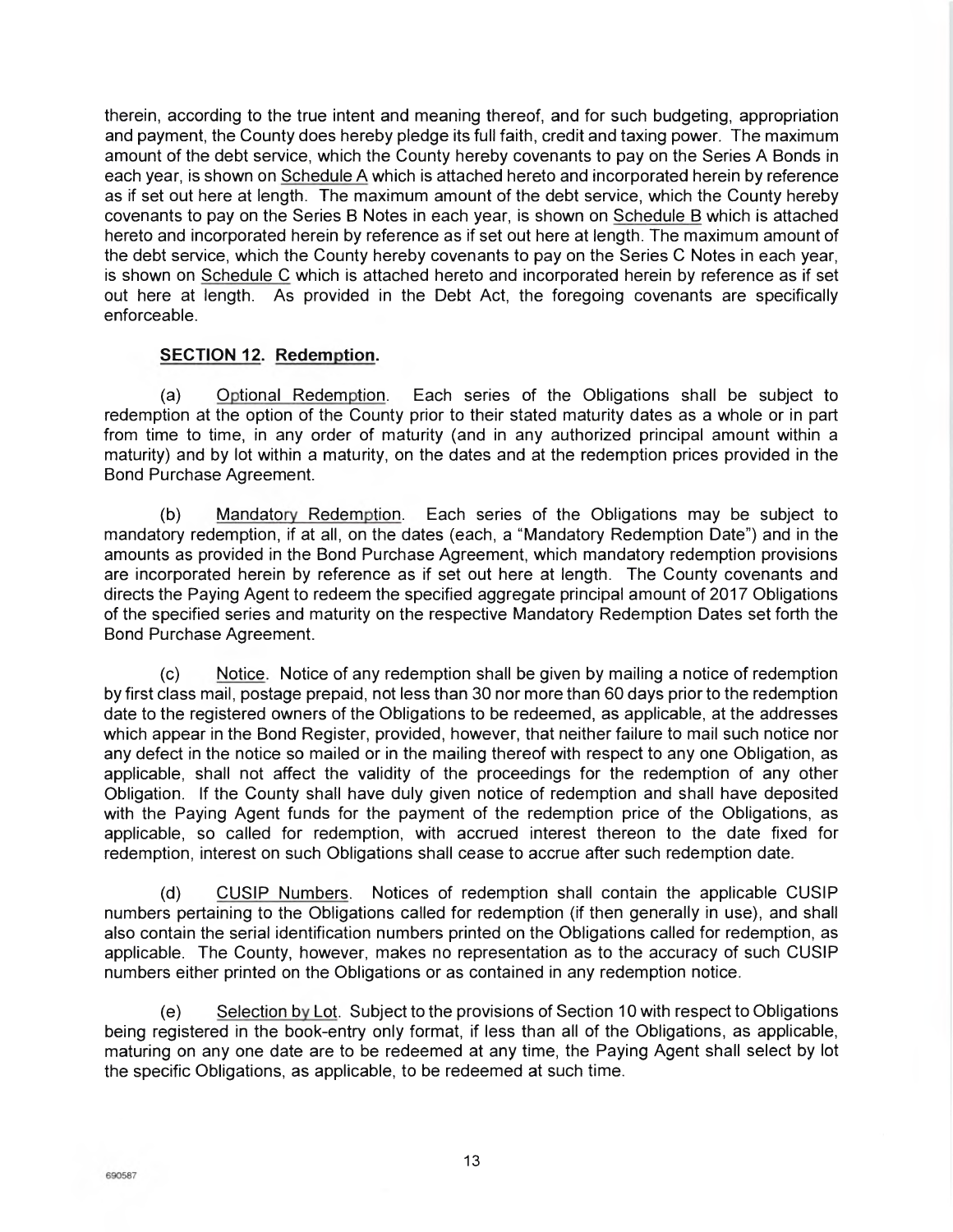therein, according to the true intent and meaning thereof, and for such budgeting, appropriation and payment, the County does hereby pledge its full faith, credit and taxing power. The maximum amount of the debt service, which the County hereby covenants to pay on the Series A Bonds in each year, is shown on Schedule A which is attached hereto and incorporated herein by reference as if set out here at length. The maximum amount of the debt service, which the County hereby covenants to pay on the Series B Notes in each year, is shown on Schedule B which is attached hereto and incorporated herein by reference as if set out here at length. The maximum amount of the debt service, which the County hereby covenants to pay on the Series C Notes in each year, is shown on Schedule C which is attached hereto and incorporated herein by reference as if set out here at length. As provided in the Debt Act, the foregoing covenants are specifically enforceable.

**SECTION 12. Redemption.**

(a) Optional Redemption. Each series of the Obligations shall be subject to redemption at the option of the County prior to their stated maturity dates as a whole or in part from time to time, in any order of maturity (and in any authorized principal amount within a maturity) and by lot within a maturity, on the dates and at the redemption prices provided in the Bond Purchase Agreement.

(b) Mandatory Redemption. Each series of the Obligations may be subject to mandatory redemption, if at all, on the dates (each, a "Mandatory Redemption Date") and in the amounts as provided in the Bond Purchase Agreement, which mandatory redemption provisions are incorporated herein by reference as if set out here at length. The County covenants and directs the Paying Agent to redeem the specified aggregate principal amount of 2017 Obligations of the specified series and maturity on the respective Mandatory Redemption Dates set forth the Bond Purchase Agreement.

(c) Notice. Notice of any redemption shall be given by mailing a notice of redemption by first class mail, postage prepaid, not less than 30 nor more than 60 days prior to the redemption date to the registered owners of the Obligations to be redeemed, as applicable, at the addresses which appear in the Bond Register, provided, however, that neither failure to mail such notice nor any defect in the notice so mailed or in the mailing thereof with respect to any one Obligation, as applicable, shall not affect the validity of the proceedings for the redemption of any other Obligation. If the County shall have duly given notice of redemption and shall have deposited with the Paying Agent funds for the payment of the redemption price of the Obligations, as applicable, so called for redemption, with accrued interest thereon to the date fixed for redemption, interest on such Obligations shall cease to accrue after such redemption date.

(d) CUSIP Numbers. Notices of redemption shall contain the applicable CUSIP numbers pertaining to the Obligations called for redemption (if then generally in use), and shall also contain the serial identification numbers printed on the Obligations called for redemption, as applicable. The County, however, makes no representation as to the accuracy of such CUSIP numbers either printed on the Obligations or as contained in any redemption notice.

(e) Selection by Lot. Subject to the provisions of Section 10 with respect to Obligations being registered in the book-entry only format, if less than all of the Obligations, as applicable, maturing on any one date are to be redeemed at any time, the Paying Agent shall select by lot the specific Obligations, as applicable, to be redeemed at such time.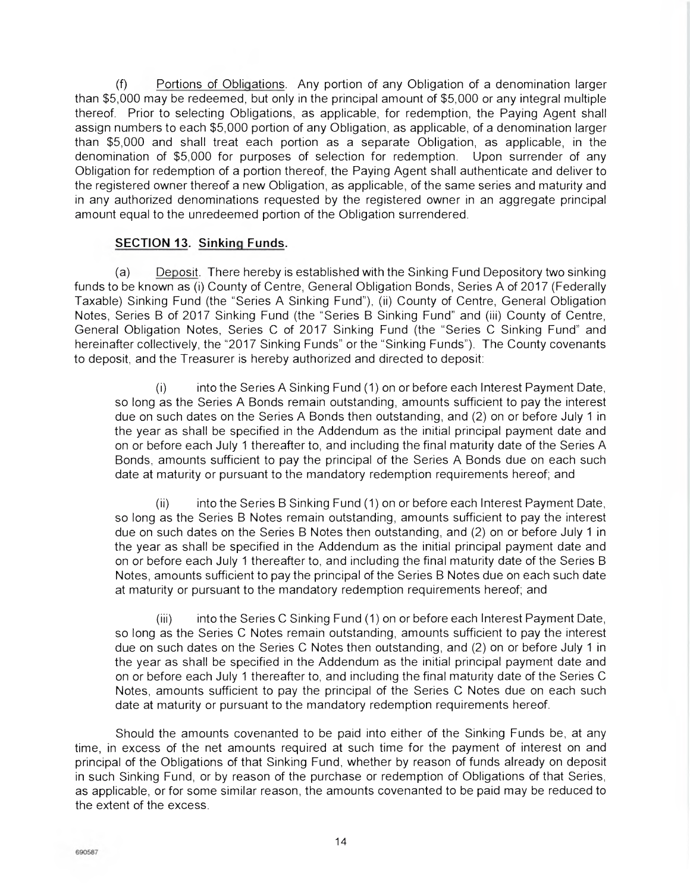(f) Portions of Obligations. Any portion of any Obligation of a denomination larger than $5,000 may be redeemed, but only in the principal amount of $5,000 or any integral multiple thereof. Prior to selecting Obligations, as applicable, for redemption, the Paying Agent shall assign numbers to each $5,000 portion of any Obligation, as applicable, of a denomination larger than $5,000 and shall treat each portion as a separate Obligation, as applicable, in the denomination of $5,000 for purposes of selection for redemption. Upon surrender of any Obligation for redemption of a portion thereof, the Paying Agent shall authenticate and deliver to the registered owner thereof a new Obligation, as applicable, of the same series and maturity and in any authorized denominations requested by the registered owner in an aggregate principal amount equal to the unredeemed portion of the Obligation surrendered.

## SECTION 13. Sinking Funds.

(a) Deposit. There hereby is established with the Sinking Fund Depository two sinking funds to be known as (i) County of Centre, General Obligation Bonds, Series A of 2017 (Federally Taxable) Sinking Fund (the "Series A Sinking Fund"), (ii) County of Centre, General Obligation Notes, Series B of 2017 Sinking Fund (the "Series B Sinking Fund" and (iii) County of Centre, General Obligation Notes, Series C of 2017 Sinking Fund (the "Series C Sinking Fund" and hereinafter collectively, the "2017 Sinking Funds" or the "Sinking Funds"). The County covenants to deposit, and the Treasurer is hereby authorized and directed to deposit:

(i) into the Series A Sinking Fund (1) on or before each Interest Payment Date, so long as the Series A Bonds remain outstanding, amounts sufficient to pay the interest due on such dates on the Series A Bonds then outstanding, and (2) on or before July 1 in the year as shall be specified in the Addendum as the initial principal payment date and on or before each July 1 thereafter to, and including the final maturity date of the Series A Bonds, amounts sufficient to pay the principal of the Series A Bonds due on each such date at maturity or pursuant to the mandatory redemption requirements hereof; and

(ii) into the Series B Sinking Fund (1) on or before each Interest Payment Date, so long as the Series B Notes remain outstanding, amounts sufficient to pay the interest due on such dates on the Series B Notes then outstanding, and (2) on or before July 1 in the year as shall be specified in the Addendum as the initial principal payment date and on or before each July 1 thereafter to, and including the final maturity date of the Series B Notes, amounts sufficient to pay the principal of the Series B Notes due on each such date at maturity or pursuant to the mandatory redemption requirements hereof; and

(iii) into the Series C Sinking Fund (1) on or before each Interest Payment Date, so long as the Series C Notes remain outstanding, amounts sufficient to pay the interest due on such dates on the Series C Notes then outstanding, and (2) on or before July 1 in the year as shall be specified in the Addendum as the initial principal payment date and on or before each July 1 thereafter to, and including the final maturity date of the Series C Notes, amounts sufficient to pay the principal of the Series C Notes due on each such date at maturity or pursuant to the mandatory redemption requirements hereof.

Should the amounts covenanted to be paid into either of the Sinking Funds be, at any time, in excess of the net amounts required at such time for the payment of interest on and principal of the Obligations of that Sinking Fund, whether by reason of funds already on deposit in such Sinking Fund, or by reason of the purchase or redemption of Obligations of that Series, as applicable, or for some similar reason, the amounts covenanted to be paid may be reduced to the extent of the excess.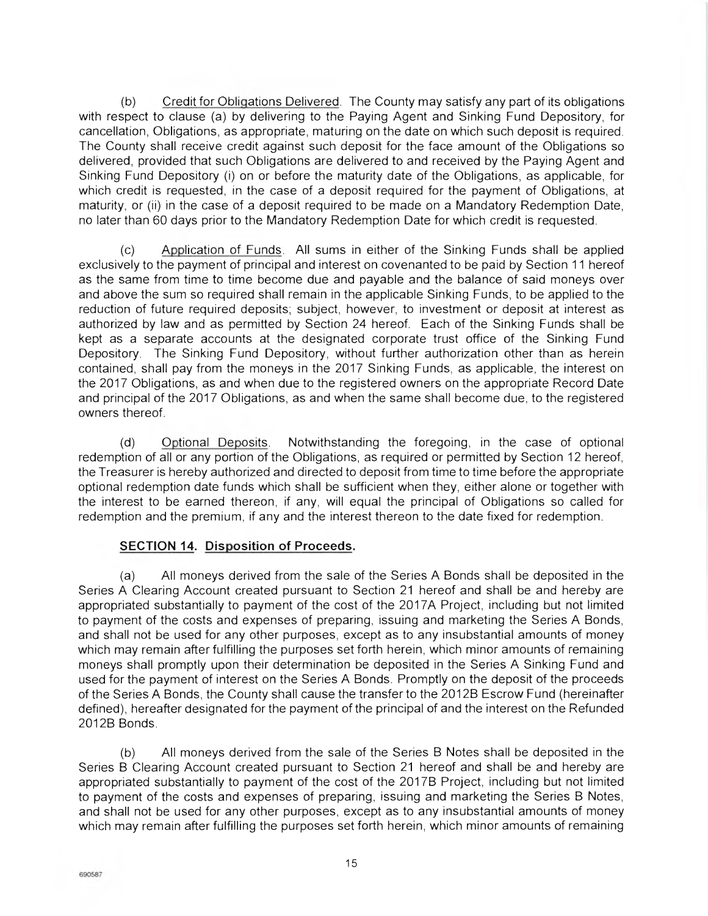(b) Credit for Obligations Delivered. The County may satisfy any part of its obligations with respect to clause (a) by delivering to the Paying Agent and Sinking Fund Depository, for cancellation, Obligations, as appropriate, maturing on the date on which such deposit is required. The County shall receive credit against such deposit for the face amount of the Obligations so delivered, provided that such Obligations are delivered to and received by the Paying Agent and Sinking Fund Depository (i) on or before the maturity date of the Obligations, as applicable, for which credit is requested, in the case of a deposit required for the payment of Obligations, at maturity, or (ii) in the case of a deposit required to be made on a Mandatory Redemption Date, no later than 60 days prior to the Mandatory Redemption Date for which credit is requested.

(c) Application of Funds. All sums in either of the Sinking Funds shall be applied exclusively to the payment of principal and interest on covenanted to be paid by Section 11 hereof as the same from time to time become due and payable and the balance of said moneys over and above the sum so required shall remain in the applicable Sinking Funds, to be applied to the reduction of future required deposits; subject, however, to investment or deposit at interest as authorized by law and as permitted by Section 24 hereof. Each of the Sinking Funds shall be kept as a separate accounts at the designated corporate trust office of the Sinking Fund Depository. The Sinking Fund Depository, without further authorization other than as herein contained, shall pay from the moneys in the 2017 Sinking Funds, as applicable, the interest on the 2017 Obligations, as and when due to the registered owners on the appropriate Record Date and principal of the 2017 Obligations, as and when the same shall become due, to the registered owners thereof.

(d) Optional Deposits. Notwithstanding the foregoing, in the case of optional redemption of all or any portion of the Obligations, as required or permitted by Section 12 hereof, the Treasurer is hereby authorized and directed to deposit from time to time before the appropriate optional redemption date funds which shall be sufficient when they, either alone or together with the interest to be earned thereon, if any, will equal the principal of Obligations so called for redemption and the premium, if any and the interest thereon to the date fixed for redemption.

**SECTION 14. Disposition of Proceeds.**

(a) All moneys derived from the sale of the Series A Bonds shall be deposited in the Series A Clearing Account created pursuant to Section 21 hereof and shall be and hereby are appropriated substantially to payment of the cost of the 2017A Project, including but not limited to payment of the costs and expenses of preparing, issuing and marketing the Series A Bonds, and shall not be used for any other purposes, except as to any insubstantial amounts of money which may remain after fulfilling the purposes set forth herein, which minor amounts of remaining moneys shall promptly upon their determination be deposited in the Series A Sinking Fund and used for the payment of interest on the Series A Bonds. Promptly on the deposit of the proceeds of the Series A Bonds, the County shall cause the transfer to the 2012B Escrow Fund (hereinafter defined), hereafter designated for the payment of the principal of and the interest on the Refunded 2012B Bonds.

(b) All moneys derived from the sale of the Series B Notes shall be deposited in the Series B Clearing Account created pursuant to Section 21 hereof and shall be and hereby are appropriated substantially to payment of the cost of the 2017B Project, including but not limited to payment of the costs and expenses of preparing, issuing and marketing the Series B Notes, and shall not be used for any other purposes, except as to any insubstantial amounts of money which may remain after fulfilling the purposes set forth herein, which minor amounts of remaining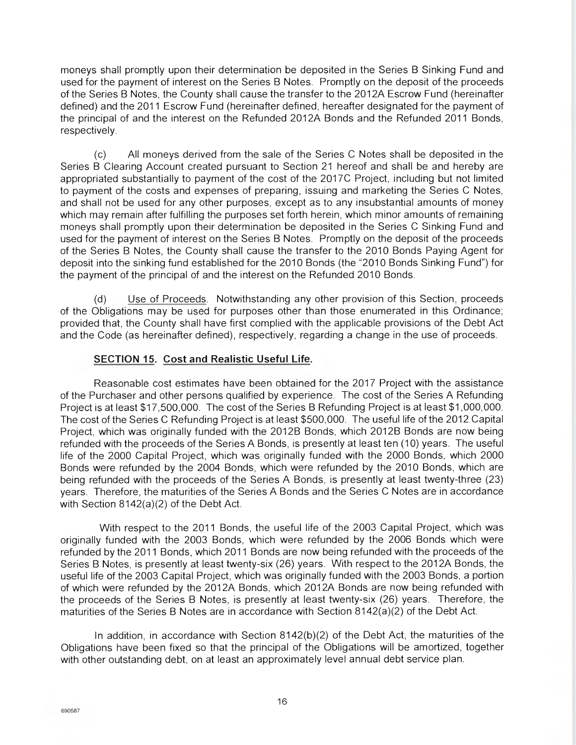moneys shall promptly upon their determination be deposited in the Series B Sinking Fund and used for the payment of interest on the Series B Notes. Promptly on the deposit of the proceeds of the Series B Notes, the County shall cause the transfer to the 2012A Escrow Fund (hereinafter defined) and the 2011 Escrow Fund (hereinafter defined, hereafter designated for the payment of the principal of and the interest on the Refunded 2012A Bonds and the Refunded 2011 Bonds, respectively.

(c) All moneys derived from the sale of the Series C Notes shall be deposited in the Series B Clearing Account created pursuant to Section 21 hereof and shall be and hereby are appropriated substantially to payment of the cost of the 2017C Project, including but not limited to payment of the costs and expenses of preparing, issuing and marketing the Series C Notes, and shall not be used for any other purposes, except as to any insubstantial amounts of money which may remain after fulfilling the purposes set forth herein, which minor amounts of remaining moneys shall promptly upon their determination be deposited in the Series C Sinking Fund and used for the payment of interest on the Series B Notes. Promptly on the deposit of the proceeds of the Series B Notes, the County shall cause the transfer to the 2010 Bonds Paying Agent for deposit into the sinking fund established for the 2010 Bonds (the "2010 Bonds Sinking Fund") for the payment of the principal of and the interest on the Refunded 2010 Bonds.

(d) Use of Proceeds. Notwithstanding any other provision of this Section, proceeds of the Obligations may be used for purposes other than those enumerated in this Ordinance; provided that, the County shall have first complied with the applicable provisions of the Debt Act and the Code (as hereinafter defined), respectively, regarding a change in the use of proceeds.

**SECTION 15. Cost and Realistic Useful Life.**

Reasonable cost estimates have been obtained for the 2017 Project with the assistance of the Purchaser and other persons qualified by experience. The cost of the Series A Refunding Project is at least $17,500,000. The cost of the Series B Refunding Project is at least $1,000,000. The cost of the Series C Refunding Project is at least $500,000. The useful life of the 2012 Capital Project, which was originally funded with the 2012B Bonds, which 2012B Bonds are now being refunded with the proceeds of the Series A Bonds, is presently at least ten (10) years. The useful life of the 2000 Capital Project, which was originally funded with the 2000 Bonds, which 2000 Bonds were refunded by the 2004 Bonds, which were refunded by the 2010 Bonds, which are being refunded with the proceeds of the Series A Bonds, is presently at least twenty-three (23) years. Therefore, the maturities of the Series A Bonds and the Series C Notes are in accordance with Section 8142(a)(2) of the Debt Act.

With respect to the 2011 Bonds, the useful life of the 2003 Capital Project, which was originally funded with the 2003 Bonds, which were refunded by the 2006 Bonds which were refunded by the 2011 Bonds, which 2011 Bonds are now being refunded with the proceeds of the Series B Notes, is presently at least twenty-six (26) years. With respect to the 2012A Bonds, the useful life of the 2003 Capital Project, which was originally funded with the 2003 Bonds, a portion of which were refunded by the 2012A Bonds, which 2012A Bonds are now being refunded with the proceeds of the Series B Notes, is presently at least twenty-six (26) years. Therefore, the maturities of the Series B Notes are in accordance with Section 8142(a)(2) of the Debt Act.

In addition, in accordance with Section 8142(b)(2) of the Debt Act, the maturities of the Obligations have been fixed so that the principal of the Obligations will be amortized, together with other outstanding debt, on at least an approximately level annual debt service plan.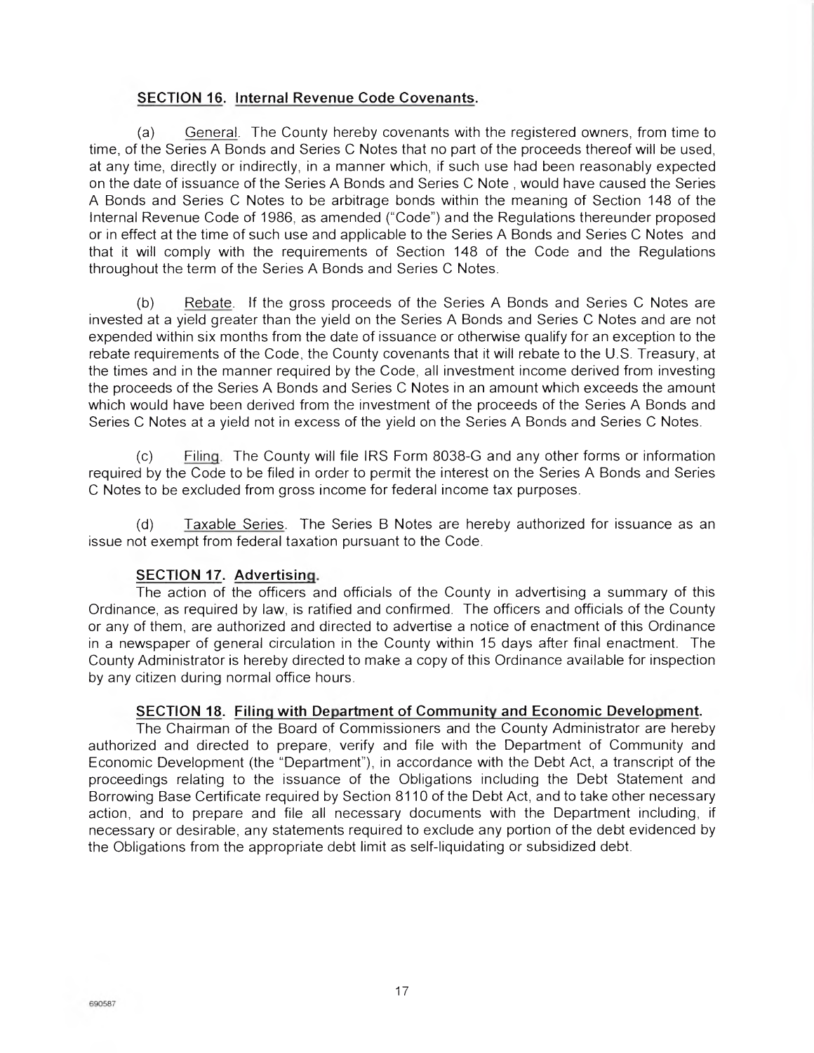**SECTION 16. Internal Revenue Code Covenants.**

(a) General. The County hereby covenants with the registered owners, from time to time, of the Series A Bonds and Series C Notes that no part of the proceeds thereof will be used, at any time, directly or indirectly, in a manner which, if such use had been reasonably expected on the date of issuance of the Series A Bonds and Series C Note , would have caused the Series A Bonds and Series C Notes to be arbitrage bonds within the meaning of Section 148 of the Internal Revenue Code of 1986, as amended ("Code") and the Regulations thereunder proposed or in effect at the time of such use and applicable to the Series A Bonds and Series C Notes and that it will comply with the requirements of Section 148 of the Code and the Regulations throughout the term of the Series A Bonds and Series C Notes.

(b) Rebate. If the gross proceeds of the Series A Bonds and Series C Notes are invested at a yield greater than the yield on the Series A Bonds and Series C Notes and are not expended within six months from the date of issuance or otherwise qualify for an exception to the rebate requirements of the Code, the County covenants that it will rebate to the U.S. Treasury, at the times and in the manner required by the Code, all investment income derived from investing the proceeds of the Series A Bonds and Series C Notes in an amount which exceeds the amount which would have been derived from the investment of the proceeds of the Series A Bonds and Series C Notes at a yield not in excess of the yield on the Series A Bonds and Series C Notes.

(c) Filing. The County will file IRS Form 8038-G and any other forms or information required by the Code to be filed in order to permit the interest on the Series A Bonds and Series C Notes to be excluded from gross income for federal income tax purposes.

(d) Taxable Series. The Series B Notes are hereby authorized for issuance as an issue not exempt from federal taxation pursuant to the Code.

**SECTION 17. Advertising.**

The action of the officers and officials of the County in advertising a summary of this Ordinance, as required by law, is ratified and confirmed. The officers and officials of the County or any of them, are authorized and directed to advertise a notice of enactment of this Ordinance in a newspaper of general circulation in the County within 15 days after final enactment. The County Administrator is hereby directed to make a copy of this Ordinance available for inspection by any citizen during normal office hours.

**SECTION 18. Filing with Department of Community and Economic Development.**

The Chairman of the Board of Commissioners and the County Administrator are hereby authorized and directed to prepare, verify and file with the Department of Community and Economic Development (the "Department"), in accordance with the Debt Act, a transcript of the proceedings relating to the issuance of the Obligations including the Debt Statement and Borrowing Base Certificate required by Section 8110 of the Debt Act, and to take other necessary action, and to prepare and file all necessary documents with the Department including, if necessary or desirable, any statements required to exclude any portion of the debt evidenced by the Obligations from the appropriate debt limit as self-liquidating or subsidized debt.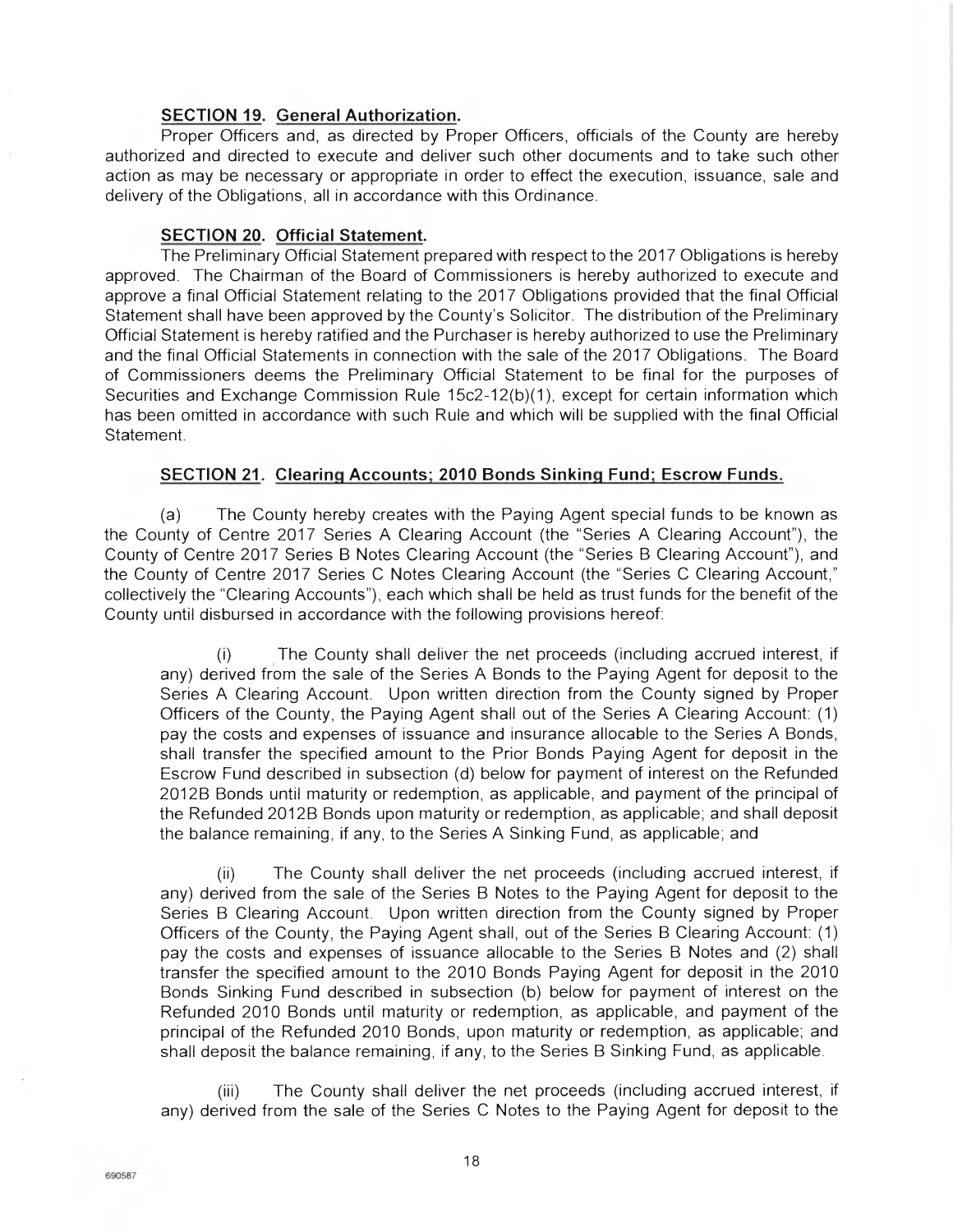**SECTION 19. General Authorization.**

Proper Officers and, as directed by Proper Officers, officials of the County are hereby authorized and directed to execute and deliver such other documents and to take such other action as may be necessary or appropriate in order to effect the execution, issuance, sale and delivery of the Obligations, all in accordance with this Ordinance.

**SECTION 20. Official Statement.**

The Preliminary Official Statement prepared with respect to the 2017 Obligations is hereby approved. The Chairman of the Board of Commissioners is hereby authorized to execute and approve a final Official Statement relating to the 2017 Obligations provided that the final Official Statement shall have been approved by the County's Solicitor. The distribution of the Preliminary Official Statement is hereby ratified and the Purchaser is hereby authorized to use the Preliminary and the final Official Statements in connection with the sale of the 2017 Obligations. The Board of Commissioners deems the Preliminary Official Statement to be final for the purposes of Securities and Exchange Commission Rule 15c2-12(b)(1), except for certain information which has been omitted in accordance with such Rule and which will be supplied with the final Official Statement.

**SECTION 21. Clearing Accounts; 2010 Bonds Sinking Fund; Escrow Funds.**

(a) The County hereby creates with the Paying Agent special funds to be known as the County of Centre 2017 Series A Clearing Account (the "Series A Clearing Account"), the County of Centre 2017 Series B Notes Clearing Account (the "Series B Clearing Account"), and the County of Centre 2017 Series C Notes Clearing Account (the "Series C Clearing Account," collectively the "Clearing Accounts"), each which shall be held as trust funds for the benefit of the County until disbursed in accordance with the following provisions hereof:

(i) The County shall deliver the net proceeds (including accrued interest, if any) derived from the sale of the Series A Bonds to the Paying Agent for deposit to the Series A Clearing Account. Upon written direction from the County signed by Proper Officers of the County, the Paying Agent shall out of the Series A Clearing Account: (1) pay the costs and expenses of issuance and insurance allocable to the Series A Bonds, shall transfer the specified amount to the Prior Bonds Paying Agent for deposit in the Escrow Fund described in subsection (d) below for payment of interest on the Refunded 2012B Bonds until maturity or redemption, as applicable, and payment of the principal of the Refunded 2012B Bonds upon maturity or redemption, as applicable; and shall deposit the balance remaining, if any, to the Series A Sinking Fund, as applicable; and

(ii) The County shall deliver the net proceeds (including accrued interest, if any) derived from the sale of the Series B Notes to the Paying Agent for deposit to the Series B Clearing Account. Upon written direction from the County signed by Proper Officers of the County, the Paying Agent shall, out of the Series B Clearing Account: (1) pay the costs and expenses of issuance allocable to the Series B Notes and (2) shall transfer the specified amount to the 2010 Bonds Paying Agent for deposit in the 2010 Bonds Sinking Fund described in subsection (b) below for payment of interest on the Refunded 2010 Bonds until maturity or redemption, as applicable, and payment of the principal of the Refunded 2010 Bonds, upon maturity or redemption, as applicable; and shall deposit the balance remaining, if any, to the Series B Sinking Fund, as applicable.

(iii) The County shall deliver the net proceeds (including accrued interest, if any) derived from the sale of the Series C Notes to the Paying Agent for deposit to the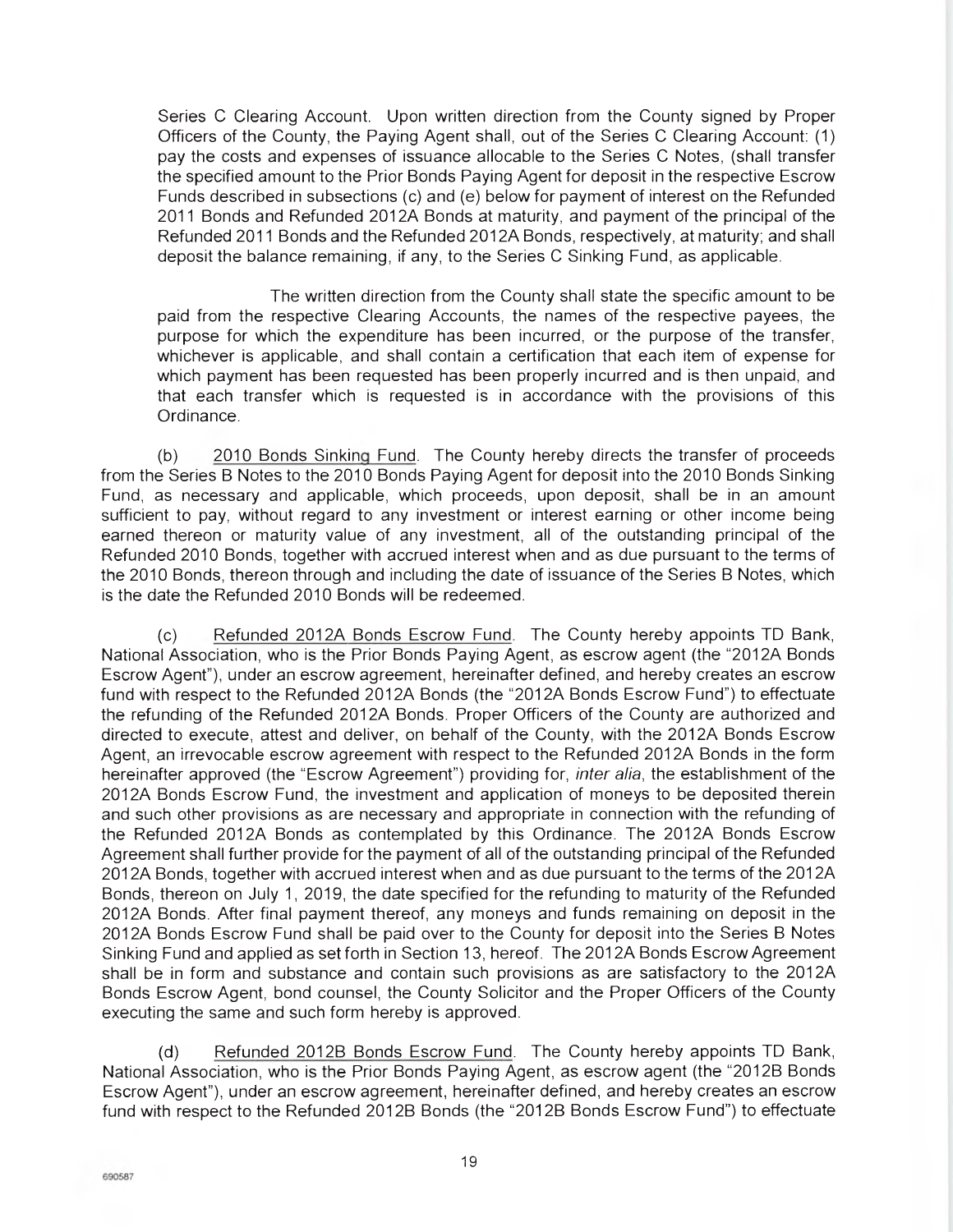Series C Clearing Account. Upon written direction from the County signed by Proper Officers of the County, the Paying Agent shall, out of the Series C Clearing Account: (1) pay the costs and expenses of issuance allocable to the Series C Notes, (shall transfer the specified amount to the Prior Bonds Paying Agent for deposit in the respective Escrow Funds described in subsections (c) and (e) below for payment of interest on the Refunded 2011 Bonds and Refunded 2012A Bonds at maturity, and payment of the principal of the Refunded 2011 Bonds and the Refunded 2012A Bonds, respectively, at maturity; and shall deposit the balance remaining, if any, to the Series C Sinking Fund, as applicable.

The written direction from the County shall state the specific amount to be paid from the respective Clearing Accounts, the names of the respective payees, the purpose for which the expenditure has been incurred, or the purpose of the transfer, whichever is applicable, and shall contain a certification that each item of expense for which payment has been requested has been properly incurred and is then unpaid, and that each transfer which is requested is in accordance with the provisions of this Ordinance.

(b) 2010 Bonds Sinking Fund. The County hereby directs the transfer of proceeds from the Series B Notes to the 2010 Bonds Paying Agent for deposit into the 2010 Bonds Sinking Fund, as necessary and applicable, which proceeds, upon deposit, shall be in an amount sufficient to pay, without regard to any investment or interest earning or other income being earned thereon or maturity value of any investment, all of the outstanding principal of the Refunded 2010 Bonds, together with accrued interest when and as due pursuant to the terms of the 2010 Bonds, thereon through and including the date of issuance of the Series B Notes, which is the date the Refunded 2010 Bonds will be redeemed.

(c) Refunded 2012A Bonds Escrow Fund. The County hereby appoints TD Bank, National Association, who is the Prior Bonds Paying Agent, as escrow agent (the "2012A Bonds Escrow Agent"), under an escrow agreement, hereinafter defined, and hereby creates an escrow fund with respect to the Refunded 2012A Bonds (the "2012A Bonds Escrow Fund") to effectuate the refunding of the Refunded 2012A Bonds. Proper Officers of the County are authorized and directed to execute, attest and deliver, on behalf of the County, with the 2012A Bonds Escrow Agent, an irrevocable escrow agreement with respect to the Refunded 2012A Bonds in the form hereinafter approved (the "Escrow Agreement") providing for, *inter alia*, the establishment of the 2012A Bonds Escrow Fund, the investment and application of moneys to be deposited therein and such other provisions as are necessary and appropriate in connection with the refunding of the Refunded 2012A Bonds as contemplated by this Ordinance. The 2012A Bonds Escrow Agreement shall further provide for the payment of all of the outstanding principal of the Refunded 2012A Bonds, together with accrued interest when and as due pursuant to the terms of the 2012A Bonds, thereon on July 1, 2019, the date specified for the refunding to maturity of the Refunded 2012A Bonds. After final payment thereof, any moneys and funds remaining on deposit in the 2012A Bonds Escrow Fund shall be paid over to the County for deposit into the Series B Notes Sinking Fund and applied as set forth in Section 13, hereof. The 2012A Bonds Escrow Agreement shall be in form and substance and contain such provisions as are satisfactory to the 2012A Bonds Escrow Agent, bond counsel, the County Solicitor and the Proper Officers of the County executing the same and such form hereby is approved.

(d) Refunded 2012B Bonds Escrow Fund. The County hereby appoints TD Bank, National Association, who is the Prior Bonds Paying Agent, as escrow agent (the "2012B Bonds Escrow Agent"), under an escrow agreement, hereinafter defined, and hereby creates an escrow fund with respect to the Refunded 2012B Bonds (the "2012B Bonds Escrow Fund") to effectuate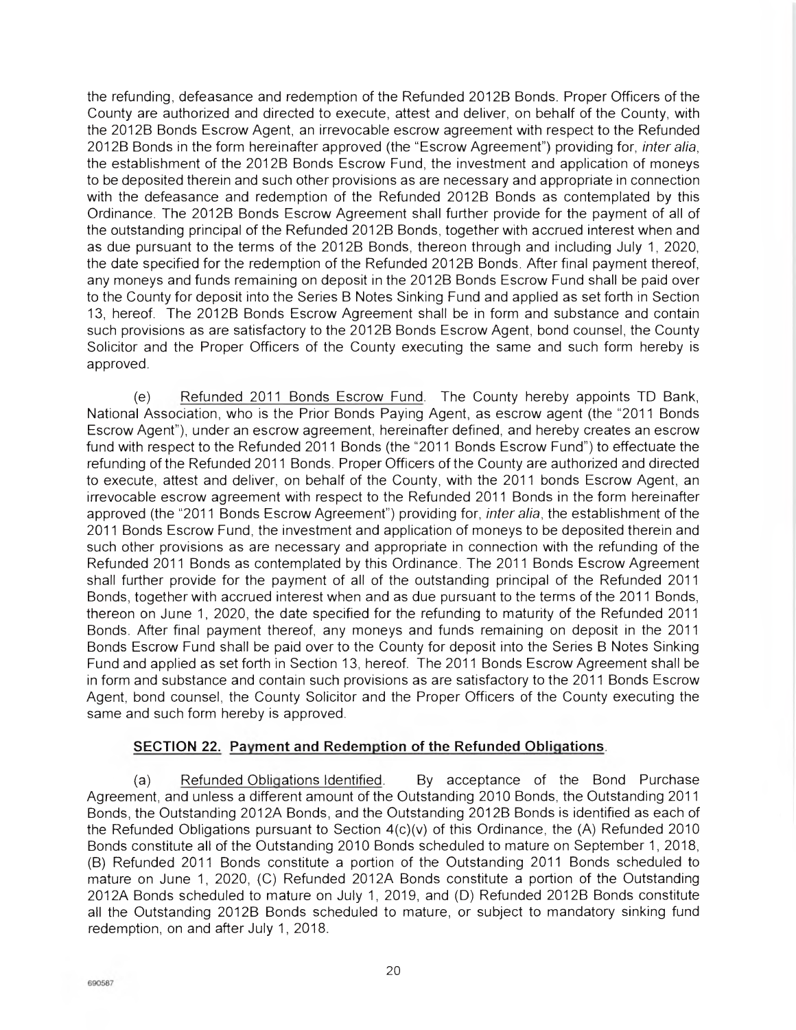the refunding, defeasance and redemption of the Refunded 2012B Bonds. Proper Officers of the County are authorized and directed to execute, attest and deliver, on behalf of the County, with the 2012B Bonds Escrow Agent, an irrevocable escrow agreement with respect to the Refunded 2012B Bonds in the form hereinafter approved (the "Escrow Agreement") providing for, *inter alia*, the establishment of the 2012B Bonds Escrow Fund, the investment and application of moneys to be deposited therein and such other provisions as are necessary and appropriate in connection with the defeasance and redemption of the Refunded 2012B Bonds as contemplated by this Ordinance. The 2012B Bonds Escrow Agreement shall further provide for the payment of all of the outstanding principal of the Refunded 2012B Bonds, together with accrued interest when and as due pursuant to the terms of the 2012B Bonds, thereon through and including July 1, 2020, the date specified for the redemption of the Refunded 2012B Bonds. After final payment thereof, any moneys and funds remaining on deposit in the 2012B Bonds Escrow Fund shall be paid over to the County for deposit into the Series B Notes Sinking Fund and applied as set forth in Section 13, hereof. The 2012B Bonds Escrow Agreement shall be in form and substance and contain such provisions as are satisfactory to the 2012B Bonds Escrow Agent, bond counsel, the County Solicitor and the Proper Officers of the County executing the same and such form hereby is approved.

(e) Refunded 2011 Bonds Escrow Fund. The County hereby appoints TD Bank, National Association, who is the Prior Bonds Paying Agent, as escrow agent (the "2011 Bonds Escrow Agent"), under an escrow agreement, hereinafter defined, and hereby creates an escrow fund with respect to the Refunded 2011 Bonds (the "2011 Bonds Escrow Fund") to effectuate the refunding of the Refunded 2011 Bonds. Proper Officers of the County are authorized and directed to execute, attest and deliver, on behalf of the County, with the 2011 bonds Escrow Agent, an irrevocable escrow agreement with respect to the Refunded 2011 Bonds in the form hereinafter approved (the "2011 Bonds Escrow Agreement") providing for, *inter alia*, the establishment of the 2011 Bonds Escrow Fund, the investment and application of moneys to be deposited therein and such other provisions as are necessary and appropriate in connection with the refunding of the Refunded 2011 Bonds as contemplated by this Ordinance. The 2011 Bonds Escrow Agreement shall further provide for the payment of all of the outstanding principal of the Refunded 2011 Bonds, together with accrued interest when and as due pursuant to the terms of the 2011 Bonds, thereon on June 1, 2020, the date specified for the refunding to maturity of the Refunded 2011 Bonds. After final payment thereof, any moneys and funds remaining on deposit in the 2011 Bonds Escrow Fund shall be paid over to the County for deposit into the Series B Notes Sinking Fund and applied as set forth in Section 13, hereof. The 2011 Bonds Escrow Agreement shall be in form and substance and contain such provisions as are satisfactory to the 2011 Bonds Escrow Agent, bond counsel, the County Solicitor and the Proper Officers of the County executing the same and such form hereby is approved.

## SECTION 22. Payment and Redemption of the Refunded Obligations.

(a) Refunded Obligations Identified. By acceptance of the Bond Purchase Agreement, and unless a different amount of the Outstanding 2010 Bonds, the Outstanding 2011 Bonds, the Outstanding 2012A Bonds, and the Outstanding 2012B Bonds is identified as each of the Refunded Obligations pursuant to Section 4(c)(v) of this Ordinance, the (A) Refunded 2010 Bonds constitute all of the Outstanding 2010 Bonds scheduled to mature on September 1, 2018, (B) Refunded 2011 Bonds constitute a portion of the Outstanding 2011 Bonds scheduled to mature on June 1, 2020, (C) Refunded 2012A Bonds constitute a portion of the Outstanding 2012A Bonds scheduled to mature on July 1, 2019, and (D) Refunded 2012B Bonds constitute all the Outstanding 2012B Bonds scheduled to mature, or subject to mandatory sinking fund redemption, on and after July 1, 2018.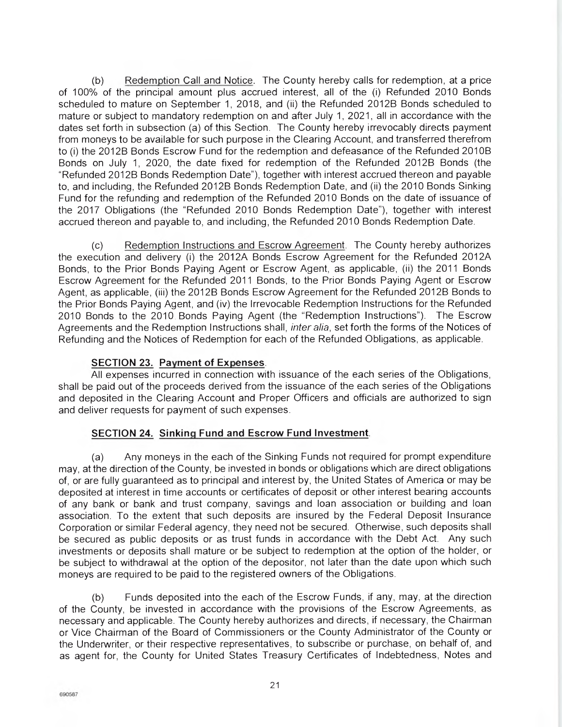(b) Redemption Call and Notice. The County hereby calls for redemption, at a price of 100% of the principal amount plus accrued interest, all of the (i) Refunded 2010 Bonds scheduled to mature on September 1, 2018, and (ii) the Refunded 2012B Bonds scheduled to mature or subject to mandatory redemption on and after July 1, 2021, all in accordance with the dates set forth in subsection (a) of this Section. The County hereby irrevocably directs payment from moneys to be available for such purpose in the Clearing Account, and transferred therefrom to (i) the 2012B Bonds Escrow Fund for the redemption and defeasance of the Refunded 2010B Bonds on July 1, 2020, the date fixed for redemption of the Refunded 2012B Bonds (the "Refunded 2012B Bonds Redemption Date"), together with interest accrued thereon and payable to, and including, the Refunded 2012B Bonds Redemption Date, and (ii) the 2010 Bonds Sinking Fund for the refunding and redemption of the Refunded 2010 Bonds on the date of issuance of the 2017 Obligations (the "Refunded 2010 Bonds Redemption Date"), together with interest accrued thereon and payable to, and including, the Refunded 2010 Bonds Redemption Date.

(c) Redemption Instructions and Escrow Agreement. The County hereby authorizes the execution and delivery (i) the 2012A Bonds Escrow Agreement for the Refunded 2012A Bonds, to the Prior Bonds Paying Agent or Escrow Agent, as applicable, (ii) the 2011 Bonds Escrow Agreement for the Refunded 2011 Bonds, to the Prior Bonds Paying Agent or Escrow Agent, as applicable, (iii) the 2012B Bonds Escrow Agreement for the Refunded 2012B Bonds to the Prior Bonds Paying Agent, and (iv) the Irrevocable Redemption Instructions for the Refunded 2010 Bonds to the 2010 Bonds Paying Agent (the "Redemption Instructions"). The Escrow Agreements and the Redemption Instructions shall, *inter alia*, set forth the forms of the Notices of Refunding and the Notices of Redemption for each of the Refunded Obligations, as applicable.

**SECTION 23. Payment of Expenses.**

All expenses incurred in connection with issuance of the each series of the Obligations, shall be paid out of the proceeds derived from the issuance of the each series of the Obligations and deposited in the Clearing Account and Proper Officers and officials are authorized to sign and deliver requests for payment of such expenses.

**SECTION 24. Sinking Fund and Escrow Fund Investment.**

(a) Any moneys in the each of the Sinking Funds not required for prompt expenditure may, at the direction of the County, be invested in bonds or obligations which are direct obligations of, or are fully guaranteed as to principal and interest by, the United States of America or may be deposited at interest in time accounts or certificates of deposit or other interest bearing accounts of any bank or bank and trust company, savings and loan association or building and loan association. To the extent that such deposits are insured by the Federal Deposit Insurance Corporation or similar Federal agency, they need not be secured. Otherwise, such deposits shall be secured as public deposits or as trust funds in accordance with the Debt Act. Any such investments or deposits shall mature or be subject to redemption at the option of the holder, or be subject to withdrawal at the option of the depositor, not later than the date upon which such moneys are required to be paid to the registered owners of the Obligations.

(b) Funds deposited into the each of the Escrow Funds, if any, may, at the direction of the County, be invested in accordance with the provisions of the Escrow Agreements, as necessary and applicable. The County hereby authorizes and directs, if necessary, the Chairman or Vice Chairman of the Board of Commissioners or the County Administrator of the County or the Underwriter, or their respective representatives, to subscribe or purchase, on behalf of, and as agent for, the County for United States Treasury Certificates of Indebtedness, Notes and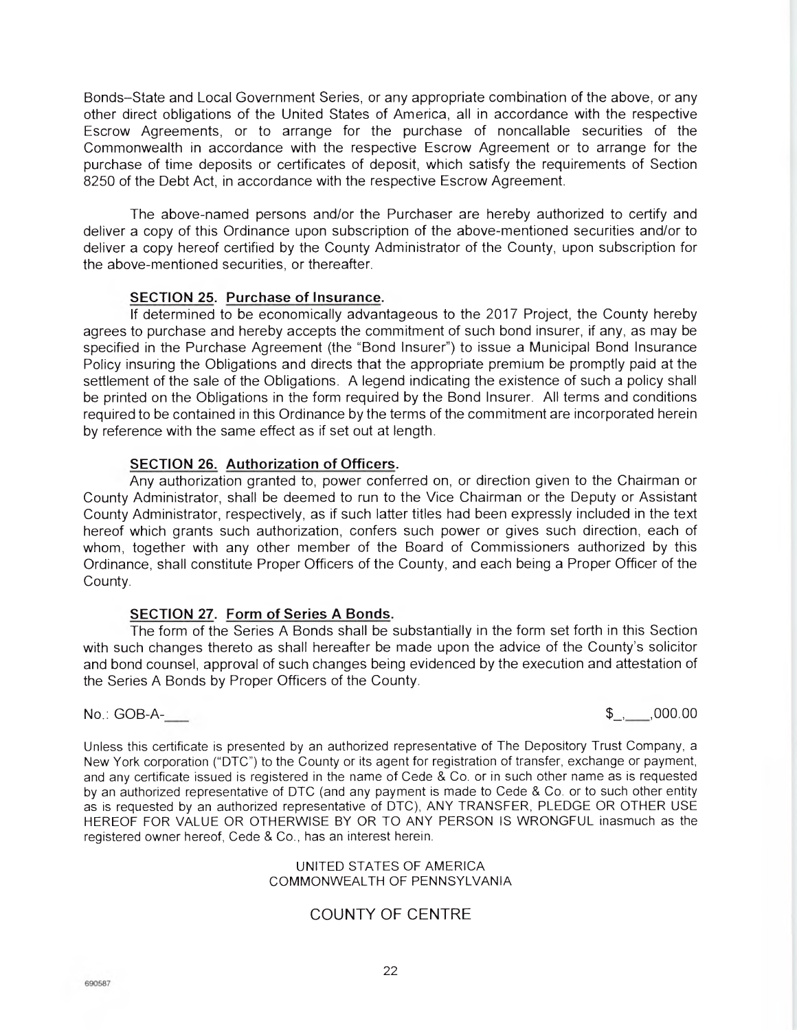Bonds–State and Local Government Series, or any appropriate combination of the above, or any other direct obligations of the United States of America, all in accordance with the respective Escrow Agreements, or to arrange for the purchase of noncallable securities of the Commonwealth in accordance with the respective Escrow Agreement or to arrange for the purchase of time deposits or certificates of deposit, which satisfy the requirements of Section 8250 of the Debt Act, in accordance with the respective Escrow Agreement.

The above-named persons and/or the Purchaser are hereby authorized to certify and deliver a copy of this Ordinance upon subscription of the above-mentioned securities and/or to deliver a copy hereof certified by the County Administrator of the County, upon subscription for the above-mentioned securities, or thereafter.

**SECTION 25. Purchase of Insurance.**

If determined to be economically advantageous to the 2017 Project, the County hereby agrees to purchase and hereby accepts the commitment of such bond insurer, if any, as may be specified in the Purchase Agreement (the "Bond Insurer") to issue a Municipal Bond Insurance Policy insuring the Obligations and directs that the appropriate premium be promptly paid at the settlement of the sale of the Obligations. A legend indicating the existence of such a policy shall be printed on the Obligations in the form required by the Bond Insurer. All terms and conditions required to be contained in this Ordinance by the terms of the commitment are incorporated herein by reference with the same effect as if set out at length.

**SECTION 26. Authorization of Officers.**

Any authorization granted to, power conferred on, or direction given to the Chairman or County Administrator, shall be deemed to run to the Vice Chairman or the Deputy or Assistant County Administrator, respectively, as if such latter titles had been expressly included in the text hereof which grants such authorization, confers such power or gives such direction, each of whom, together with any other member of the Board of Commissioners authorized by this Ordinance, shall constitute Proper Officers of the County, and each being a Proper Officer of the County.

**SECTION 27. Form of Series A Bonds.**

The form of the Series A Bonds shall be substantially in the form set forth in this Section with such changes thereto as shall hereafter be made upon the advice of the County's solicitor and bond counsel, approval of such changes being evidenced by the execution and attestation of the Series A Bonds by Proper Officers of the County.

No.: GOB-A-___ $_,___,000.00

Unless this certificate is presented by an authorized representative of The Depository Trust Company, a New York corporation ("DTC") to the County or its agent for registration of transfer, exchange or payment, and any certificate issued is registered in the name of Cede & Co. or in such other name as is requested by an authorized representative of DTC (and any payment is made to Cede & Co. or to such other entity as is requested by an authorized representative of DTC), ANY TRANSFER, PLEDGE OR OTHER USE HEREOF FOR VALUE OR OTHERWISE BY OR TO ANY PERSON IS WRONGFUL inasmuch as the registered owner hereof, Cede & Co., has an interest herein.

UNITED STATES OF AMERICA
COMMONWEALTH OF PENNSYLVANIA

COUNTY OF CENTRE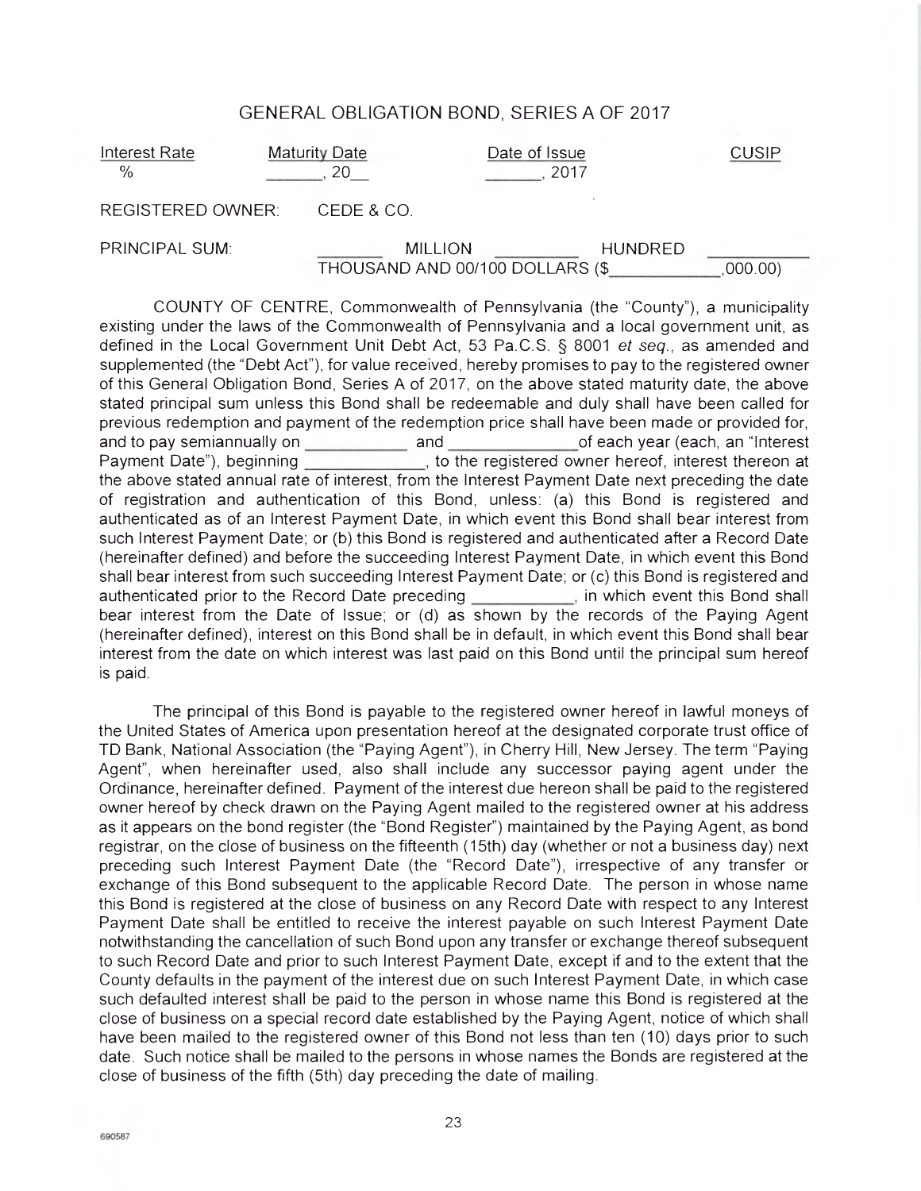## GENERAL OBLIGATION BOND, SERIES A OF 2017

| Interest Rate | Maturity Date | Date of Issue | CUSIP |
|---|---|---|---|
| % | _______, 20__ | _______, 2017 | |

REGISTERED OWNER: CEDE & CO.

PRINCIPAL SUM: _______ MILLION _________ HUNDRED ___________ THOUSAND AND 00/100 DOLLARS ($___________,000.00)

COUNTY OF CENTRE, Commonwealth of Pennsylvania (the "County"), a municipality existing under the laws of the Commonwealth of Pennsylvania and a local government unit, as defined in the Local Government Unit Debt Act, 53 Pa.C.S. § 8001 *et seq.*, as amended and supplemented (the "Debt Act"), for value received, hereby promises to pay to the registered owner of this General Obligation Bond, Series A of 2017, on the above stated maturity date, the above stated principal sum unless this Bond shall be redeemable and duly shall have been called for previous redemption and payment of the redemption price shall have been made or provided for, and to pay semiannually on ___________ and _____________ of each year (each, an "Interest Payment Date"), beginning _____________, to the registered owner hereof, interest thereon at the above stated annual rate of interest, from the Interest Payment Date next preceding the date of registration and authentication of this Bond, unless: (a) this Bond is registered and authenticated as of an Interest Payment Date, in which event this Bond shall bear interest from such Interest Payment Date; or (b) this Bond is registered and authenticated after a Record Date (hereinafter defined) and before the succeeding Interest Payment Date, in which event this Bond shall bear interest from such succeeding Interest Payment Date; or (c) this Bond is registered and authenticated prior to the Record Date preceding ___________, in which event this Bond shall bear interest from the Date of Issue; or (d) as shown by the records of the Paying Agent (hereinafter defined), interest on this Bond shall be in default, in which event this Bond shall bear interest from the date on which interest was last paid on this Bond until the principal sum hereof is paid.

The principal of this Bond is payable to the registered owner hereof in lawful moneys of the United States of America upon presentation hereof at the designated corporate trust office of TD Bank, National Association (the "Paying Agent"), in Cherry Hill, New Jersey. The term "Paying Agent", when hereinafter used, also shall include any successor paying agent under the Ordinance, hereinafter defined. Payment of the interest due hereon shall be paid to the registered owner hereof by check drawn on the Paying Agent mailed to the registered owner at his address as it appears on the bond register (the "Bond Register") maintained by the Paying Agent, as bond registrar, on the close of business on the fifteenth (15th) day (whether or not a business day) next preceding such Interest Payment Date (the "Record Date"), irrespective of any transfer or exchange of this Bond subsequent to the applicable Record Date. The person in whose name this Bond is registered at the close of business on any Record Date with respect to any Interest Payment Date shall be entitled to receive the interest payable on such Interest Payment Date notwithstanding the cancellation of such Bond upon any transfer or exchange thereof subsequent to such Record Date and prior to such Interest Payment Date, except if and to the extent that the County defaults in the payment of the interest due on such Interest Payment Date, in which case such defaulted interest shall be paid to the person in whose name this Bond is registered at the close of business on a special record date established by the Paying Agent, notice of which shall have been mailed to the registered owner of this Bond not less than ten (10) days prior to such date. Such notice shall be mailed to the persons in whose names the Bonds are registered at the close of business of the fifth (5th) day preceding the date of mailing.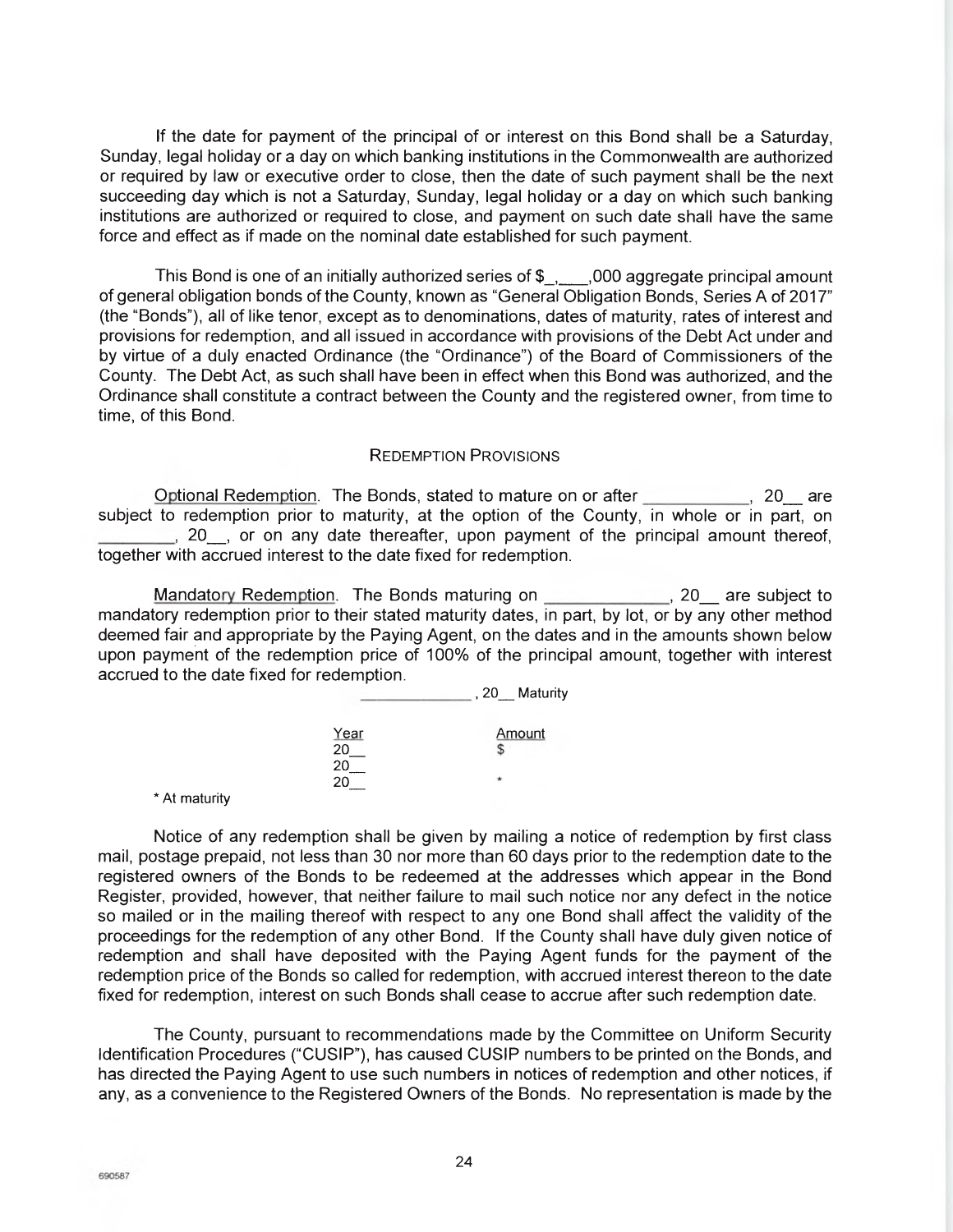If the date for payment of the principal of or interest on this Bond shall be a Saturday, Sunday, legal holiday or a day on which banking institutions in the Commonwealth are authorized or required by law or executive order to close, then the date of such payment shall be the next succeeding day which is not a Saturday, Sunday, legal holiday or a day on which such banking institutions are authorized or required to close, and payment on such date shall have the same force and effect as if made on the nominal date established for such payment.

This Bond is one of an initially authorized series of $_,____,000 aggregate principal amount of general obligation bonds of the County, known as "General Obligation Bonds, Series A of 2017" (the "Bonds"), all of like tenor, except as to denominations, dates of maturity, rates of interest and provisions for redemption, and all issued in accordance with provisions of the Debt Act under and by virtue of a duly enacted Ordinance (the "Ordinance") of the Board of Commissioners of the County. The Debt Act, as such shall have been in effect when this Bond was authorized, and the Ordinance shall constitute a contract between the County and the registered owner, from time to time, of this Bond.

REDEMPTION PROVISIONS

Optional Redemption. The Bonds, stated to mature on or after ___________, 20__ are subject to redemption prior to maturity, at the option of the County, in whole or in part, on ________, 20__, or on any date thereafter, upon payment of the principal amount thereof, together with accrued interest to the date fixed for redemption.

Mandatory Redemption. The Bonds maturing on ____________, 20__ are subject to mandatory redemption prior to their stated maturity dates, in part, by lot, or by any other method deemed fair and appropriate by the Paying Agent, on the dates and in the amounts shown below upon payment of the redemption price of 100% of the principal amount, together with interest accrued to the date fixed for redemption.

____________, 20__ Maturity

| Year | Amount |
|---|---|
| 20__ | $ |
| 20__ | |
| 20__ | * |

* At maturity

Notice of any redemption shall be given by mailing a notice of redemption by first class mail, postage prepaid, not less than 30 nor more than 60 days prior to the redemption date to the registered owners of the Bonds to be redeemed at the addresses which appear in the Bond Register, provided, however, that neither failure to mail such notice nor any defect in the notice so mailed or in the mailing thereof with respect to any one Bond shall affect the validity of the proceedings for the redemption of any other Bond. If the County shall have duly given notice of redemption and shall have deposited with the Paying Agent funds for the payment of the redemption price of the Bonds so called for redemption, with accrued interest thereon to the date fixed for redemption, interest on such Bonds shall cease to accrue after such redemption date.

The County, pursuant to recommendations made by the Committee on Uniform Security Identification Procedures ("CUSIP"), has caused CUSIP numbers to be printed on the Bonds, and has directed the Paying Agent to use such numbers in notices of redemption and other notices, if any, as a convenience to the Registered Owners of the Bonds. No representation is made by the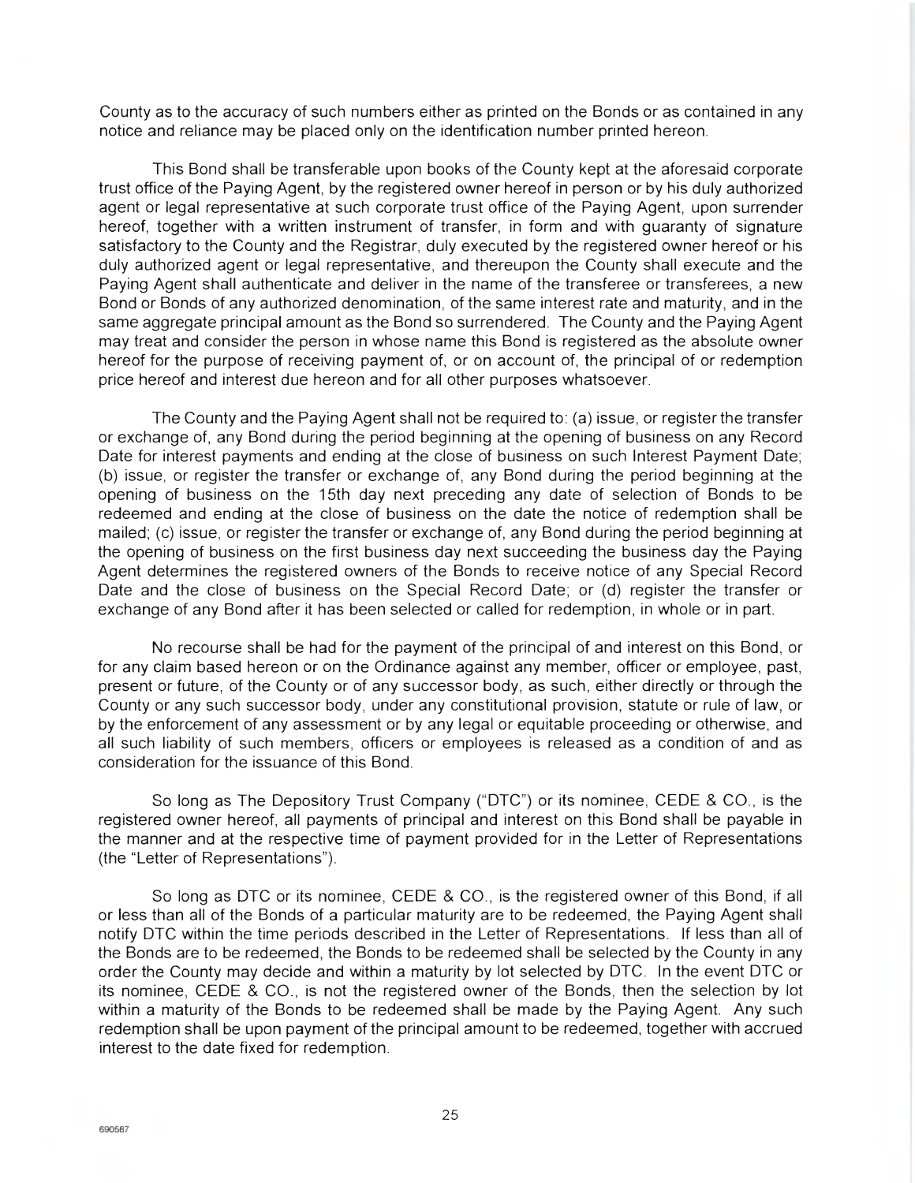County as to the accuracy of such numbers either as printed on the Bonds or as contained in any notice and reliance may be placed only on the identification number printed hereon.

This Bond shall be transferable upon books of the County kept at the aforesaid corporate trust office of the Paying Agent, by the registered owner hereof in person or by his duly authorized agent or legal representative at such corporate trust office of the Paying Agent, upon surrender hereof, together with a written instrument of transfer, in form and with guaranty of signature satisfactory to the County and the Registrar, duly executed by the registered owner hereof or his duly authorized agent or legal representative, and thereupon the County shall execute and the Paying Agent shall authenticate and deliver in the name of the transferee or transferees, a new Bond or Bonds of any authorized denomination, of the same interest rate and maturity, and in the same aggregate principal amount as the Bond so surrendered. The County and the Paying Agent may treat and consider the person in whose name this Bond is registered as the absolute owner hereof for the purpose of receiving payment of, or on account of, the principal of or redemption price hereof and interest due hereon and for all other purposes whatsoever.

The County and the Paying Agent shall not be required to: (a) issue, or register the transfer or exchange of, any Bond during the period beginning at the opening of business on any Record Date for interest payments and ending at the close of business on such Interest Payment Date; (b) issue, or register the transfer or exchange of, any Bond during the period beginning at the opening of business on the 15th day next preceding any date of selection of Bonds to be redeemed and ending at the close of business on the date the notice of redemption shall be mailed; (c) issue, or register the transfer or exchange of, any Bond during the period beginning at the opening of business on the first business day next succeeding the business day the Paying Agent determines the registered owners of the Bonds to receive notice of any Special Record Date and the close of business on the Special Record Date; or (d) register the transfer or exchange of any Bond after it has been selected or called for redemption, in whole or in part.

No recourse shall be had for the payment of the principal of and interest on this Bond, or for any claim based hereon or on the Ordinance against any member, officer or employee, past, present or future, of the County or of any successor body, as such, either directly or through the County or any such successor body, under any constitutional provision, statute or rule of law, or by the enforcement of any assessment or by any legal or equitable proceeding or otherwise, and all such liability of such members, officers or employees is released as a condition of and as consideration for the issuance of this Bond.

So long as The Depository Trust Company ("DTC") or its nominee, CEDE & CO., is the registered owner hereof, all payments of principal and interest on this Bond shall be payable in the manner and at the respective time of payment provided for in the Letter of Representations (the "Letter of Representations").

So long as DTC or its nominee, CEDE & CO., is the registered owner of this Bond, if all or less than all of the Bonds of a particular maturity are to be redeemed, the Paying Agent shall notify DTC within the time periods described in the Letter of Representations. If less than all of the Bonds are to be redeemed, the Bonds to be redeemed shall be selected by the County in any order the County may decide and within a maturity by lot selected by DTC. In the event DTC or its nominee, CEDE & CO., is not the registered owner of the Bonds, then the selection by lot within a maturity of the Bonds to be redeemed shall be made by the Paying Agent. Any such redemption shall be upon payment of the principal amount to be redeemed, together with accrued interest to the date fixed for redemption.

690587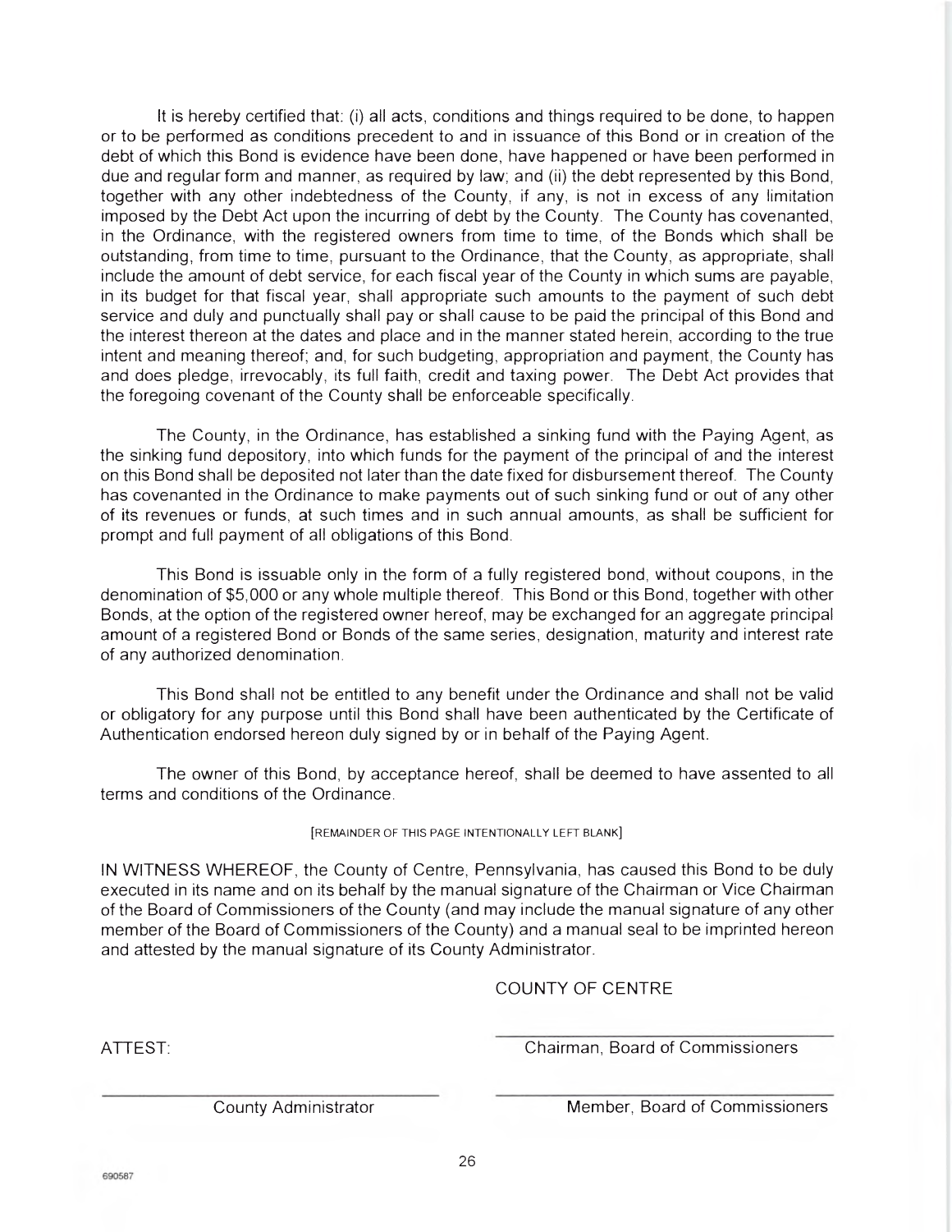It is hereby certified that: (i) all acts, conditions and things required to be done, to happen or to be performed as conditions precedent to and in issuance of this Bond or in creation of the debt of which this Bond is evidence have been done, have happened or have been performed in due and regular form and manner, as required by law; and (ii) the debt represented by this Bond, together with any other indebtedness of the County, if any, is not in excess of any limitation imposed by the Debt Act upon the incurring of debt by the County. The County has covenanted, in the Ordinance, with the registered owners from time to time, of the Bonds which shall be outstanding, from time to time, pursuant to the Ordinance, that the County, as appropriate, shall include the amount of debt service, for each fiscal year of the County in which sums are payable, in its budget for that fiscal year, shall appropriate such amounts to the payment of such debt service and duly and punctually shall pay or shall cause to be paid the principal of this Bond and the interest thereon at the dates and place and in the manner stated herein, according to the true intent and meaning thereof; and, for such budgeting, appropriation and payment, the County has and does pledge, irrevocably, its full faith, credit and taxing power. The Debt Act provides that the foregoing covenant of the County shall be enforceable specifically.

The County, in the Ordinance, has established a sinking fund with the Paying Agent, as the sinking fund depository, into which funds for the payment of the principal of and the interest on this Bond shall be deposited not later than the date fixed for disbursement thereof. The County has covenanted in the Ordinance to make payments out of such sinking fund or out of any other of its revenues or funds, at such times and in such annual amounts, as shall be sufficient for prompt and full payment of all obligations of this Bond.

This Bond is issuable only in the form of a fully registered bond, without coupons, in the denomination of $5,000 or any whole multiple thereof. This Bond or this Bond, together with other Bonds, at the option of the registered owner hereof, may be exchanged for an aggregate principal amount of a registered Bond or Bonds of the same series, designation, maturity and interest rate of any authorized denomination.

This Bond shall not be entitled to any benefit under the Ordinance and shall not be valid or obligatory for any purpose until this Bond shall have been authenticated by the Certificate of Authentication endorsed hereon duly signed by or in behalf of the Paying Agent.

The owner of this Bond, by acceptance hereof, shall be deemed to have assented to all terms and conditions of the Ordinance.

[REMAINDER OF THIS PAGE INTENTIONALLY LEFT BLANK]

IN WITNESS WHEREOF, the County of Centre, Pennsylvania, has caused this Bond to be duly executed in its name and on its behalf by the manual signature of the Chairman or Vice Chairman of the Board of Commissioners of the County (and may include the manual signature of any other member of the Board of Commissioners of the County) and a manual seal to be imprinted hereon and attested by the manual signature of its County Administrator.

COUNTY OF CENTRE

ATTEST:

\_\_\_\_\_\_\_\_\_\_\_\_\_\_\_\_\_\_\_\_\_\_\_\_\_\_\_\_
Chairman, Board of Commissioners

\_\_\_\_\_\_\_\_\_\_\_\_\_\_\_\_\_\_\_\_\_\_\_\_\_\_\_\_
County Administrator

\_\_\_\_\_\_\_\_\_\_\_\_\_\_\_\_\_\_\_\_\_\_\_\_\_\_\_\_
Member, Board of Commissioners

690587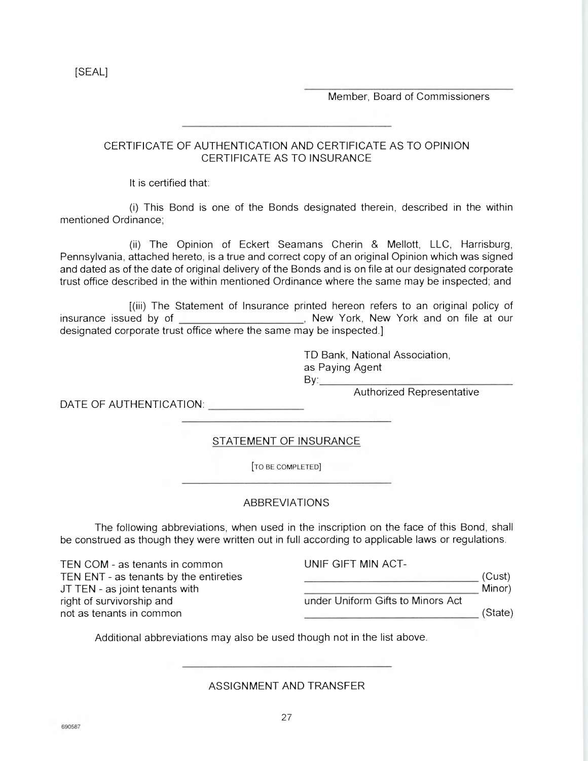[SEAL]

\_\_\_\_\_\_\_\_\_\_\_\_\_\_\_\_\_\_\_\_\_\_\_\_\_\_\_\_\_\_\_\_\_\_\_\_

Member, Board of Commissioners

---

CERTIFICATE OF AUTHENTICATION AND CERTIFICATE AS TO OPINION
CERTIFICATE AS TO INSURANCE

It is certified that:

(i) This Bond is one of the Bonds designated therein, described in the within mentioned Ordinance;

(ii) The Opinion of Eckert Seamans Cherin & Mellott, LLC, Harrisburg, Pennsylvania, attached hereto, is a true and correct copy of an original Opinion which was signed and dated as of the date of original delivery of the Bonds and is on file at our designated corporate trust office described in the within mentioned Ordinance where the same may be inspected; and

[(iii) The Statement of Insurance printed hereon refers to an original policy of insurance issued by of \_\_\_\_\_\_\_\_\_\_\_\_\_\_\_\_\_\_\_\_\_\_, New York, New York and on file at our designated corporate trust office where the same may be inspected.]

TD Bank, National Association,
as Paying Agent
By:\_\_\_\_\_\_\_\_\_\_\_\_\_\_\_\_\_\_\_\_\_\_\_\_\_\_\_\_\_\_\_\_
Authorized Representative

DATE OF AUTHENTICATION: \_\_\_\_\_\_\_\_\_\_\_\_\_\_\_\_

---

STATEMENT OF INSURANCE

[TO BE COMPLETED]

---

ABBREVIATIONS

The following abbreviations, when used in the inscription on the face of this Bond, shall be construed as though they were written out in full according to applicable laws or regulations.

TEN COM - as tenants in common
TEN ENT - as tenants by the entireties
JT TEN - as joint tenants with right of survivorship and not as tenants in common

UNIF GIFT MIN ACT-
\_\_\_\_\_\_\_\_\_\_\_\_\_\_\_\_\_\_\_\_\_\_\_\_\_\_\_\_\_\_\_\_ (Cust)
\_\_\_\_\_\_\_\_\_\_\_\_\_\_\_\_\_\_\_\_\_\_\_\_\_\_\_\_\_\_\_\_ Minor)
under Uniform Gifts to Minors Act
\_\_\_\_\_\_\_\_\_\_\_\_\_\_\_\_\_\_\_\_\_\_\_\_\_\_\_\_\_\_\_\_ (State)

Additional abbreviations may also be used though not in the list above.

---

ASSIGNMENT AND TRANSFER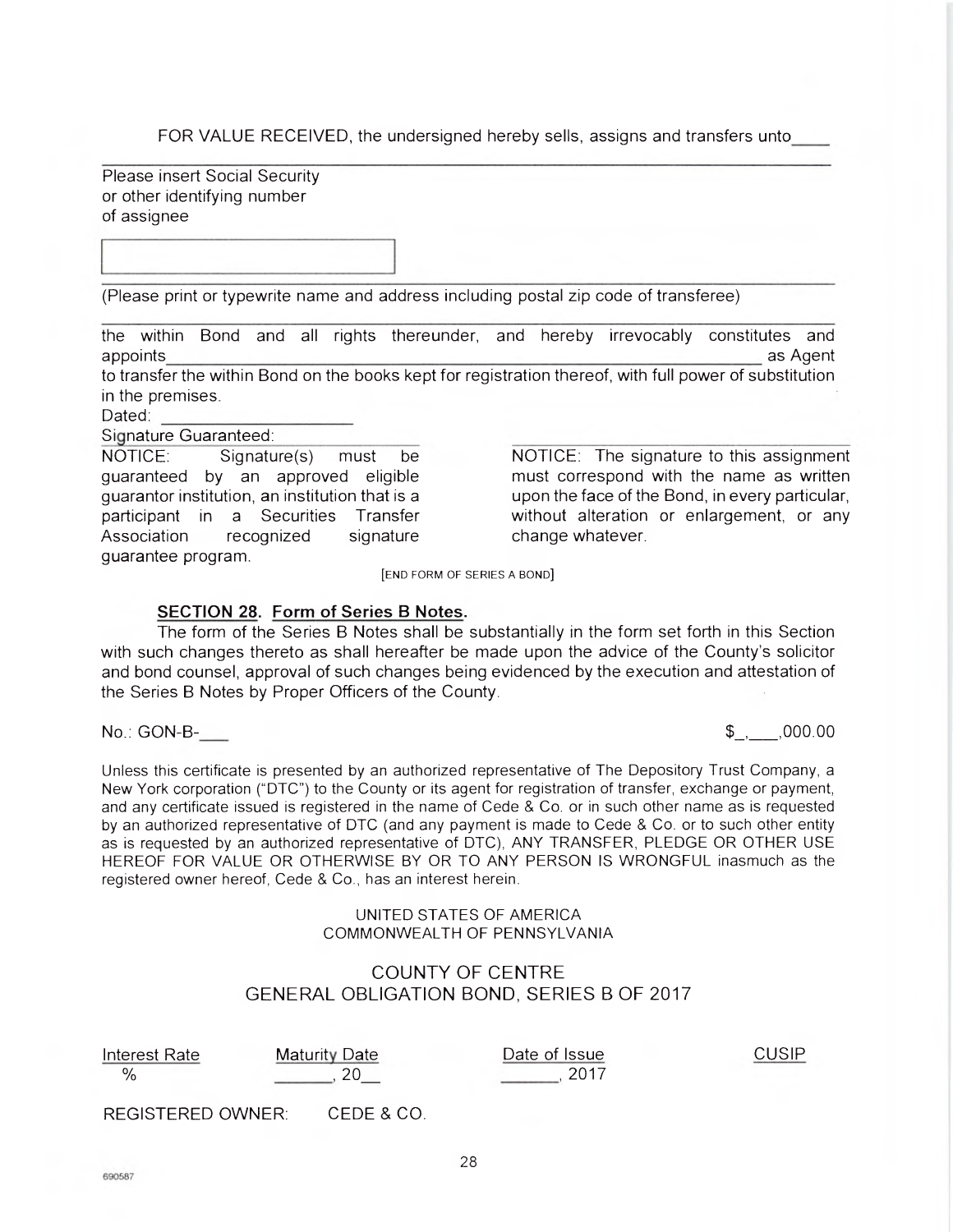FOR VALUE RECEIVED, the undersigned hereby sells, assigns and transfers unto____

______________________________________________________________________

Please insert Social Security
or other identifying number
of assignee

[                                        ]

______________________________________________________________________

(Please print or typewrite name and address including postal zip code of transferee)

______________________________________________________________________

the within Bond and all rights thereunder, and hereby irrevocably constitutes and appoints______________________________________________________________ as Agent to transfer the within Bond on the books kept for registration thereof, with full power of substitution in the premises.

Dated: ____________________

Signature Guaranteed:

NOTICE: Signature(s) must be guaranteed by an approved eligible guarantor institution, an institution that is a participant in a Securities Transfer Association recognized signature guarantee program.

NOTICE: The signature to this assignment must correspond with the name as written upon the face of the Bond, in every particular, without alteration or enlargement, or any change whatever.

[END FORM OF SERIES A BOND]

**SECTION 28. Form of Series B Notes.**

The form of the Series B Notes shall be substantially in the form set forth in this Section with such changes thereto as shall hereafter be made upon the advice of the County's solicitor and bond counsel, approval of such changes being evidenced by the execution and attestation of the Series B Notes by Proper Officers of the County.

No.: GON-B-___ $_,___,000.00

Unless this certificate is presented by an authorized representative of The Depository Trust Company, a New York corporation ("DTC") to the County or its agent for registration of transfer, exchange or payment, and any certificate issued is registered in the name of Cede & Co. or in such other name as is requested by an authorized representative of DTC (and any payment is made to Cede & Co. or to such other entity as is requested by an authorized representative of DTC), ANY TRANSFER, PLEDGE OR OTHER USE HEREOF FOR VALUE OR OTHERWISE BY OR TO ANY PERSON IS WRONGFUL inasmuch as the registered owner hereof, Cede & Co., has an interest herein.

UNITED STATES OF AMERICA
COMMONWEALTH OF PENNSYLVANIA

COUNTY OF CENTRE
GENERAL OBLIGATION BOND, SERIES B OF 2017

| Interest Rate | Maturity Date | Date of Issue | CUSIP |
|---|---|---|---|
| % | ______, 20__ | ______, 2017 | |

REGISTERED OWNER: CEDE & CO.

690587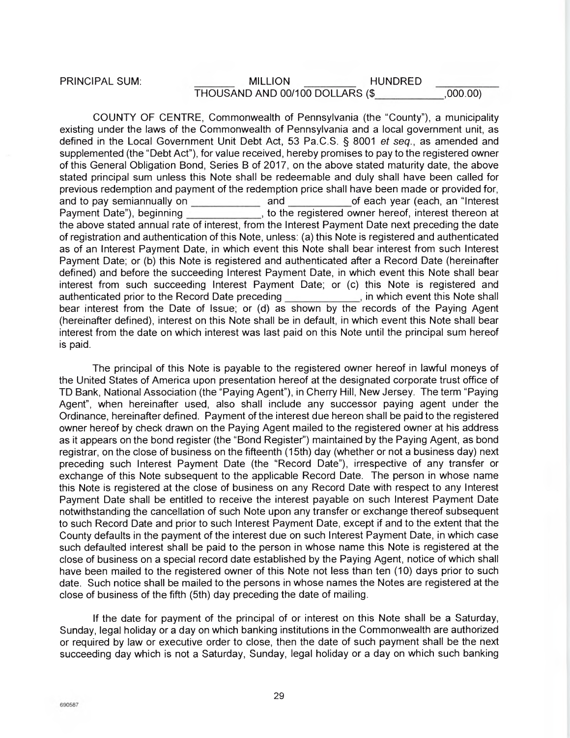PRINCIPAL SUM: \_\_\_\_\_\_\_ MILLION \_\_\_\_\_\_\_\_\_ HUNDRED \_\_\_\_\_\_\_\_\_\_\_ THOUSAND AND 00/100 DOLLARS ($\_\_\_\_\_\_\_\_\_\_\_\_,000.00)

COUNTY OF CENTRE, Commonwealth of Pennsylvania (the "County"), a municipality existing under the laws of the Commonwealth of Pennsylvania and a local government unit, as defined in the Local Government Unit Debt Act, 53 Pa.C.S. § 8001 *et seq.*, as amended and supplemented (the "Debt Act"), for value received, hereby promises to pay to the registered owner of this General Obligation Bond, Series B of 2017, on the above stated maturity date, the above stated principal sum unless this Note shall be redeemable and duly shall have been called for previous redemption and payment of the redemption price shall have been made or provided for, and to pay semiannually on \_\_\_\_\_\_\_\_\_\_\_\_ and \_\_\_\_\_\_\_\_\_\_\_ of each year (each, an "Interest Payment Date"), beginning \_\_\_\_\_\_\_\_\_\_\_\_\_, to the registered owner hereof, interest thereon at the above stated annual rate of interest, from the Interest Payment Date next preceding the date of registration and authentication of this Note, unless: (a) this Note is registered and authenticated as of an Interest Payment Date, in which event this Note shall bear interest from such Interest Payment Date; or (b) this Note is registered and authenticated after a Record Date (hereinafter defined) and before the succeeding Interest Payment Date, in which event this Note shall bear interest from such succeeding Interest Payment Date; or (c) this Note is registered and authenticated prior to the Record Date preceding \_\_\_\_\_\_\_\_\_\_\_\_\_, in which event this Note shall bear interest from the Date of Issue; or (d) as shown by the records of the Paying Agent (hereinafter defined), interest on this Note shall be in default, in which event this Note shall bear interest from the date on which interest was last paid on this Note until the principal sum hereof is paid.

The principal of this Note is payable to the registered owner hereof in lawful moneys of the United States of America upon presentation hereof at the designated corporate trust office of TD Bank, National Association (the "Paying Agent"), in Cherry Hill, New Jersey. The term "Paying Agent", when hereinafter used, also shall include any successor paying agent under the Ordinance, hereinafter defined. Payment of the interest due hereon shall be paid to the registered owner hereof by check drawn on the Paying Agent mailed to the registered owner at his address as it appears on the bond register (the "Bond Register") maintained by the Paying Agent, as bond registrar, on the close of business on the fifteenth (15th) day (whether or not a business day) next preceding such Interest Payment Date (the "Record Date"), irrespective of any transfer or exchange of this Note subsequent to the applicable Record Date. The person in whose name this Note is registered at the close of business on any Record Date with respect to any Interest Payment Date shall be entitled to receive the interest payable on such Interest Payment Date notwithstanding the cancellation of such Note upon any transfer or exchange thereof subsequent to such Record Date and prior to such Interest Payment Date, except if and to the extent that the County defaults in the payment of the interest due on such Interest Payment Date, in which case such defaulted interest shall be paid to the person in whose name this Note is registered at the close of business on a special record date established by the Paying Agent, notice of which shall have been mailed to the registered owner of this Note not less than ten (10) days prior to such date. Such notice shall be mailed to the persons in whose names the Notes are registered at the close of business of the fifth (5th) day preceding the date of mailing.

If the date for payment of the principal of or interest on this Note shall be a Saturday, Sunday, legal holiday or a day on which banking institutions in the Commonwealth are authorized or required by law or executive order to close, then the date of such payment shall be the next succeeding day which is not a Saturday, Sunday, legal holiday or a day on which such banking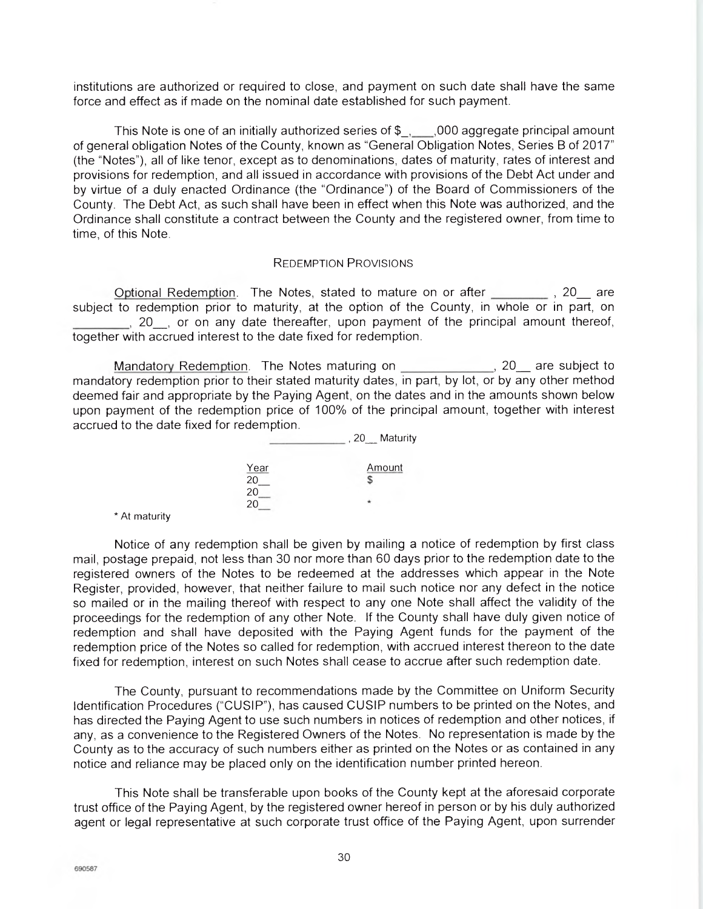institutions are authorized or required to close, and payment on such date shall have the same force and effect as if made on the nominal date established for such payment.

This Note is one of an initially authorized series of $_,___,000 aggregate principal amount of general obligation Notes of the County, known as "General Obligation Notes, Series B of 2017" (the "Notes"), all of like tenor, except as to denominations, dates of maturity, rates of interest and provisions for redemption, and all issued in accordance with provisions of the Debt Act under and by virtue of a duly enacted Ordinance (the "Ordinance") of the Board of Commissioners of the County. The Debt Act, as such shall have been in effect when this Note was authorized, and the Ordinance shall constitute a contract between the County and the registered owner, from time to time, of this Note.

## REDEMPTION PROVISIONS

Optional Redemption. The Notes, stated to mature on or after ________ , 20__ are subject to redemption prior to maturity, at the option of the County, in whole or in part, on ________, 20__, or on any date thereafter, upon payment of the principal amount thereof, together with accrued interest to the date fixed for redemption.

Mandatory Redemption. The Notes maturing on _____________, 20__ are subject to mandatory redemption prior to their stated maturity dates, in part, by lot, or by any other method deemed fair and appropriate by the Paying Agent, on the dates and in the amounts shown below upon payment of the redemption price of 100% of the principal amount, together with interest accrued to the date fixed for redemption.

____________, 20__ Maturity

| Year | Amount |
|---|---|
| 20__ | $ |
| 20__ | |
| 20__ | * |

* At maturity

Notice of any redemption shall be given by mailing a notice of redemption by first class mail, postage prepaid, not less than 30 nor more than 60 days prior to the redemption date to the registered owners of the Notes to be redeemed at the addresses which appear in the Note Register, provided, however, that neither failure to mail such notice nor any defect in the notice so mailed or in the mailing thereof with respect to any one Note shall affect the validity of the proceedings for the redemption of any other Note. If the County shall have duly given notice of redemption and shall have deposited with the Paying Agent funds for the payment of the redemption price of the Notes so called for redemption, with accrued interest thereon to the date fixed for redemption, interest on such Notes shall cease to accrue after such redemption date.

The County, pursuant to recommendations made by the Committee on Uniform Security Identification Procedures ("CUSIP"), has caused CUSIP numbers to be printed on the Notes, and has directed the Paying Agent to use such numbers in notices of redemption and other notices, if any, as a convenience to the Registered Owners of the Notes. No representation is made by the County as to the accuracy of such numbers either as printed on the Notes or as contained in any notice and reliance may be placed only on the identification number printed hereon.

This Note shall be transferable upon books of the County kept at the aforesaid corporate trust office of the Paying Agent, by the registered owner hereof in person or by his duly authorized agent or legal representative at such corporate trust office of the Paying Agent, upon surrender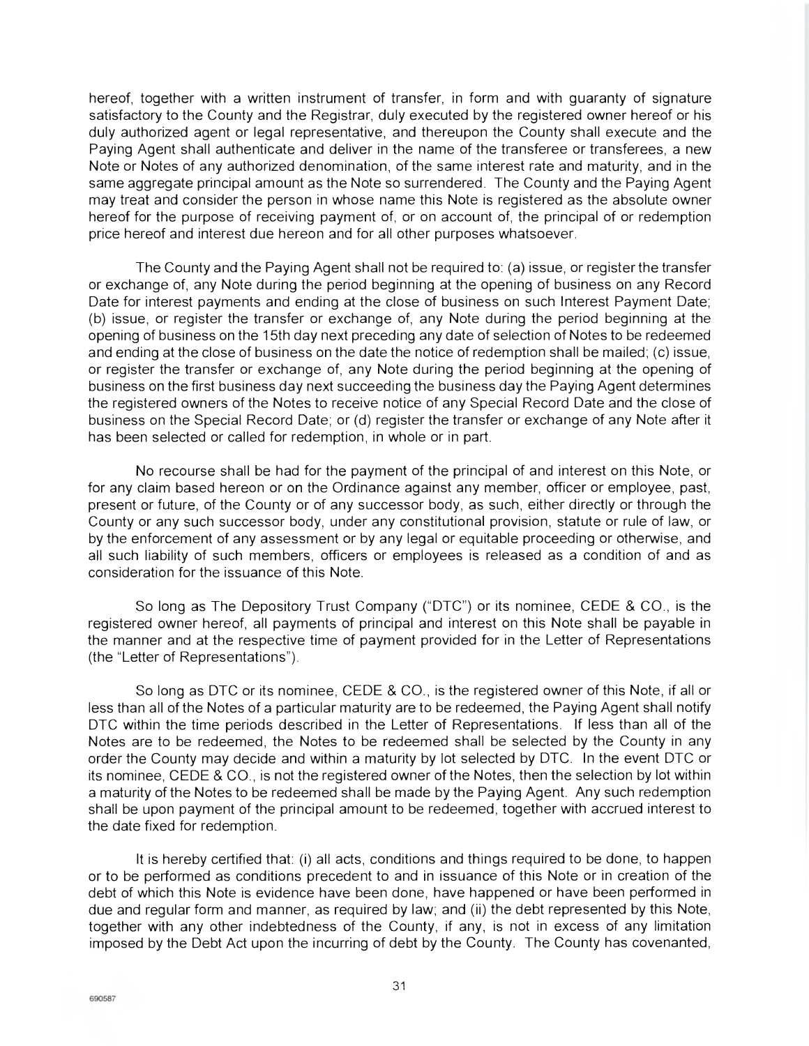hereof, together with a written instrument of transfer, in form and with guaranty of signature satisfactory to the County and the Registrar, duly executed by the registered owner hereof or his duly authorized agent or legal representative, and thereupon the County shall execute and the Paying Agent shall authenticate and deliver in the name of the transferee or transferees, a new Note or Notes of any authorized denomination, of the same interest rate and maturity, and in the same aggregate principal amount as the Note so surrendered. The County and the Paying Agent may treat and consider the person in whose name this Note is registered as the absolute owner hereof for the purpose of receiving payment of, or on account of, the principal of or redemption price hereof and interest due hereon and for all other purposes whatsoever.

The County and the Paying Agent shall not be required to: (a) issue, or register the transfer or exchange of, any Note during the period beginning at the opening of business on any Record Date for interest payments and ending at the close of business on such Interest Payment Date; (b) issue, or register the transfer or exchange of, any Note during the period beginning at the opening of business on the 15th day next preceding any date of selection of Notes to be redeemed and ending at the close of business on the date the notice of redemption shall be mailed; (c) issue, or register the transfer or exchange of, any Note during the period beginning at the opening of business on the first business day next succeeding the business day the Paying Agent determines the registered owners of the Notes to receive notice of any Special Record Date and the close of business on the Special Record Date; or (d) register the transfer or exchange of any Note after it has been selected or called for redemption, in whole or in part.

No recourse shall be had for the payment of the principal of and interest on this Note, or for any claim based hereon or on the Ordinance against any member, officer or employee, past, present or future, of the County or of any successor body, as such, either directly or through the County or any such successor body, under any constitutional provision, statute or rule of law, or by the enforcement of any assessment or by any legal or equitable proceeding or otherwise, and all such liability of such members, officers or employees is released as a condition of and as consideration for the issuance of this Note.

So long as The Depository Trust Company ("DTC") or its nominee, CEDE & CO., is the registered owner hereof, all payments of principal and interest on this Note shall be payable in the manner and at the respective time of payment provided for in the Letter of Representations (the "Letter of Representations").

So long as DTC or its nominee, CEDE & CO., is the registered owner of this Note, if all or less than all of the Notes of a particular maturity are to be redeemed, the Paying Agent shall notify DTC within the time periods described in the Letter of Representations. If less than all of the Notes are to be redeemed, the Notes to be redeemed shall be selected by the County in any order the County may decide and within a maturity by lot selected by DTC. In the event DTC or its nominee, CEDE & CO., is not the registered owner of the Notes, then the selection by lot within a maturity of the Notes to be redeemed shall be made by the Paying Agent. Any such redemption shall be upon payment of the principal amount to be redeemed, together with accrued interest to the date fixed for redemption.

It is hereby certified that: (i) all acts, conditions and things required to be done, to happen or to be performed as conditions precedent to and in issuance of this Note or in creation of the debt of which this Note is evidence have been done, have happened or have been performed in due and regular form and manner, as required by law; and (ii) the debt represented by this Note, together with any other indebtedness of the County, if any, is not in excess of any limitation imposed by the Debt Act upon the incurring of debt by the County. The County has covenanted,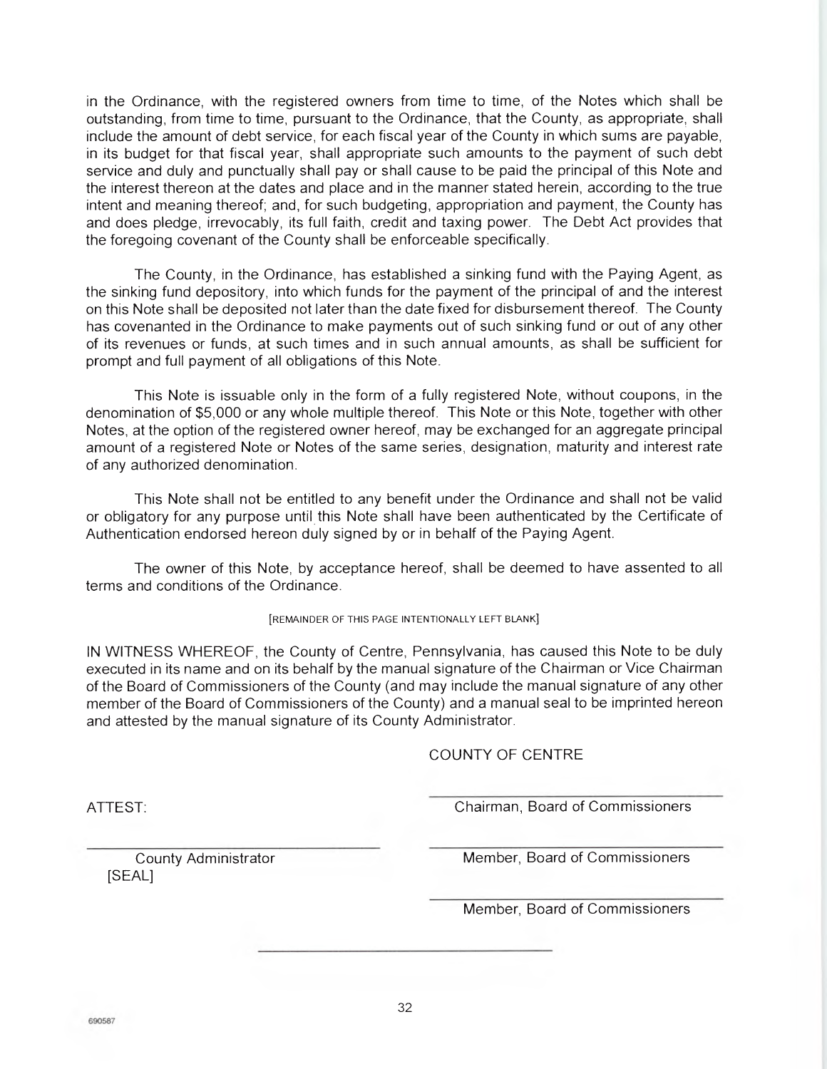in the Ordinance, with the registered owners from time to time, of the Notes which shall be outstanding, from time to time, pursuant to the Ordinance, that the County, as appropriate, shall include the amount of debt service, for each fiscal year of the County in which sums are payable, in its budget for that fiscal year, shall appropriate such amounts to the payment of such debt service and duly and punctually shall pay or shall cause to be paid the principal of this Note and the interest thereon at the dates and place and in the manner stated herein, according to the true intent and meaning thereof; and, for such budgeting, appropriation and payment, the County has and does pledge, irrevocably, its full faith, credit and taxing power. The Debt Act provides that the foregoing covenant of the County shall be enforceable specifically.

The County, in the Ordinance, has established a sinking fund with the Paying Agent, as the sinking fund depository, into which funds for the payment of the principal of and the interest on this Note shall be deposited not later than the date fixed for disbursement thereof. The County has covenanted in the Ordinance to make payments out of such sinking fund or out of any other of its revenues or funds, at such times and in such annual amounts, as shall be sufficient for prompt and full payment of all obligations of this Note.

This Note is issuable only in the form of a fully registered Note, without coupons, in the denomination of $5,000 or any whole multiple thereof. This Note or this Note, together with other Notes, at the option of the registered owner hereof, may be exchanged for an aggregate principal amount of a registered Note or Notes of the same series, designation, maturity and interest rate of any authorized denomination.

This Note shall not be entitled to any benefit under the Ordinance and shall not be valid or obligatory for any purpose until this Note shall have been authenticated by the Certificate of Authentication endorsed hereon duly signed by or in behalf of the Paying Agent.

The owner of this Note, by acceptance hereof, shall be deemed to have assented to all terms and conditions of the Ordinance.

[REMAINDER OF THIS PAGE INTENTIONALLY LEFT BLANK]

IN WITNESS WHEREOF, the County of Centre, Pennsylvania, has caused this Note to be duly executed in its name and on its behalf by the manual signature of the Chairman or Vice Chairman of the Board of Commissioners of the County (and may include the manual signature of any other member of the Board of Commissioners of the County) and a manual seal to be imprinted hereon and attested by the manual signature of its County Administrator.

COUNTY OF CENTRE

ATTEST:

\_\_\_\_\_\_\_\_\_\_\_\_\_\_\_\_\_\_\_\_\_\_\_\_\_\_\_\_\_\_
Chairman, Board of Commissioners

\_\_\_\_\_\_\_\_\_\_\_\_\_\_\_\_\_\_\_\_\_\_\_\_\_\_\_\_\_\_
County Administrator
[SEAL]

\_\_\_\_\_\_\_\_\_\_\_\_\_\_\_\_\_\_\_\_\_\_\_\_\_\_\_\_\_\_
Member, Board of Commissioners

\_\_\_\_\_\_\_\_\_\_\_\_\_\_\_\_\_\_\_\_\_\_\_\_\_\_\_\_\_\_
Member, Board of Commissioners

\_\_\_\_\_\_\_\_\_\_\_\_\_\_\_\_\_\_\_\_\_\_\_\_\_\_\_\_\_\_

690587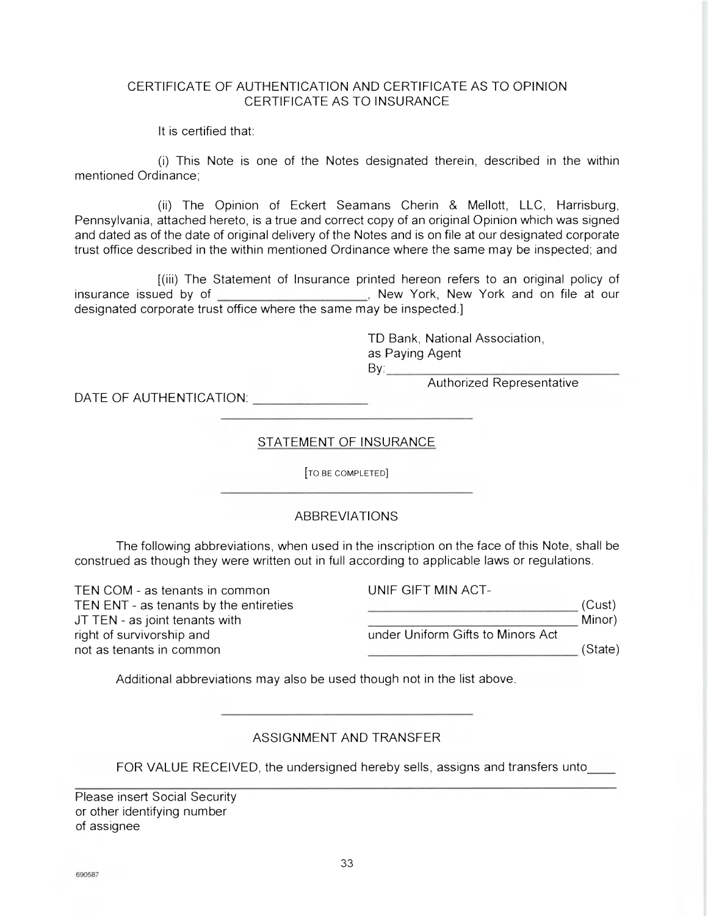CERTIFICATE OF AUTHENTICATION AND CERTIFICATE AS TO OPINION
CERTIFICATE AS TO INSURANCE

It is certified that:

(i) This Note is one of the Notes designated therein, described in the within mentioned Ordinance;

(ii) The Opinion of Eckert Seamans Cherin & Mellott, LLC, Harrisburg, Pennsylvania, attached hereto, is a true and correct copy of an original Opinion which was signed and dated as of the date of original delivery of the Notes and is on file at our designated corporate trust office described in the within mentioned Ordinance where the same may be inspected; and

[(iii) The Statement of Insurance printed hereon refers to an original policy of insurance issued by of ____________________, New York, New York and on file at our designated corporate trust office where the same may be inspected.]

TD Bank, National Association,
as Paying Agent
By: ________________________________
Authorized Representative

DATE OF AUTHENTICATION: ______________

---

STATEMENT OF INSURANCE

[TO BE COMPLETED]

---

ABBREVIATIONS

The following abbreviations, when used in the inscription on the face of this Note, shall be construed as though they were written out in full according to applicable laws or regulations.

TEN COM - as tenants in common
TEN ENT - as tenants by the entireties
JT TEN - as joint tenants with right of survivorship and not as tenants in common

UNIF GIFT MIN ACT-
____________________________ (Cust)
____________________________ Minor)
under Uniform Gifts to Minors Act
____________________________ (State)

Additional abbreviations may also be used though not in the list above.

---

ASSIGNMENT AND TRANSFER

FOR VALUE RECEIVED, the undersigned hereby sells, assigns and transfers unto____

______________________________________________________________________

Please insert Social Security
or other identifying number
of assignee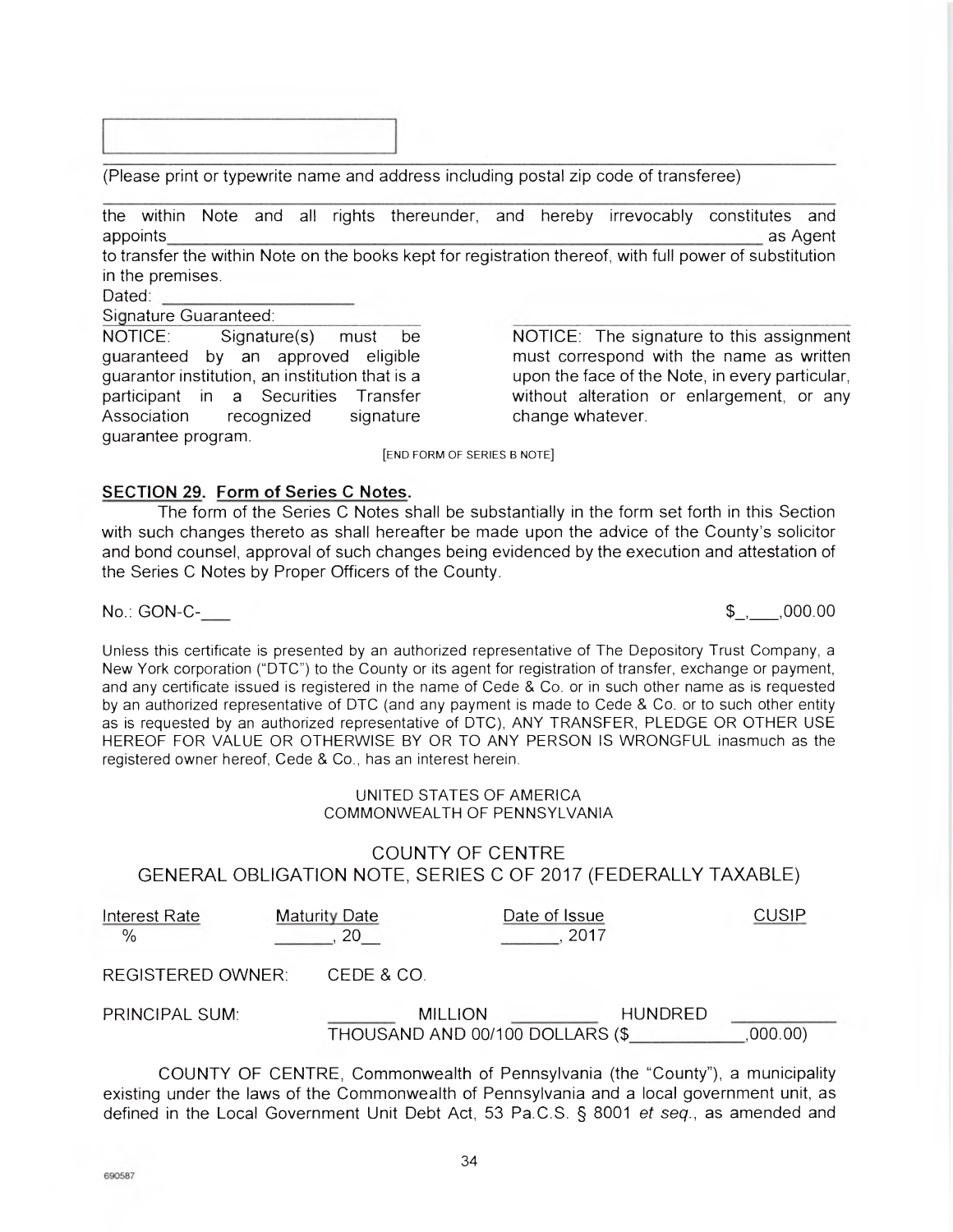(Please print or typewrite name and address including postal zip code of transferee)

the within Note and all rights thereunder, and hereby irrevocably constitutes and appoints\_\_\_\_\_\_\_\_\_\_\_\_\_\_\_\_\_\_\_\_\_\_\_\_\_\_\_\_\_\_\_\_\_\_\_\_\_\_\_\_\_\_\_\_\_\_\_\_\_\_\_\_ as Agent to transfer the within Note on the books kept for registration thereof, with full power of substitution in the premises.

Dated: \_\_\_\_\_\_\_\_\_\_\_\_\_\_\_\_\_\_\_\_

Signature Guaranteed:

NOTICE: Signature(s) must be guaranteed by an approved eligible guarantor institution, an institution that is a participant in a Securities Transfer Association recognized signature guarantee program.

NOTICE: The signature to this assignment must correspond with the name as written upon the face of the Note, in every particular, without alteration or enlargement, or any change whatever.

[END FORM OF SERIES B NOTE]

**SECTION 29. Form of Series C Notes.**

The form of the Series C Notes shall be substantially in the form set forth in this Section with such changes thereto as shall hereafter be made upon the advice of the County's solicitor and bond counsel, approval of such changes being evidenced by the execution and attestation of the Series C Notes by Proper Officers of the County.

No.: GON-C-\_\_\_ $\_,\_\_\_,000.00

Unless this certificate is presented by an authorized representative of The Depository Trust Company, a New York corporation ("DTC") to the County or its agent for registration of transfer, exchange or payment, and any certificate issued is registered in the name of Cede & Co. or in such other name as is requested by an authorized representative of DTC (and any payment is made to Cede & Co. or to such other entity as is requested by an authorized representative of DTC), ANY TRANSFER, PLEDGE OR OTHER USE HEREOF FOR VALUE OR OTHERWISE BY OR TO ANY PERSON IS WRONGFUL inasmuch as the registered owner hereof, Cede & Co., has an interest herein.

UNITED STATES OF AMERICA
COMMONWEALTH OF PENNSYLVANIA

COUNTY OF CENTRE
GENERAL OBLIGATION NOTE, SERIES C OF 2017 (FEDERALLY TAXABLE)

| Interest Rate | Maturity Date | Date of Issue | CUSIP |
|---|---|---|---|
| % | \_\_\_\_\_\_, 20\_\_ | \_\_\_\_\_\_, 2017 | |

REGISTERED OWNER: CEDE & CO.

PRINCIPAL SUM: \_\_\_\_\_\_\_ MILLION \_\_\_\_\_\_\_\_\_ HUNDRED \_\_\_\_\_\_\_\_\_\_ THOUSAND AND 00/100 DOLLARS ($\_\_\_\_\_\_\_\_\_\_\_,000.00)

COUNTY OF CENTRE, Commonwealth of Pennsylvania (the "County"), a municipality existing under the laws of the Commonwealth of Pennsylvania and a local government unit, as defined in the Local Government Unit Debt Act, 53 Pa.C.S. § 8001 *et seq.*, as amended and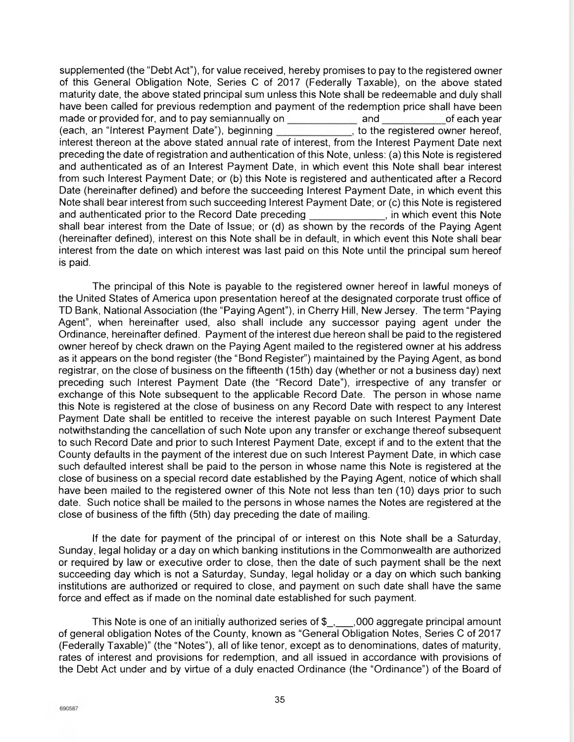supplemented (the "Debt Act"), for value received, hereby promises to pay to the registered owner of this General Obligation Note, Series C of 2017 (Federally Taxable), on the above stated maturity date, the above stated principal sum unless this Note shall be redeemable and duly shall have been called for previous redemption and payment of the redemption price shall have been made or provided for, and to pay semiannually on ____________ and ___________of each year (each, an "Interest Payment Date"), beginning _____________, to the registered owner hereof, interest thereon at the above stated annual rate of interest, from the Interest Payment Date next preceding the date of registration and authentication of this Note, unless: (a) this Note is registered and authenticated as of an Interest Payment Date, in which event this Note shall bear interest from such Interest Payment Date; or (b) this Note is registered and authenticated after a Record Date (hereinafter defined) and before the succeeding Interest Payment Date, in which event this Note shall bear interest from such succeeding Interest Payment Date; or (c) this Note is registered and authenticated prior to the Record Date preceding _____________, in which event this Note shall bear interest from the Date of Issue; or (d) as shown by the records of the Paying Agent (hereinafter defined), interest on this Note shall be in default, in which event this Note shall bear interest from the date on which interest was last paid on this Note until the principal sum hereof is paid.

The principal of this Note is payable to the registered owner hereof in lawful moneys of the United States of America upon presentation hereof at the designated corporate trust office of TD Bank, National Association (the "Paying Agent"), in Cherry Hill, New Jersey. The term "Paying Agent", when hereinafter used, also shall include any successor paying agent under the Ordinance, hereinafter defined. Payment of the interest due hereon shall be paid to the registered owner hereof by check drawn on the Paying Agent mailed to the registered owner at his address as it appears on the bond register (the "Bond Register") maintained by the Paying Agent, as bond registrar, on the close of business on the fifteenth (15th) day (whether or not a business day) next preceding such Interest Payment Date (the "Record Date"), irrespective of any transfer or exchange of this Note subsequent to the applicable Record Date. The person in whose name this Note is registered at the close of business on any Record Date with respect to any Interest Payment Date shall be entitled to receive the interest payable on such Interest Payment Date notwithstanding the cancellation of such Note upon any transfer or exchange thereof subsequent to such Record Date and prior to such Interest Payment Date, except if and to the extent that the County defaults in the payment of the interest due on such Interest Payment Date, in which case such defaulted interest shall be paid to the person in whose name this Note is registered at the close of business on a special record date established by the Paying Agent, notice of which shall have been mailed to the registered owner of this Note not less than ten (10) days prior to such date. Such notice shall be mailed to the persons in whose names the Notes are registered at the close of business of the fifth (5th) day preceding the date of mailing.

If the date for payment of the principal of or interest on this Note shall be a Saturday, Sunday, legal holiday or a day on which banking institutions in the Commonwealth are authorized or required by law or executive order to close, then the date of such payment shall be the next succeeding day which is not a Saturday, Sunday, legal holiday or a day on which such banking institutions are authorized or required to close, and payment on such date shall have the same force and effect as if made on the nominal date established for such payment.

This Note is one of an initially authorized series of $_,___,000 aggregate principal amount of general obligation Notes of the County, known as "General Obligation Notes, Series C of 2017 (Federally Taxable)" (the "Notes"), all of like tenor, except as to denominations, dates of maturity, rates of interest and provisions for redemption, and all issued in accordance with provisions of the Debt Act under and by virtue of a duly enacted Ordinance (the "Ordinance") of the Board of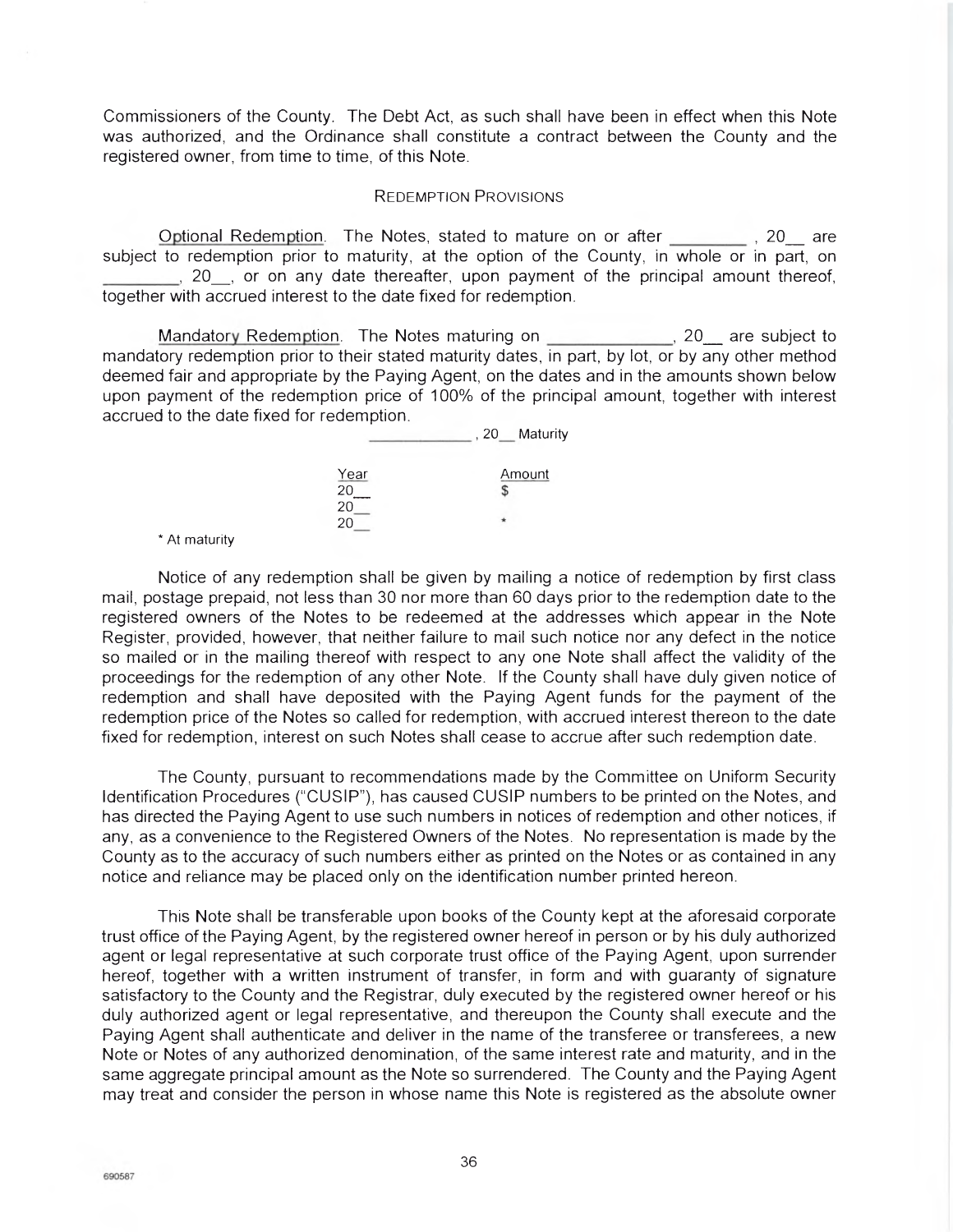Commissioners of the County. The Debt Act, as such shall have been in effect when this Note was authorized, and the Ordinance shall constitute a contract between the County and the registered owner, from time to time, of this Note.

### REDEMPTION PROVISIONS

Optional Redemption. The Notes, stated to mature on or after ________ , 20__ are subject to redemption prior to maturity, at the option of the County, in whole or in part, on ________, 20__, or on any date thereafter, upon payment of the principal amount thereof, together with accrued interest to the date fixed for redemption.

Mandatory Redemption. The Notes maturing on _____________, 20__ are subject to mandatory redemption prior to their stated maturity dates, in part, by lot, or by any other method deemed fair and appropriate by the Paying Agent, on the dates and in the amounts shown below upon payment of the redemption price of 100% of the principal amount, together with interest accrued to the date fixed for redemption.

____________, 20__ Maturity

| Year | Amount |
|---|---|
| 20__ | $ |
| 20__ | |
| 20__ | * |

* At maturity

Notice of any redemption shall be given by mailing a notice of redemption by first class mail, postage prepaid, not less than 30 nor more than 60 days prior to the redemption date to the registered owners of the Notes to be redeemed at the addresses which appear in the Note Register, provided, however, that neither failure to mail such notice nor any defect in the notice so mailed or in the mailing thereof with respect to any one Note shall affect the validity of the proceedings for the redemption of any other Note. If the County shall have duly given notice of redemption and shall have deposited with the Paying Agent funds for the payment of the redemption price of the Notes so called for redemption, with accrued interest thereon to the date fixed for redemption, interest on such Notes shall cease to accrue after such redemption date.

The County, pursuant to recommendations made by the Committee on Uniform Security Identification Procedures ("CUSIP"), has caused CUSIP numbers to be printed on the Notes, and has directed the Paying Agent to use such numbers in notices of redemption and other notices, if any, as a convenience to the Registered Owners of the Notes. No representation is made by the County as to the accuracy of such numbers either as printed on the Notes or as contained in any notice and reliance may be placed only on the identification number printed hereon.

This Note shall be transferable upon books of the County kept at the aforesaid corporate trust office of the Paying Agent, by the registered owner hereof in person or by his duly authorized agent or legal representative at such corporate trust office of the Paying Agent, upon surrender hereof, together with a written instrument of transfer, in form and with guaranty of signature satisfactory to the County and the Registrar, duly executed by the registered owner hereof or his duly authorized agent or legal representative, and thereupon the County shall execute and the Paying Agent shall authenticate and deliver in the name of the transferee or transferees, a new Note or Notes of any authorized denomination, of the same interest rate and maturity, and in the same aggregate principal amount as the Note so surrendered. The County and the Paying Agent may treat and consider the person in whose name this Note is registered as the absolute owner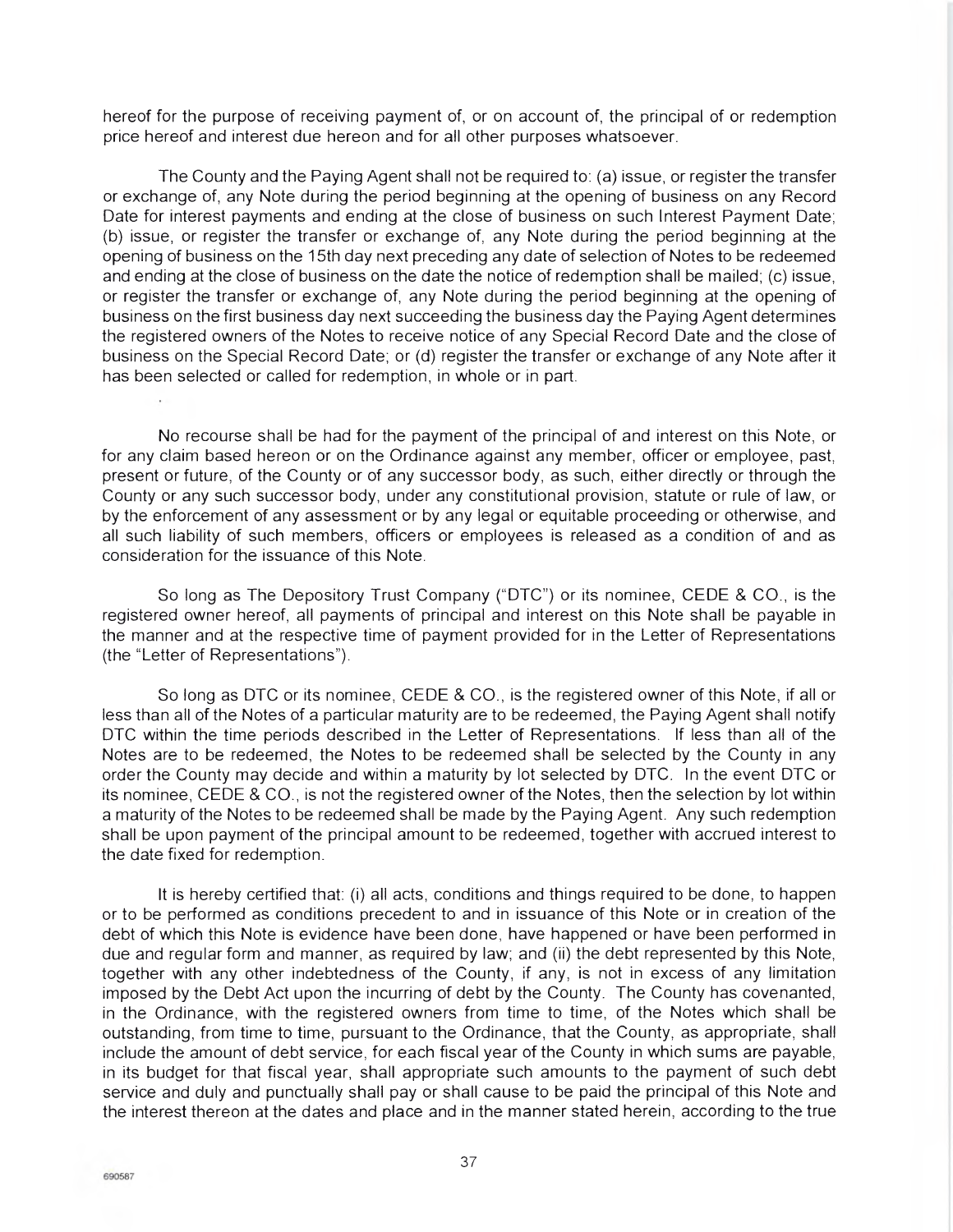hereof for the purpose of receiving payment of, or on account of, the principal of or redemption price hereof and interest due hereon and for all other purposes whatsoever.

The County and the Paying Agent shall not be required to: (a) issue, or register the transfer or exchange of, any Note during the period beginning at the opening of business on any Record Date for interest payments and ending at the close of business on such Interest Payment Date; (b) issue, or register the transfer or exchange of, any Note during the period beginning at the opening of business on the 15th day next preceding any date of selection of Notes to be redeemed and ending at the close of business on the date the notice of redemption shall be mailed; (c) issue, or register the transfer or exchange of, any Note during the period beginning at the opening of business on the first business day next succeeding the business day the Paying Agent determines the registered owners of the Notes to receive notice of any Special Record Date and the close of business on the Special Record Date; or (d) register the transfer or exchange of any Note after it has been selected or called for redemption, in whole or in part.

No recourse shall be had for the payment of the principal of and interest on this Note, or for any claim based hereon or on the Ordinance against any member, officer or employee, past, present or future, of the County or of any successor body, as such, either directly or through the County or any such successor body, under any constitutional provision, statute or rule of law, or by the enforcement of any assessment or by any legal or equitable proceeding or otherwise, and all such liability of such members, officers or employees is released as a condition of and as consideration for the issuance of this Note.

So long as The Depository Trust Company ("DTC") or its nominee, CEDE & CO., is the registered owner hereof, all payments of principal and interest on this Note shall be payable in the manner and at the respective time of payment provided for in the Letter of Representations (the "Letter of Representations").

So long as DTC or its nominee, CEDE & CO., is the registered owner of this Note, if all or less than all of the Notes of a particular maturity are to be redeemed, the Paying Agent shall notify DTC within the time periods described in the Letter of Representations. If less than all of the Notes are to be redeemed, the Notes to be redeemed shall be selected by the County in any order the County may decide and within a maturity by lot selected by DTC. In the event DTC or its nominee, CEDE & CO., is not the registered owner of the Notes, then the selection by lot within a maturity of the Notes to be redeemed shall be made by the Paying Agent. Any such redemption shall be upon payment of the principal amount to be redeemed, together with accrued interest to the date fixed for redemption.

It is hereby certified that: (i) all acts, conditions and things required to be done, to happen or to be performed as conditions precedent to and in issuance of this Note or in creation of the debt of which this Note is evidence have been done, have happened or have been performed in due and regular form and manner, as required by law; and (ii) the debt represented by this Note, together with any other indebtedness of the County, if any, is not in excess of any limitation imposed by the Debt Act upon the incurring of debt by the County. The County has covenanted, in the Ordinance, with the registered owners from time to time, of the Notes which shall be outstanding, from time to time, pursuant to the Ordinance, that the County, as appropriate, shall include the amount of debt service, for each fiscal year of the County in which sums are payable, in its budget for that fiscal year, shall appropriate such amounts to the payment of such debt service and duly and punctually shall pay or shall cause to be paid the principal of this Note and the interest thereon at the dates and place and in the manner stated herein, according to the true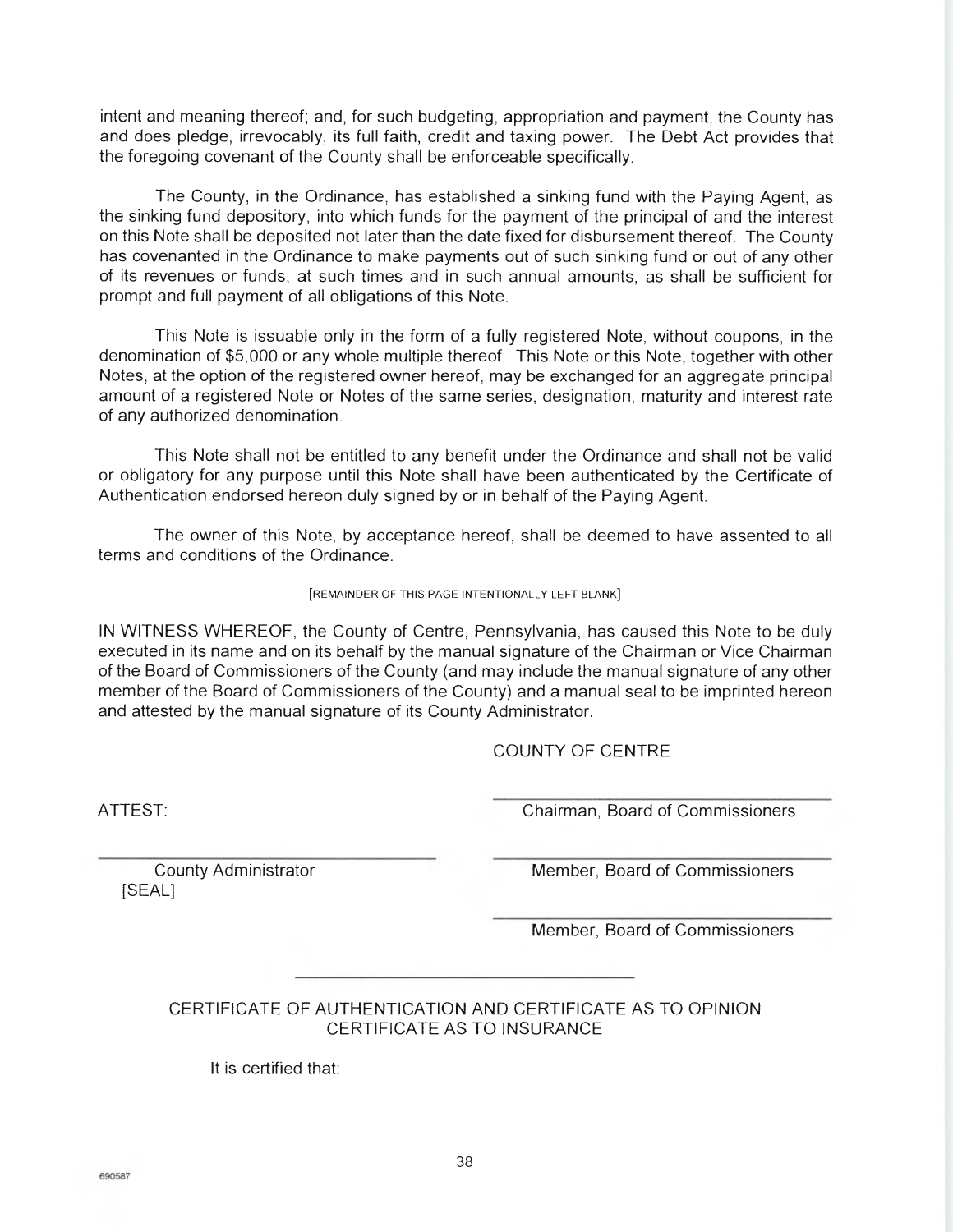intent and meaning thereof; and, for such budgeting, appropriation and payment, the County has and does pledge, irrevocably, its full faith, credit and taxing power. The Debt Act provides that the foregoing covenant of the County shall be enforceable specifically.

The County, in the Ordinance, has established a sinking fund with the Paying Agent, as the sinking fund depository, into which funds for the payment of the principal of and the interest on this Note shall be deposited not later than the date fixed for disbursement thereof. The County has covenanted in the Ordinance to make payments out of such sinking fund or out of any other of its revenues or funds, at such times and in such annual amounts, as shall be sufficient for prompt and full payment of all obligations of this Note.

This Note is issuable only in the form of a fully registered Note, without coupons, in the denomination of $5,000 or any whole multiple thereof. This Note or this Note, together with other Notes, at the option of the registered owner hereof, may be exchanged for an aggregate principal amount of a registered Note or Notes of the same series, designation, maturity and interest rate of any authorized denomination.

This Note shall not be entitled to any benefit under the Ordinance and shall not be valid or obligatory for any purpose until this Note shall have been authenticated by the Certificate of Authentication endorsed hereon duly signed by or in behalf of the Paying Agent.

The owner of this Note, by acceptance hereof, shall be deemed to have assented to all terms and conditions of the Ordinance.

[REMAINDER OF THIS PAGE INTENTIONALLY LEFT BLANK]

IN WITNESS WHEREOF, the County of Centre, Pennsylvania, has caused this Note to be duly executed in its name and on its behalf by the manual signature of the Chairman or Vice Chairman of the Board of Commissioners of the County (and may include the manual signature of any other member of the Board of Commissioners of the County) and a manual seal to be imprinted hereon and attested by the manual signature of its County Administrator.

COUNTY OF CENTRE

ATTEST:

\_\_\_\_\_\_\_\_\_\_\_\_\_\_\_\_\_\_\_\_\_\_\_\_\_\_\_\_\_\_
Chairman, Board of Commissioners

\_\_\_\_\_\_\_\_\_\_\_\_\_\_\_\_\_\_\_\_\_\_\_\_\_\_\_\_\_\_
County Administrator
[SEAL]

\_\_\_\_\_\_\_\_\_\_\_\_\_\_\_\_\_\_\_\_\_\_\_\_\_\_\_\_\_\_
Member, Board of Commissioners

\_\_\_\_\_\_\_\_\_\_\_\_\_\_\_\_\_\_\_\_\_\_\_\_\_\_\_\_\_\_
Member, Board of Commissioners

CERTIFICATE OF AUTHENTICATION AND CERTIFICATE AS TO OPINION
CERTIFICATE AS TO INSURANCE

It is certified that: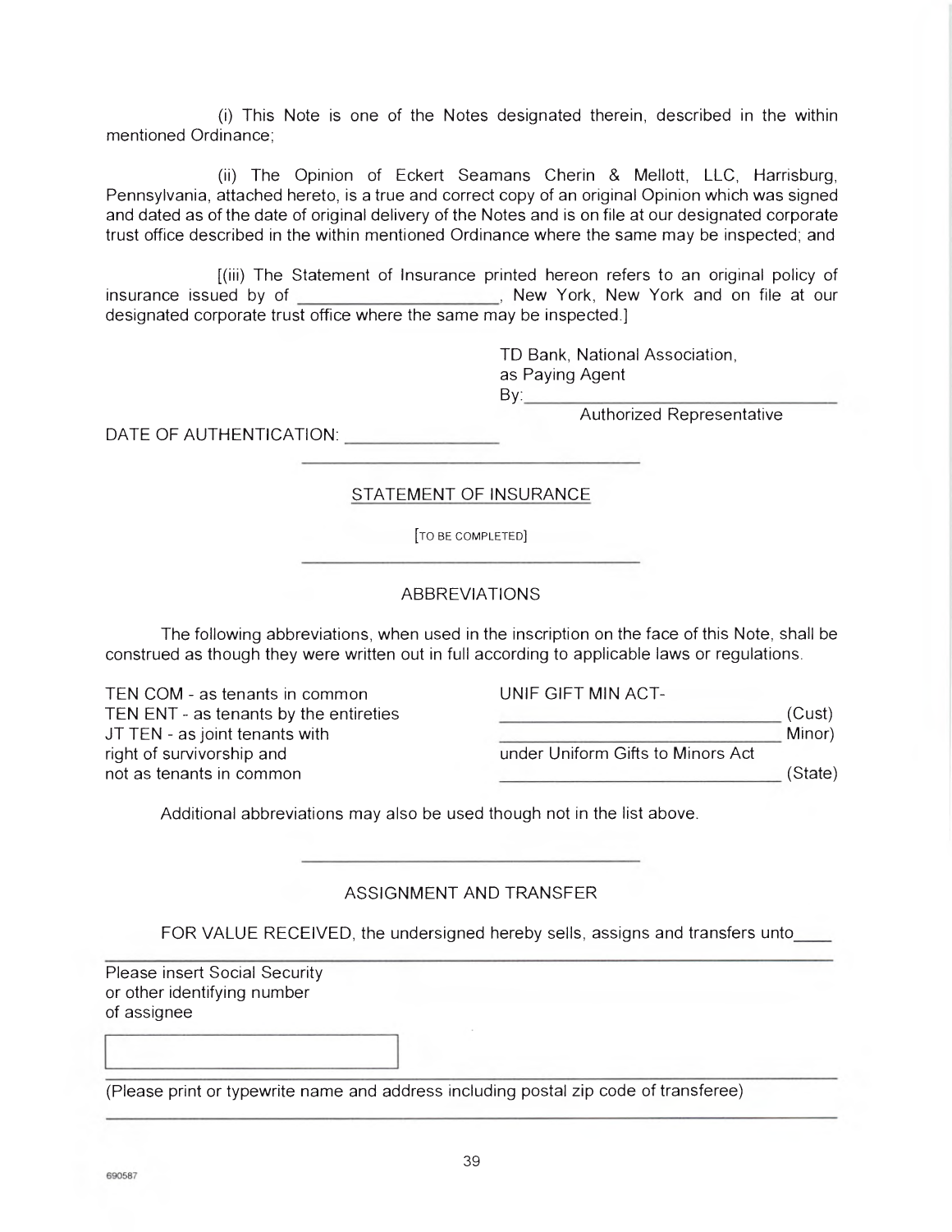(i) This Note is one of the Notes designated therein, described in the within mentioned Ordinance;

(ii) The Opinion of Eckert Seamans Cherin & Mellott, LLC, Harrisburg, Pennsylvania, attached hereto, is a true and correct copy of an original Opinion which was signed and dated as of the date of original delivery of the Notes and is on file at our designated corporate trust office described in the within mentioned Ordinance where the same may be inspected; and

[(iii) The Statement of Insurance printed hereon refers to an original policy of insurance issued by of ____________________, New York, New York and on file at our designated corporate trust office where the same may be inspected.]

TD Bank, National Association,
as Paying Agent
By:________________________________
Authorized Representative

DATE OF AUTHENTICATION: _______________

---

STATEMENT OF INSURANCE

[TO BE COMPLETED]

---

ABBREVIATIONS

The following abbreviations, when used in the inscription on the face of this Note, shall be construed as though they were written out in full according to applicable laws or regulations.

TEN COM - as tenants in common
TEN ENT - as tenants by the entireties
JT TEN - as joint tenants with right of survivorship and not as tenants in common

UNIF GIFT MIN ACT-
______________________________ (Cust)
______________________________ Minor)
under Uniform Gifts to Minors Act
______________________________ (State)

Additional abbreviations may also be used though not in the list above.

---

ASSIGNMENT AND TRANSFER

FOR VALUE RECEIVED, the undersigned hereby sells, assigns and transfers unto____

_____________________________________________________________________

Please insert Social Security or other identifying number of assignee

[ ]

_____________________________________________________________________

(Please print or typewrite name and address including postal zip code of transferee)

_____________________________________________________________________

690587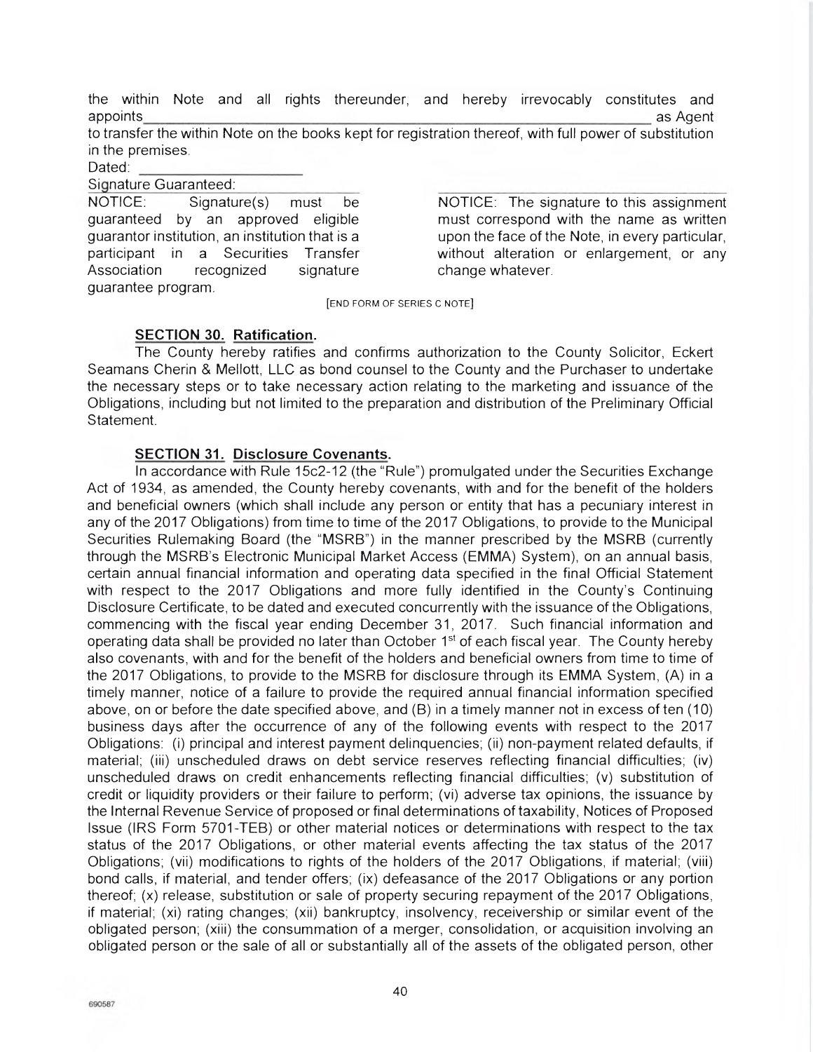the within Note and all rights thereunder, and hereby irrevocably constitutes and appoints_____________________________________________________________ as Agent to transfer the within Note on the books kept for registration thereof, with full power of substitution in the premises.

Dated: ____________________

Signature Guaranteed:

NOTICE: Signature(s) must be guaranteed by an approved eligible guarantor institution, an institution that is a participant in a Securities Transfer Association recognized signature guarantee program.

NOTICE: The signature to this assignment must correspond with the name as written upon the face of the Note, in every particular, without alteration or enlargement, or any change whatever.

[END FORM OF SERIES C NOTE]

**SECTION 30. Ratification.**

The County hereby ratifies and confirms authorization to the County Solicitor, Eckert Seamans Cherin & Mellott, LLC as bond counsel to the County and the Purchaser to undertake the necessary steps or to take necessary action relating to the marketing and issuance of the Obligations, including but not limited to the preparation and distribution of the Preliminary Official Statement.

**SECTION 31. Disclosure Covenants.**

In accordance with Rule 15c2-12 (the "Rule") promulgated under the Securities Exchange Act of 1934, as amended, the County hereby covenants, with and for the benefit of the holders and beneficial owners (which shall include any person or entity that has a pecuniary interest in any of the 2017 Obligations) from time to time of the 2017 Obligations, to provide to the Municipal Securities Rulemaking Board (the "MSRB") in the manner prescribed by the MSRB (currently through the MSRB's Electronic Municipal Market Access (EMMA) System), on an annual basis, certain annual financial information and operating data specified in the final Official Statement with respect to the 2017 Obligations and more fully identified in the County's Continuing Disclosure Certificate, to be dated and executed concurrently with the issuance of the Obligations, commencing with the fiscal year ending December 31, 2017. Such financial information and operating data shall be provided no later than October 1st of each fiscal year. The County hereby also covenants, with and for the benefit of the holders and beneficial owners from time to time of the 2017 Obligations, to provide to the MSRB for disclosure through its EMMA System, (A) in a timely manner, notice of a failure to provide the required annual financial information specified above, on or before the date specified above, and (B) in a timely manner not in excess of ten (10) business days after the occurrence of any of the following events with respect to the 2017 Obligations: (i) principal and interest payment delinquencies; (ii) non-payment related defaults, if material; (iii) unscheduled draws on debt service reserves reflecting financial difficulties; (iv) unscheduled draws on credit enhancements reflecting financial difficulties; (v) substitution of credit or liquidity providers or their failure to perform; (vi) adverse tax opinions, the issuance by the Internal Revenue Service of proposed or final determinations of taxability, Notices of Proposed Issue (IRS Form 5701-TEB) or other material notices or determinations with respect to the tax status of the 2017 Obligations, or other material events affecting the tax status of the 2017 Obligations; (vii) modifications to rights of the holders of the 2017 Obligations, if material; (viii) bond calls, if material, and tender offers; (ix) defeasance of the 2017 Obligations or any portion thereof; (x) release, substitution or sale of property securing repayment of the 2017 Obligations, if material; (xi) rating changes; (xii) bankruptcy, insolvency, receivership or similar event of the obligated person; (xiii) the consummation of a merger, consolidation, or acquisition involving an obligated person or the sale of all or substantially all of the assets of the obligated person, other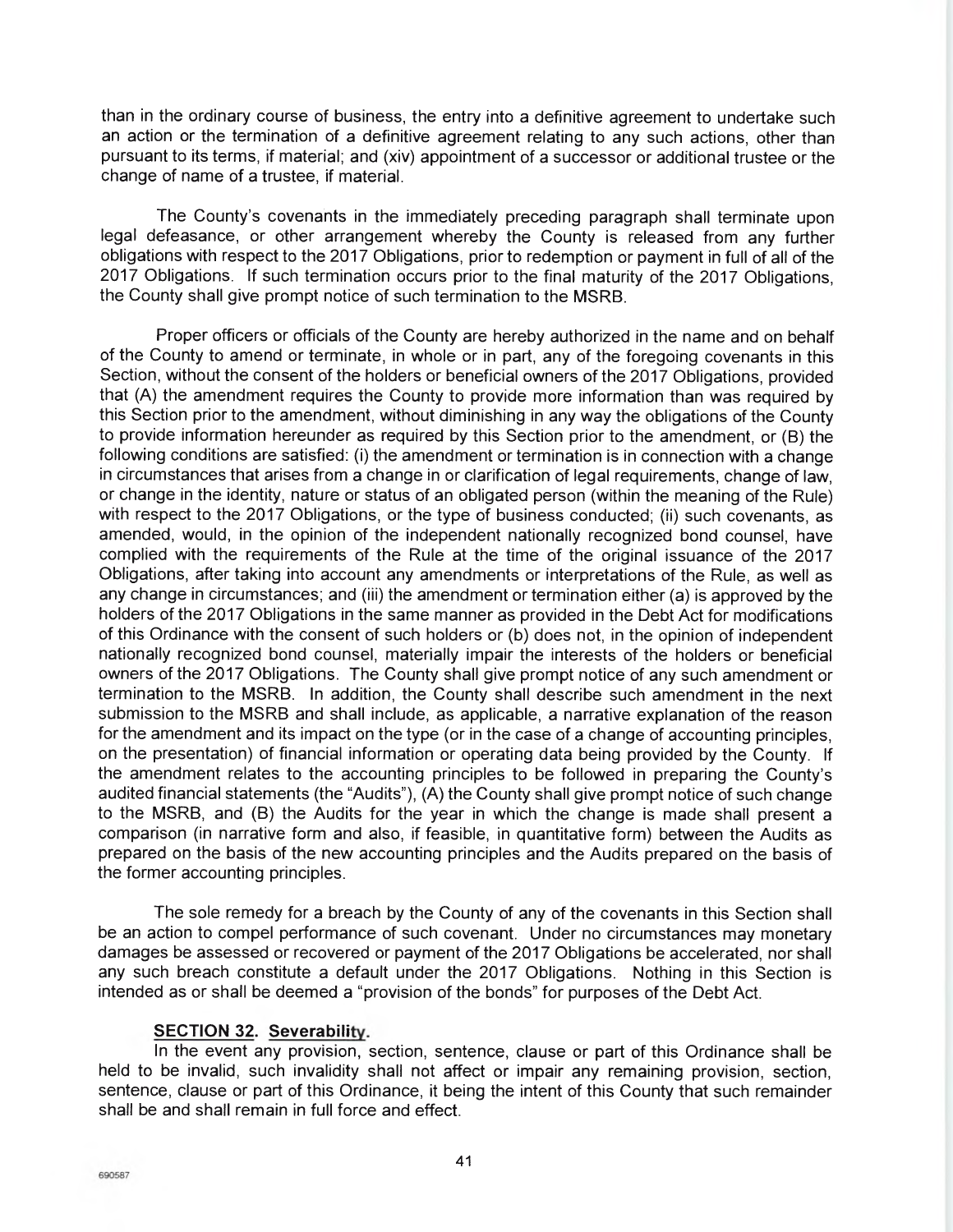than in the ordinary course of business, the entry into a definitive agreement to undertake such an action or the termination of a definitive agreement relating to any such actions, other than pursuant to its terms, if material; and (xiv) appointment of a successor or additional trustee or the change of name of a trustee, if material.

The County's covenants in the immediately preceding paragraph shall terminate upon legal defeasance, or other arrangement whereby the County is released from any further obligations with respect to the 2017 Obligations, prior to redemption or payment in full of all of the 2017 Obligations. If such termination occurs prior to the final maturity of the 2017 Obligations, the County shall give prompt notice of such termination to the MSRB.

Proper officers or officials of the County are hereby authorized in the name and on behalf of the County to amend or terminate, in whole or in part, any of the foregoing covenants in this Section, without the consent of the holders or beneficial owners of the 2017 Obligations, provided that (A) the amendment requires the County to provide more information than was required by this Section prior to the amendment, without diminishing in any way the obligations of the County to provide information hereunder as required by this Section prior to the amendment, or (B) the following conditions are satisfied: (i) the amendment or termination is in connection with a change in circumstances that arises from a change in or clarification of legal requirements, change of law, or change in the identity, nature or status of an obligated person (within the meaning of the Rule) with respect to the 2017 Obligations, or the type of business conducted; (ii) such covenants, as amended, would, in the opinion of the independent nationally recognized bond counsel, have complied with the requirements of the Rule at the time of the original issuance of the 2017 Obligations, after taking into account any amendments or interpretations of the Rule, as well as any change in circumstances; and (iii) the amendment or termination either (a) is approved by the holders of the 2017 Obligations in the same manner as provided in the Debt Act for modifications of this Ordinance with the consent of such holders or (b) does not, in the opinion of independent nationally recognized bond counsel, materially impair the interests of the holders or beneficial owners of the 2017 Obligations. The County shall give prompt notice of any such amendment or termination to the MSRB. In addition, the County shall describe such amendment in the next submission to the MSRB and shall include, as applicable, a narrative explanation of the reason for the amendment and its impact on the type (or in the case of a change of accounting principles, on the presentation) of financial information or operating data being provided by the County. If the amendment relates to the accounting principles to be followed in preparing the County's audited financial statements (the "Audits"), (A) the County shall give prompt notice of such change to the MSRB, and (B) the Audits for the year in which the change is made shall present a comparison (in narrative form and also, if feasible, in quantitative form) between the Audits as prepared on the basis of the new accounting principles and the Audits prepared on the basis of the former accounting principles.

The sole remedy for a breach by the County of any of the covenants in this Section shall be an action to compel performance of such covenant. Under no circumstances may monetary damages be assessed or recovered or payment of the 2017 Obligations be accelerated, nor shall any such breach constitute a default under the 2017 Obligations. Nothing in this Section is intended as or shall be deemed a "provision of the bonds" for purposes of the Debt Act.

**SECTION 32. Severability.**

In the event any provision, section, sentence, clause or part of this Ordinance shall be held to be invalid, such invalidity shall not affect or impair any remaining provision, section, sentence, clause or part of this Ordinance, it being the intent of this County that such remainder shall be and shall remain in full force and effect.

690587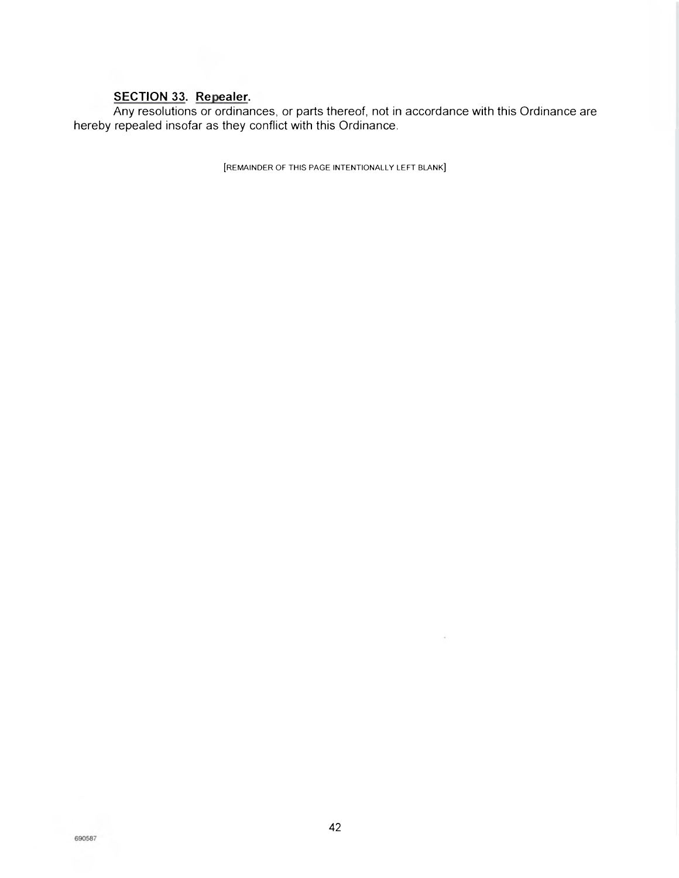**SECTION 33. Repealer.**

Any resolutions or ordinances, or parts thereof, not in accordance with this Ordinance are hereby repealed insofar as they conflict with this Ordinance.

[REMAINDER OF THIS PAGE INTENTIONALLY LEFT BLANK]

690587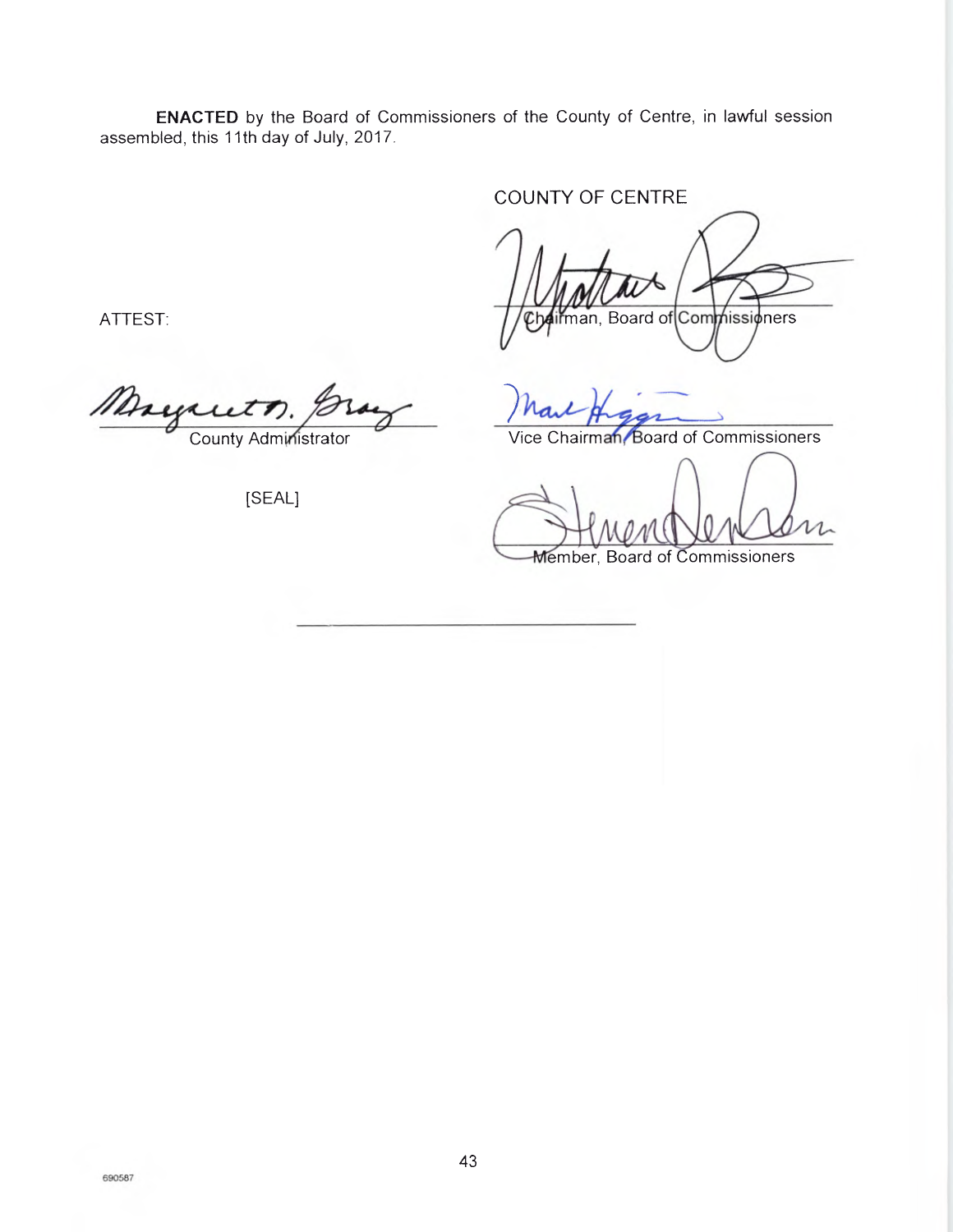**ENACTED** by the Board of Commissioners of the County of Centre, in lawful session assembled, this 11th day of July, 2017.

COUNTY OF CENTRE

Chairman, Board of Commissioners

ATTEST:

County Administrator

Vice Chairman, Board of Commissioners

[SEAL]

Member, Board of Commissioners

690587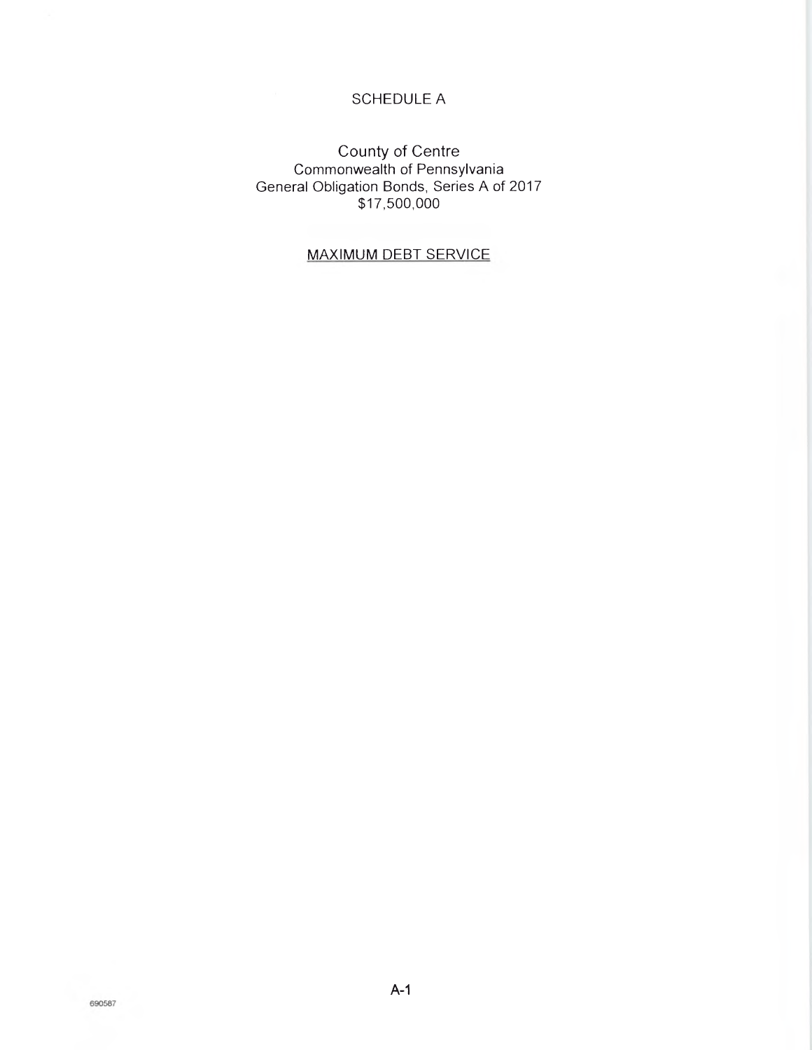# SCHEDULE A

## County of Centre

Commonwealth of Pennsylvania
General Obligation Bonds, Series A of 2017
$17,500,000

MAXIMUM DEBT SERVICE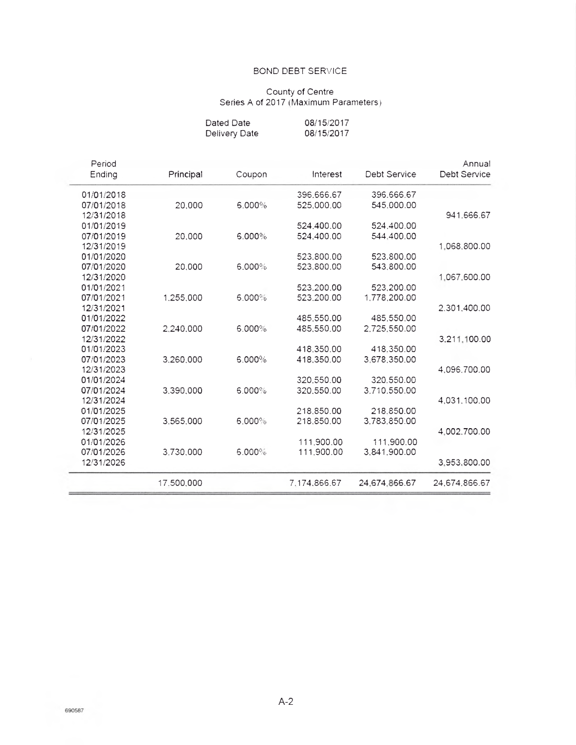BOND DEBT SERVICE

County of Centre
Series A of 2017 (Maximum Parameters)

Dated Date 08/15/2017
Delivery Date 08/15/2017

| Period Ending | Principal | Coupon | Interest | Debt Service | Annual Debt Service |
|---|---|---|---|---|---|
| 01/01/2018 | | | 396,666.67 | 396,666.67 | |
| 07/01/2018 | 20,000 | 6.000% | 525,000.00 | 545,000.00 | |
| 12/31/2018 | | | | | 941,666.67 |
| 01/01/2019 | | | 524,400.00 | 524,400.00 | |
| 07/01/2019 | 20,000 | 6.000% | 524,400.00 | 544,400.00 | |
| 12/31/2019 | | | | | 1,068,800.00 |
| 01/01/2020 | | | 523,800.00 | 523,800.00 | |
| 07/01/2020 | 20,000 | 6.000% | 523,800.00 | 543,800.00 | |
| 12/31/2020 | | | | | 1,067,600.00 |
| 01/01/2021 | | | 523,200.00 | 523,200.00 | |
| 07/01/2021 | 1,255,000 | 6.000% | 523,200.00 | 1,778,200.00 | |
| 12/31/2021 | | | | | 2,301,400.00 |
| 01/01/2022 | | | 485,550.00 | 485,550.00 | |
| 07/01/2022 | 2,240,000 | 6.000% | 485,550.00 | 2,725,550.00 | |
| 12/31/2022 | | | | | 3,211,100.00 |
| 01/01/2023 | | | 418,350.00 | 418,350.00 | |
| 07/01/2023 | 3,260,000 | 6.000% | 418,350.00 | 3,678,350.00 | |
| 12/31/2023 | | | | | 4,096,700.00 |
| 01/01/2024 | | | 320,550.00 | 320,550.00 | |
| 07/01/2024 | 3,390,000 | 6.000% | 320,550.00 | 3,710,550.00 | |
| 12/31/2024 | | | | | 4,031,100.00 |
| 01/01/2025 | | | 218,850.00 | 218,850.00 | |
| 07/01/2025 | 3,565,000 | 6.000% | 218,850.00 | 3,783,850.00 | |
| 12/31/2025 | | | | | 4,002,700.00 |
| 01/01/2026 | | | 111,900.00 | 111,900.00 | |
| 07/01/2026 | 3,730,000 | 6.000% | 111,900.00 | 3,841,900.00 | |
| 12/31/2026 | | | | | 3,953,800.00 |
| | 17,500,000 | | 7,174,866.67 | 24,674,866.67 | 24,674,866.67 |

690587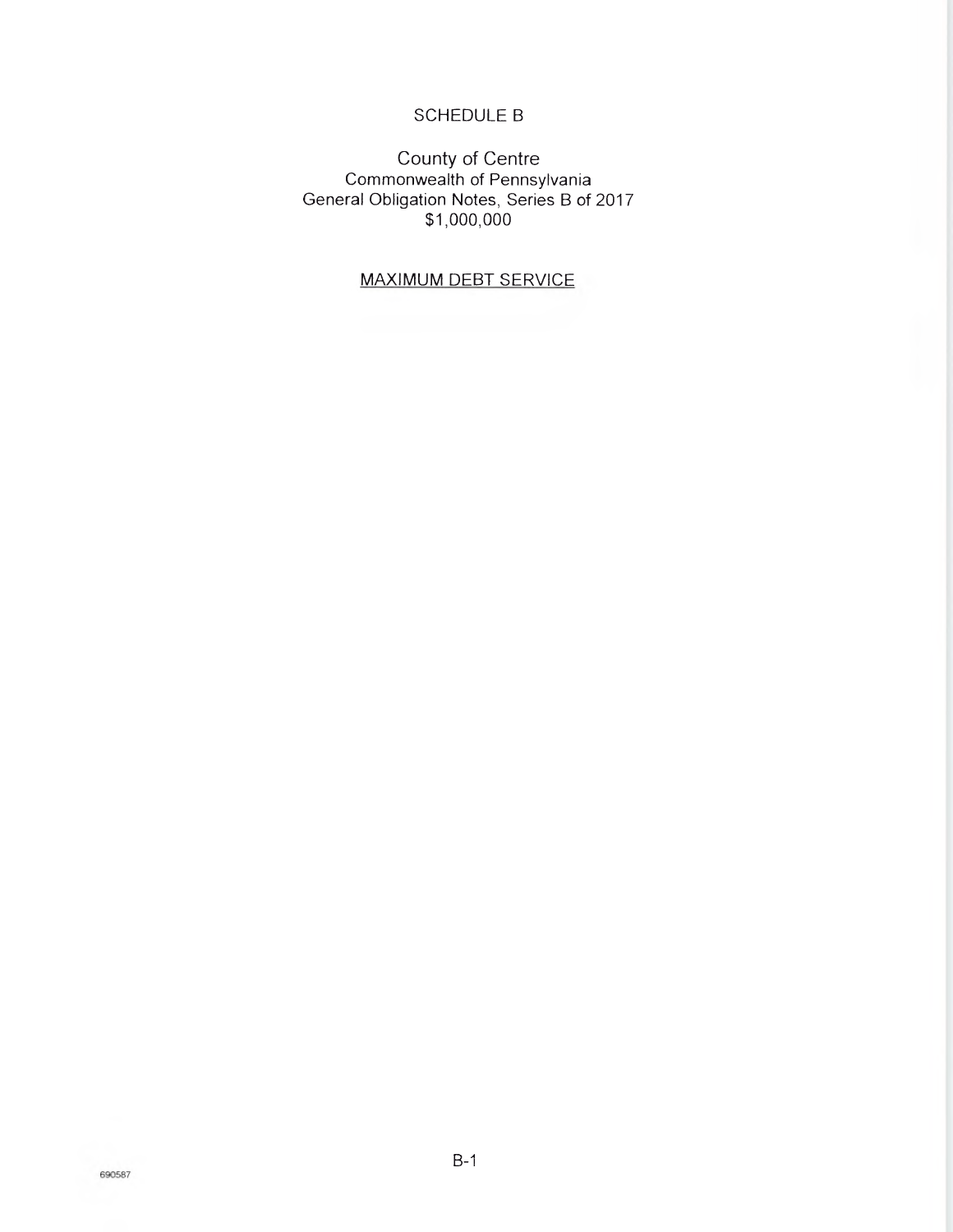# SCHEDULE B

## County of Centre
Commonwealth of Pennsylvania
General Obligation Notes, Series B of 2017
$1,000,000

MAXIMUM DEBT SERVICE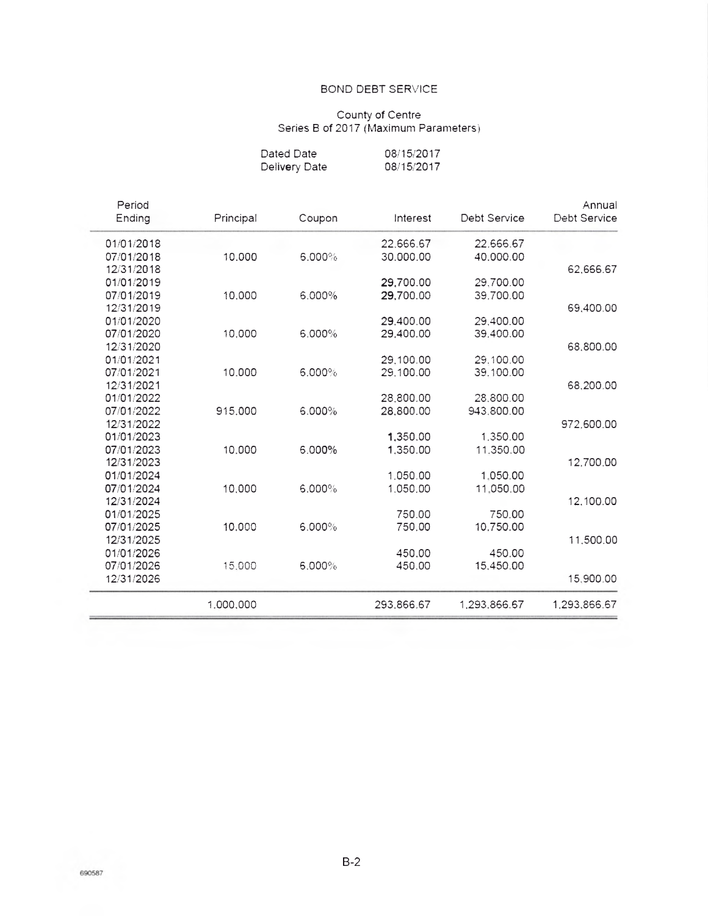BOND DEBT SERVICE

County of Centre
Series B of 2017 (Maximum Parameters)

Dated Date 08/15/2017
Delivery Date 08/15/2017

| Period Ending | Principal | Coupon | Interest | Debt Service | Annual Debt Service |
|---|---|---|---|---|---|
| 01/01/2018 | | | 22,666.67 | 22,666.67 | |
| 07/01/2018 | 10,000 | 6.000% | 30,000.00 | 40,000.00 | |
| 12/31/2018 | | | | | 62,666.67 |
| 01/01/2019 | | | 29,700.00 | 29,700.00 | |
| 07/01/2019 | 10,000 | 6.000% | 29,700.00 | 39,700.00 | |
| 12/31/2019 | | | | | 69,400.00 |
| 01/01/2020 | | | 29,400.00 | 29,400.00 | |
| 07/01/2020 | 10,000 | 6.000% | 29,400.00 | 39,400.00 | |
| 12/31/2020 | | | | | 68,800.00 |
| 01/01/2021 | | | 29,100.00 | 29,100.00 | |
| 07/01/2021 | 10,000 | 6.000% | 29,100.00 | 39,100.00 | |
| 12/31/2021 | | | | | 68,200.00 |
| 01/01/2022 | | | 28,800.00 | 28,800.00 | |
| 07/01/2022 | 915,000 | 6.000% | 28,800.00 | 943,800.00 | |
| 12/31/2022 | | | | | 972,600.00 |
| 01/01/2023 | | | 1,350.00 | 1,350.00 | |
| 07/01/2023 | 10,000 | 6.000% | 1,350.00 | 11,350.00 | |
| 12/31/2023 | | | | | 12,700.00 |
| 01/01/2024 | | | 1,050.00 | 1,050.00 | |
| 07/01/2024 | 10,000 | 6.000% | 1,050.00 | 11,050.00 | |
| 12/31/2024 | | | | | 12,100.00 |
| 01/01/2025 | | | 750.00 | 750.00 | |
| 07/01/2025 | 10,000 | 6.000% | 750.00 | 10,750.00 | |
| 12/31/2025 | | | | | 11,500.00 |
| 01/01/2026 | | | 450.00 | 450.00 | |
| 07/01/2026 | 15,000 | 6.000% | 450.00 | 15,450.00 | |
| 12/31/2026 | | | | | 15,900.00 |
| | 1,000,000 | | 293,866.67 | 1,293,866.67 | 1,293,866.67 |

B-2

690587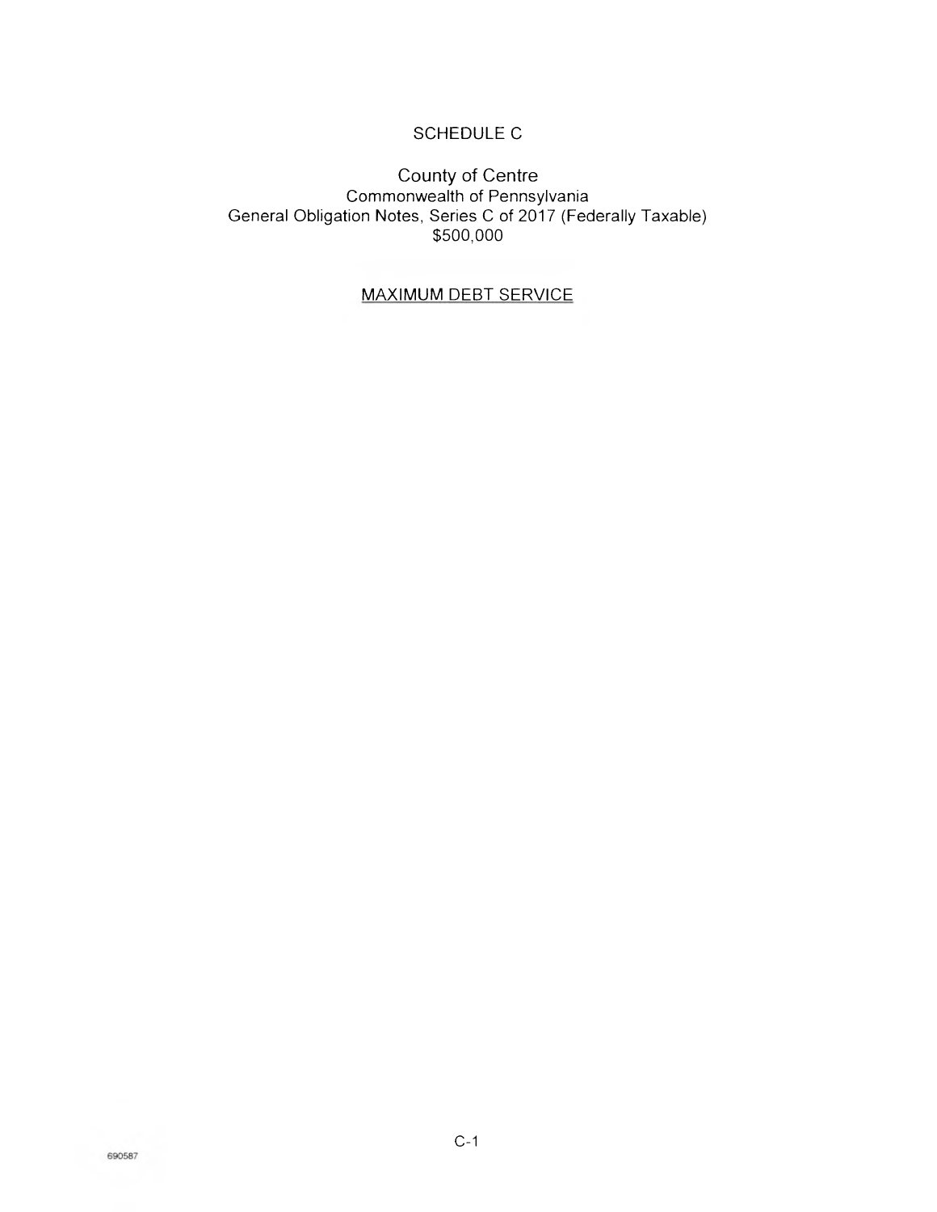# SCHEDULE C

## County of Centre

Commonwealth of Pennsylvania
General Obligation Notes, Series C of 2017 (Federally Taxable)
$500,000

MAXIMUM DEBT SERVICE

690587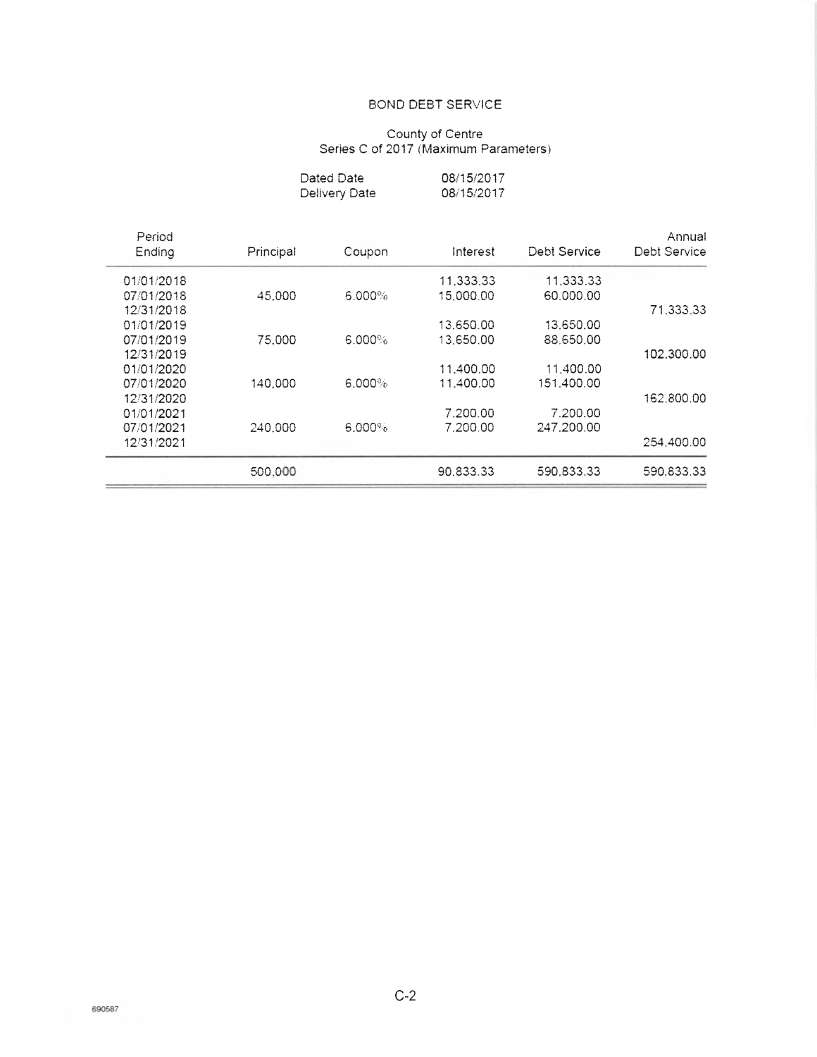# BOND DEBT SERVICE

County of Centre
Series C of 2017 (Maximum Parameters)

Dated Date 08/15/2017
Delivery Date 08/15/2017

| Period Ending | Principal | Coupon | Interest | Debt Service | Annual Debt Service |
|---|---|---|---|---|---|
| 01/01/2018 | | | 11,333.33 | 11,333.33 | |
| 07/01/2018 | 45,000 | 6.000% | 15,000.00 | 60,000.00 | |
| 12/31/2018 | | | | | 71,333.33 |
| 01/01/2019 | | | 13,650.00 | 13,650.00 | |
| 07/01/2019 | 75,000 | 6.000% | 13,650.00 | 88,650.00 | |
| 12/31/2019 | | | | | 102,300.00 |
| 01/01/2020 | | | 11,400.00 | 11,400.00 | |
| 07/01/2020 | 140,000 | 6.000% | 11,400.00 | 151,400.00 | |
| 12/31/2020 | | | | | 162,800.00 |
| 01/01/2021 | | | 7,200.00 | 7,200.00 | |
| 07/01/2021 | 240,000 | 6.000% | 7,200.00 | 247,200.00 | |
| 12/31/2021 | | | | | 254,400.00 |
| | 500,000 | | 90,833.33 | 590,833.33 | 590,833.33 |

690587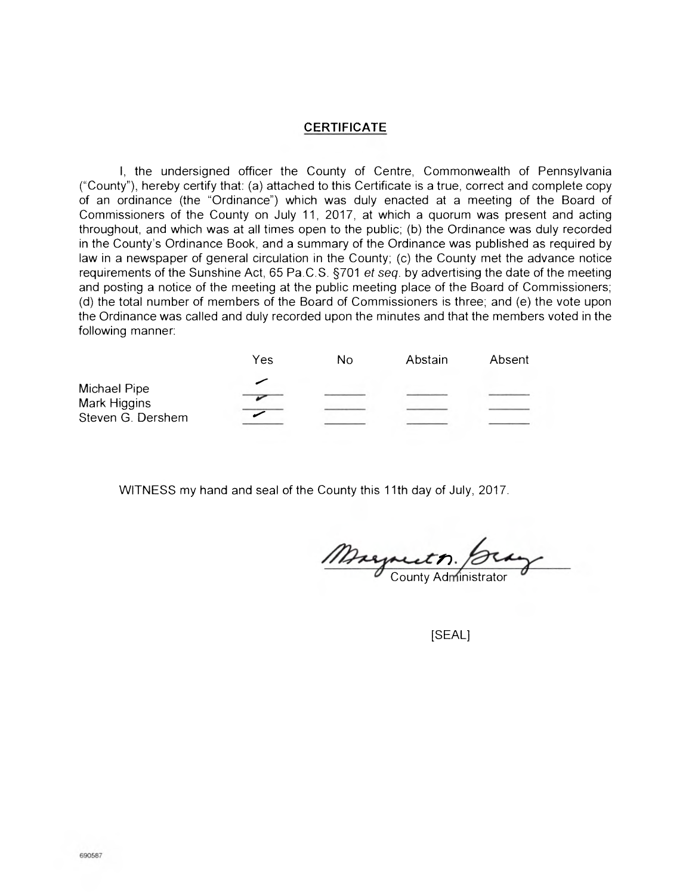## CERTIFICATE

I, the undersigned officer the County of Centre, Commonwealth of Pennsylvania ("County"), hereby certify that: (a) attached to this Certificate is a true, correct and complete copy of an ordinance (the "Ordinance") which was duly enacted at a meeting of the Board of Commissioners of the County on July 11, 2017, at which a quorum was present and acting throughout, and which was at all times open to the public; (b) the Ordinance was duly recorded in the County's Ordinance Book, and a summary of the Ordinance was published as required by law in a newspaper of general circulation in the County; (c) the County met the advance notice requirements of the Sunshine Act, 65 Pa.C.S. §701 *et seq.* by advertising the date of the meeting and posting a notice of the meeting at the public meeting place of the Board of Commissioners; (d) the total number of members of the Board of Commissioners is three; and (e) the vote upon the Ordinance was called and duly recorded upon the minutes and that the members voted in the following manner:

| | Yes | No | Abstain | Absent |
|---|---|---|---|---|
| Michael Pipe | ✓ | | | |
| Mark Higgins | ✓ | | | |
| Steven G. Dershem | ✓ | | | |

WITNESS my hand and seal of the County this 11th day of July, 2017.

Margaret N. Gray
County Administrator

[SEAL]

690587